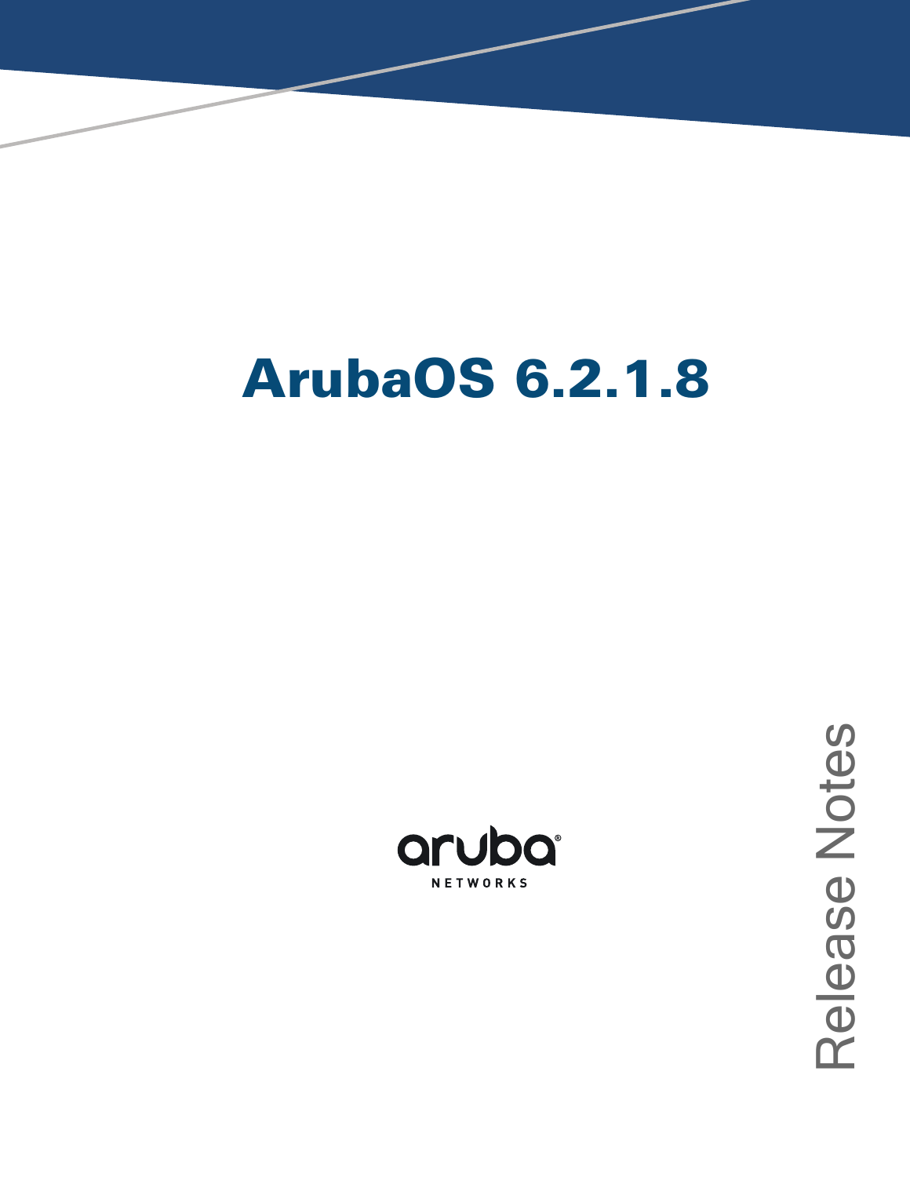# ArubaOS 6.2.1.8

aruba NETWORKS

Release Notes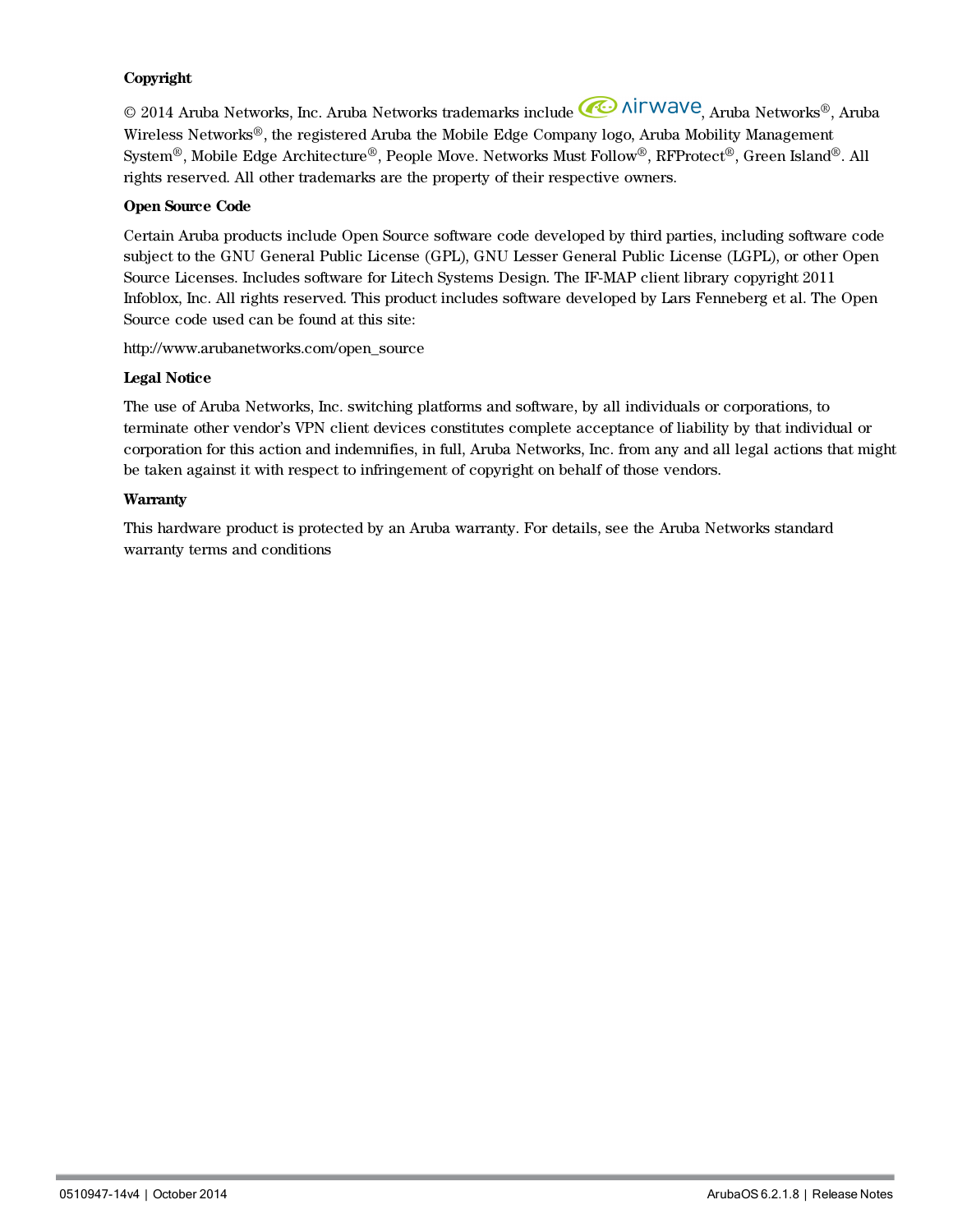**Copyright**

© 2014 Aruba Networks, Inc. Aruba Networks trademarks include airwave, Aruba Networks®, Aruba Wireless Networks®, the registered Aruba the Mobile Edge Company logo, Aruba Mobility Management System®, Mobile Edge Architecture®, People Move. Networks Must Follow®, RFProtect®, Green Island®. All rights reserved. All other trademarks are the property of their respective owners.

**Open Source Code**

Certain Aruba products include Open Source software code developed by third parties, including software code subject to the GNU General Public License (GPL), GNU Lesser General Public License (LGPL), or other Open Source Licenses. Includes software for Litech Systems Design. The IF-MAP client library copyright 2011 Infoblox, Inc. All rights reserved. This product includes software developed by Lars Fenneberg et al. The Open Source code used can be found at this site:

http://www.arubanetworks.com/open_source

**Legal Notice**

The use of Aruba Networks, Inc. switching platforms and software, by all individuals or corporations, to terminate other vendor's VPN client devices constitutes complete acceptance of liability by that individual or corporation for this action and indemnifies, in full, Aruba Networks, Inc. from any and all legal actions that might be taken against it with respect to infringement of copyright on behalf of those vendors.

**Warranty**

This hardware product is protected by an Aruba warranty. For details, see the Aruba Networks standard warranty terms and conditions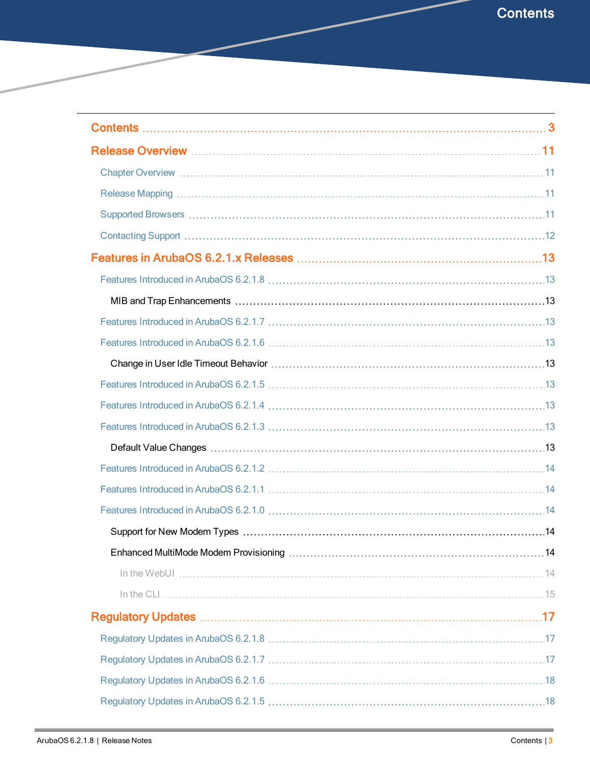# Contents

Contents ..... 3

Release Overview ..... 11

- Chapter Overview ..... 11
- Release Mapping ..... 11
- Supported Browsers ..... 11
- Contacting Support ..... 12

Features in ArubaOS 6.2.1.x Releases ..... 13

- Features Introduced in ArubaOS 6.2.1.8 ..... 13
  - MIB and Trap Enhancements ..... 13
- Features Introduced in ArubaOS 6.2.1.7 ..... 13
- Features Introduced in ArubaOS 6.2.1.6 ..... 13
  - Change in User Idle Timeout Behavior ..... 13
- Features Introduced in ArubaOS 6.2.1.5 ..... 13
- Features Introduced in ArubaOS 6.2.1.4 ..... 13
- Features Introduced in ArubaOS 6.2.1.3 ..... 13
  - Default Value Changes ..... 13
- Features Introduced in ArubaOS 6.2.1.2 ..... 14
- Features Introduced in ArubaOS 6.2.1.1 ..... 14
- Features Introduced in ArubaOS 6.2.1.0 ..... 14
  - Support for New Modem Types ..... 14
  - Enhanced MultiMode Modem Provisioning ..... 14
    - In the WebUI ..... 14
    - In the CLI ..... 15

Regulatory Updates ..... 17

- Regulatory Updates in ArubaOS 6.2.1.8 ..... 17
- Regulatory Updates in ArubaOS 6.2.1.7 ..... 17
- Regulatory Updates in ArubaOS 6.2.1.6 ..... 18
- Regulatory Updates in ArubaOS 6.2.1.5 ..... 18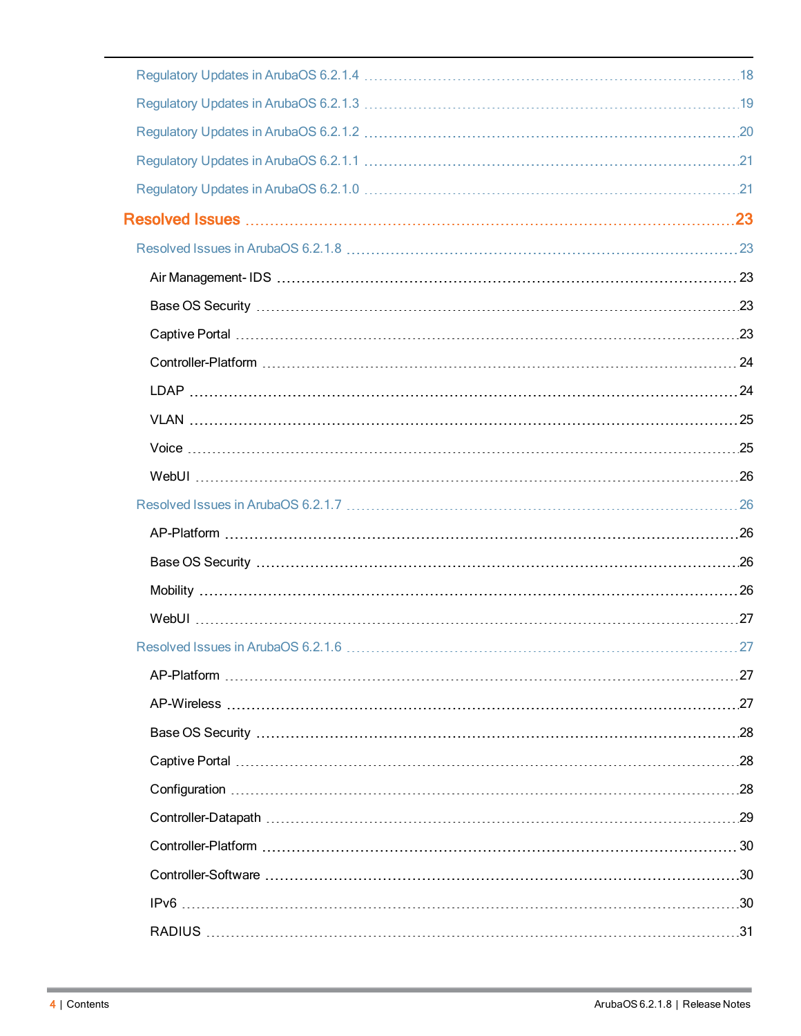Regulatory Updates in ArubaOS 6.2.1.4 ........ 18

Regulatory Updates in ArubaOS 6.2.1.3 ........ 19

Regulatory Updates in ArubaOS 6.2.1.2 ........ 20

Regulatory Updates in ArubaOS 6.2.1.1 ........ 21

Regulatory Updates in ArubaOS 6.2.1.0 ........ 21

**Resolved Issues ........ 23**

Resolved Issues in ArubaOS 6.2.1.8 ........ 23

Air Management- IDS ........ 23

Base OS Security ........ 23

Captive Portal ........ 23

Controller-Platform ........ 24

LDAP ........ 24

VLAN ........ 25

Voice ........ 25

WebUI ........ 26

Resolved Issues in ArubaOS 6.2.1.7 ........ 26

AP-Platform ........ 26

Base OS Security ........ 26

Mobility ........ 26

WebUI ........ 27

Resolved Issues in ArubaOS 6.2.1.6 ........ 27

AP-Platform ........ 27

AP-Wireless ........ 27

Base OS Security ........ 28

Captive Portal ........ 28

Configuration ........ 28

Controller-Datapath ........ 29

Controller-Platform ........ 30

Controller-Software ........ 30

IPv6 ........ 30

RADIUS ........ 31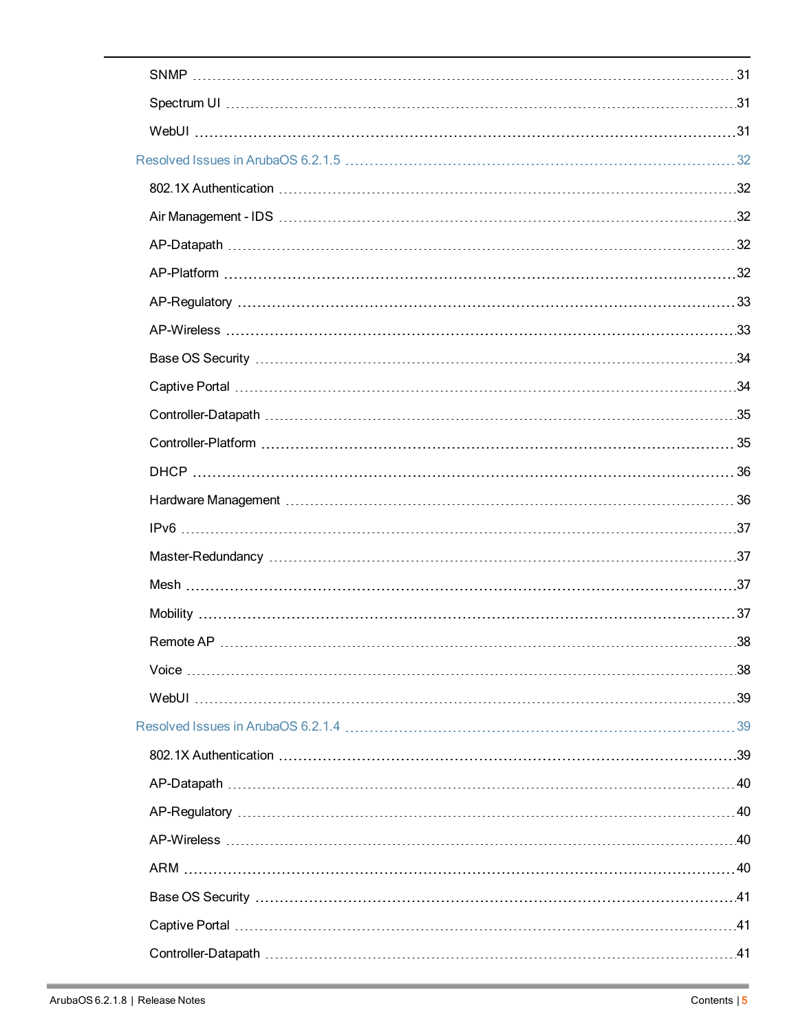SNMP 31

Spectrum UI 31

WebUI 31

Resolved Issues in ArubaOS 6.2.1.5 32

802.1X Authentication 32

Air Management - IDS 32

AP-Datapath 32

AP-Platform 32

AP-Regulatory 33

AP-Wireless 33

Base OS Security 34

Captive Portal 34

Controller-Datapath 35

Controller-Platform 35

DHCP 36

Hardware Management 36

IPv6 37

Master-Redundancy 37

Mesh 37

Mobility 37

Remote AP 38

Voice 38

WebUI 39

Resolved Issues in ArubaOS 6.2.1.4 39

802.1X Authentication 39

AP-Datapath 40

AP-Regulatory 40

AP-Wireless 40

ARM 40

Base OS Security 41

Captive Portal 41

Controller-Datapath 41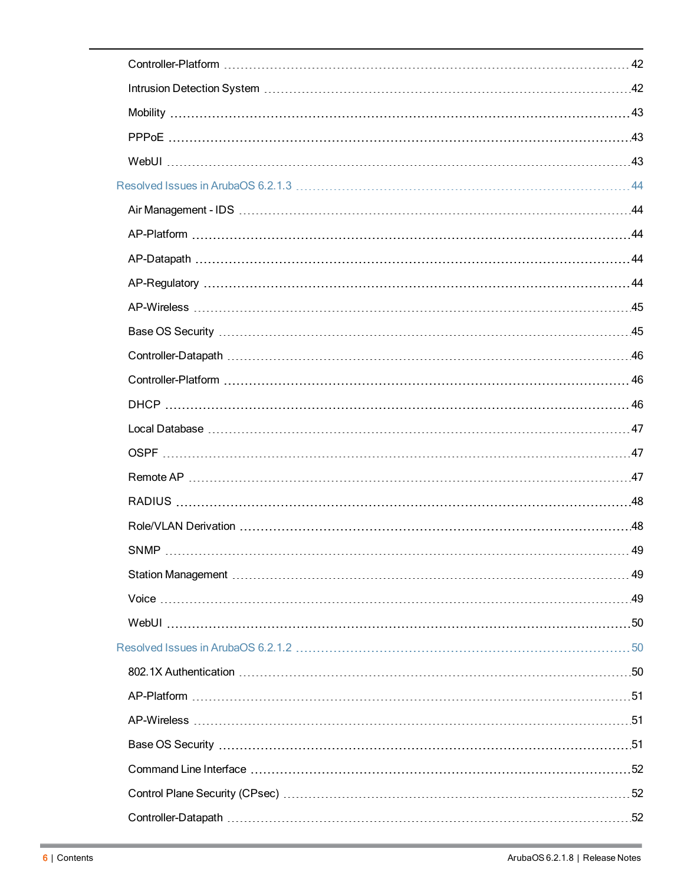Controller-Platform 42

Intrusion Detection System 42

Mobility 43

PPPoE 43

WebUI 43

Resolved Issues in ArubaOS 6.2.1.3 44

Air Management - IDS 44

AP-Platform 44

AP-Datapath 44

AP-Regulatory 44

AP-Wireless 45

Base OS Security 45

Controller-Datapath 46

Controller-Platform 46

DHCP 46

Local Database 47

OSPF 47

Remote AP 47

RADIUS 48

Role/VLAN Derivation 48

SNMP 49

Station Management 49

Voice 49

WebUI 50

Resolved Issues in ArubaOS 6.2.1.2 50

802.1X Authentication 50

AP-Platform 51

AP-Wireless 51

Base OS Security 51

Command Line Interface 52

Control Plane Security (CPsec) 52

Controller-Datapath 52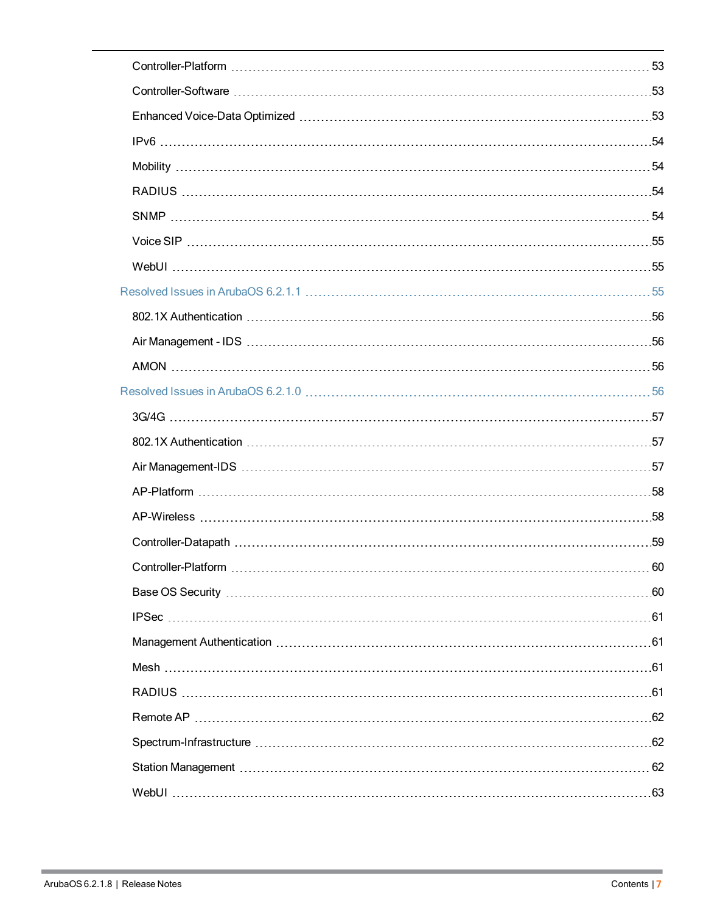Controller-Platform ........................................................................ 53

Controller-Software ........................................................................ 53

Enhanced Voice-Data Optimized ........................................................................ 53

IPv6 ........................................................................ 54

Mobility ........................................................................ 54

RADIUS ........................................................................ 54

SNMP ........................................................................ 54

Voice SIP ........................................................................ 55

WebUI ........................................................................ 55

Resolved Issues in ArubaOS 6.2.1.1 ........................................................................ 55

802.1X Authentication ........................................................................ 56

Air Management - IDS ........................................................................ 56

AMON ........................................................................ 56

Resolved Issues in ArubaOS 6.2.1.0 ........................................................................ 56

3G/4G ........................................................................ 57

802.1X Authentication ........................................................................ 57

Air Management-IDS ........................................................................ 57

AP-Platform ........................................................................ 58

AP-Wireless ........................................................................ 58

Controller-Datapath ........................................................................ 59

Controller-Platform ........................................................................ 60

Base OS Security ........................................................................ 60

IPSec ........................................................................ 61

Management Authentication ........................................................................ 61

Mesh ........................................................................ 61

RADIUS ........................................................................ 61

Remote AP ........................................................................ 62

Spectrum-Infrastructure ........................................................................ 62

Station Management ........................................................................ 62

WebUI ........................................................................ 63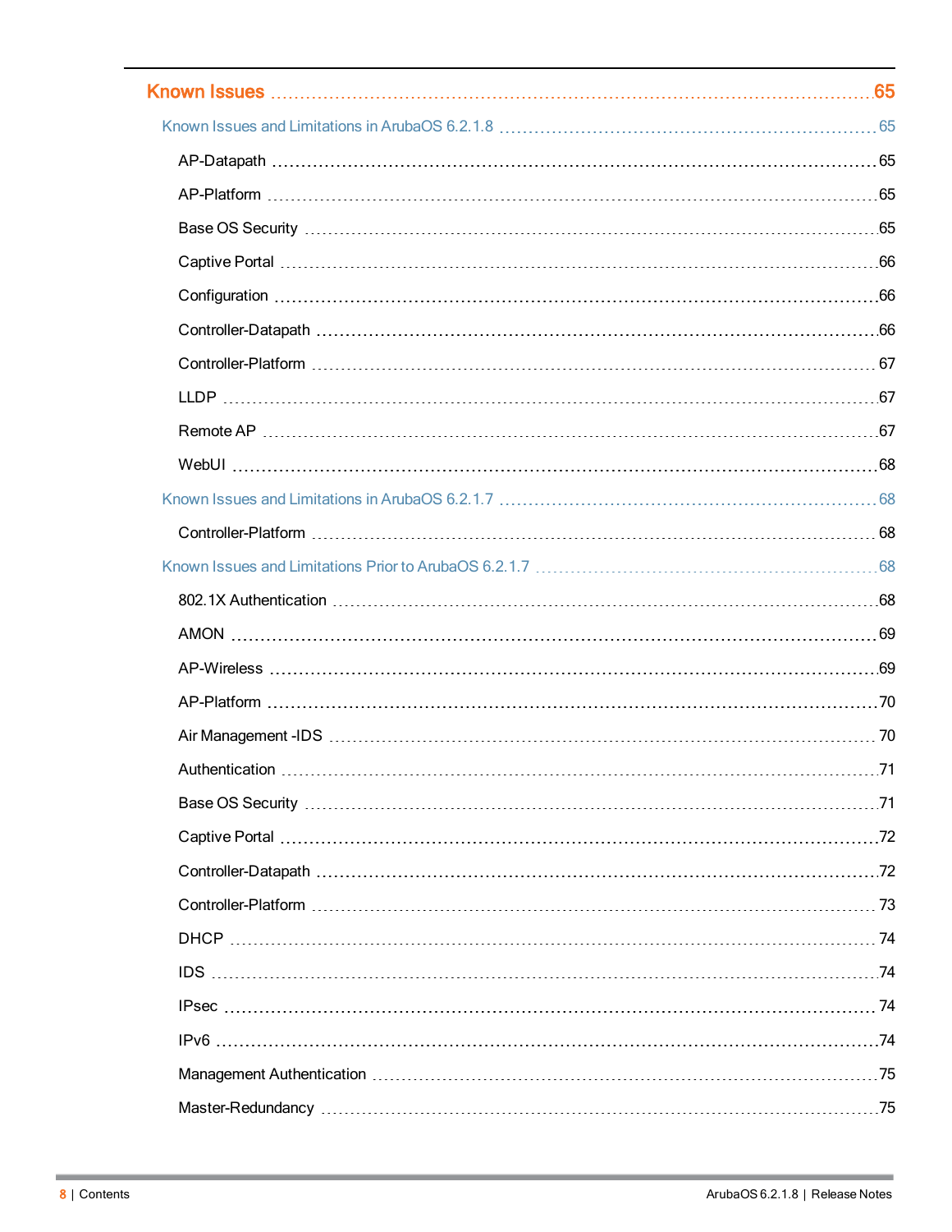Known Issues 65

Known Issues and Limitations in ArubaOS 6.2.1.8 65

AP-Datapath 65

AP-Platform 65

Base OS Security 65

Captive Portal 66

Configuration 66

Controller-Datapath 66

Controller-Platform 67

LLDP 67

Remote AP 67

WebUI 68

Known Issues and Limitations in ArubaOS 6.2.1.7 68

Controller-Platform 68

Known Issues and Limitations Prior to ArubaOS 6.2.1.7 68

802.1X Authentication 68

AMON 69

AP-Wireless 69

AP-Platform 70

Air Management -IDS 70

Authentication 71

Base OS Security 71

Captive Portal 72

Controller-Datapath 72

Controller-Platform 73

DHCP 74

IDS 74

IPsec 74

IPv6 74

Management Authentication 75

Master-Redundancy 75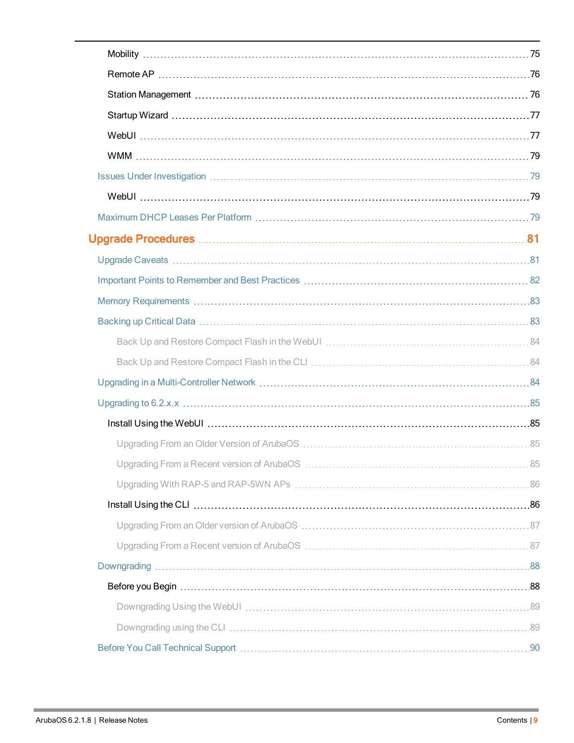Mobility 75

Remote AP 76

Station Management 76

Startup Wizard 77

WebUI 77

WMM 79

Issues Under Investigation 79

WebUI 79

Maximum DHCP Leases Per Platform 79

**Upgrade Procedures 81**

Upgrade Caveats 81

Important Points to Remember and Best Practices 82

Memory Requirements 83

Backing up Critical Data 83

Back Up and Restore Compact Flash in the WebUI 84

Back Up and Restore Compact Flash in the CLI 84

Upgrading in a Multi-Controller Network 84

Upgrading to 6.2.x.x 85

Install Using the WebUI 85

Upgrading From an Older Version of ArubaOS 85

Upgrading From a Recent version of ArubaOS 85

Upgrading With RAP-5 and RAP-5WN APs 86

Install Using the CLI 86

Upgrading From an Older version of ArubaOS 87

Upgrading From a Recent version of ArubaOS 87

Downgrading 88

Before you Begin 88

Downgrading Using the WebUI 89

Downgrading using the CLI 89

Before You Call Technical Support 90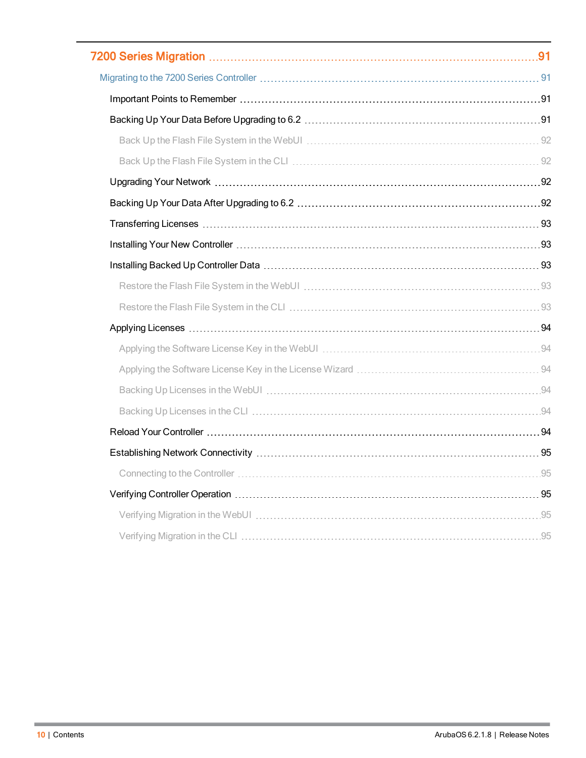7200 Series Migration ........ 91

Migrating to the 7200 Series Controller ........ 91

Important Points to Remember ........ 91

Backing Up Your Data Before Upgrading to 6.2 ........ 91

Back Up the Flash File System in the WebUI ........ 92

Back Up the Flash File System in the CLI ........ 92

Upgrading Your Network ........ 92

Backing Up Your Data After Upgrading to 6.2 ........ 92

Transferring Licenses ........ 93

Installing Your New Controller ........ 93

Installing Backed Up Controller Data ........ 93

Restore the Flash File System in the WebUI ........ 93

Restore the Flash File System in the CLI ........ 93

Applying Licenses ........ 94

Applying the Software License Key in the WebUI ........ 94

Applying the Software License Key in the License Wizard ........ 94

Backing Up Licenses in the WebUI ........ 94

Backing Up Licenses in the CLI ........ 94

Reload Your Controller ........ 94

Establishing Network Connectivity ........ 95

Connecting to the Controller ........ 95

Verifying Controller Operation ........ 95

Verifying Migration in the WebUI ........ 95

Verifying Migration in the CLI ........ 95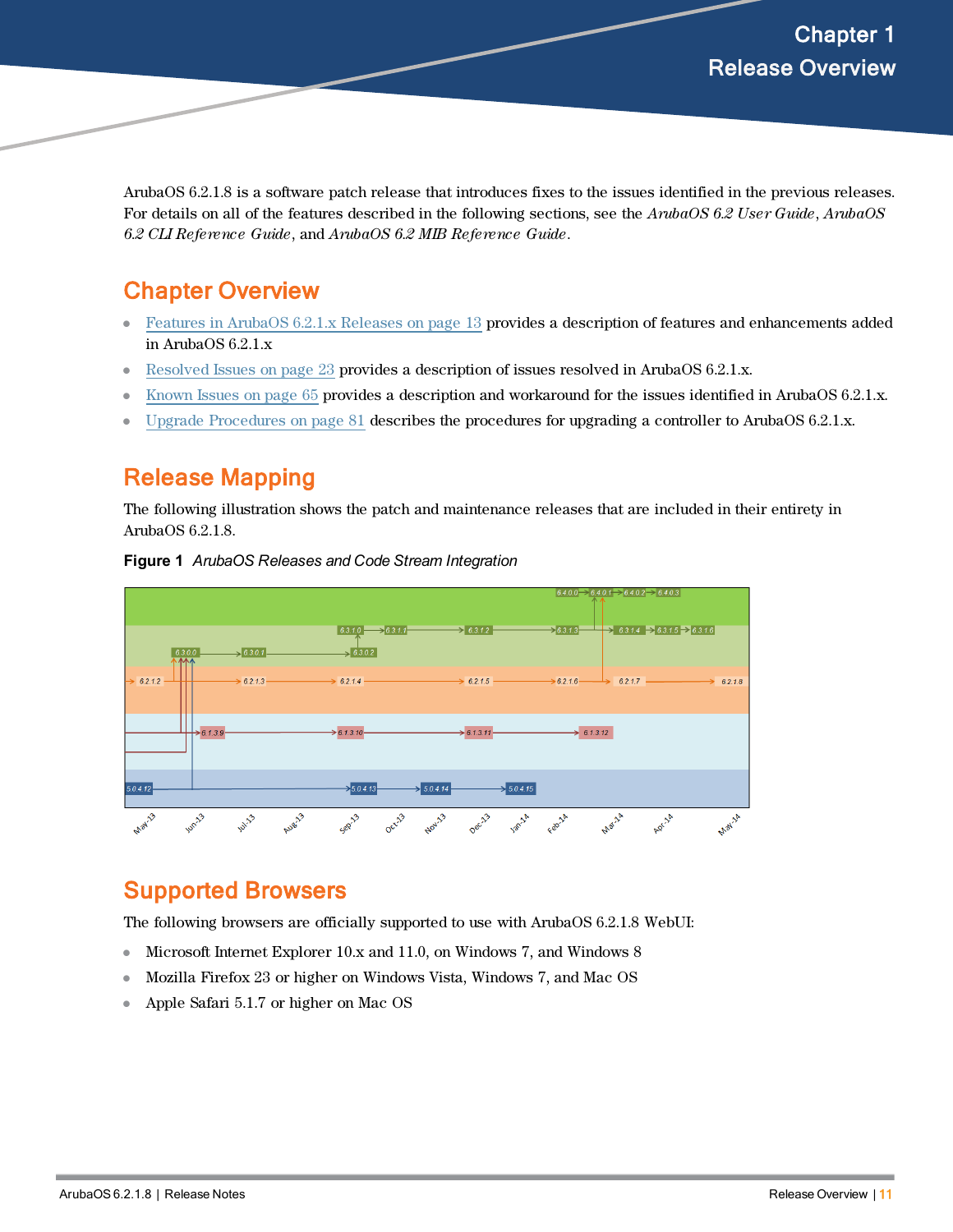# Chapter 1
# Release Overview

ArubaOS 6.2.1.8 is a software patch release that introduces fixes to the issues identified in the previous releases. For details on all of the features described in the following sections, see the *ArubaOS 6.2 User Guide*, *ArubaOS 6.2 CLI Reference Guide*, and *ArubaOS 6.2 MIB Reference Guide*.

## Chapter Overview

- Features in ArubaOS 6.2.1.x Releases on page 13 provides a description of features and enhancements added in ArubaOS 6.2.1.x
- Resolved Issues on page 23 provides a description of issues resolved in ArubaOS 6.2.1.x.
- Known Issues on page 65 provides a description and workaround for the issues identified in ArubaOS 6.2.1.x.
- Upgrade Procedures on page 81 describes the procedures for upgrading a controller to ArubaOS 6.2.1.x.

## Release Mapping

The following illustration shows the patch and maintenance releases that are included in their entirety in ArubaOS 6.2.1.8.

**Figure 1** *ArubaOS Releases and Code Stream Integration*

## Supported Browsers

The following browsers are officially supported to use with ArubaOS 6.2.1.8 WebUI:

- Microsoft Internet Explorer 10.x and 11.0, on Windows 7, and Windows 8
- Mozilla Firefox 23 or higher on Windows Vista, Windows 7, and Mac OS
- Apple Safari 5.1.7 or higher on Mac OS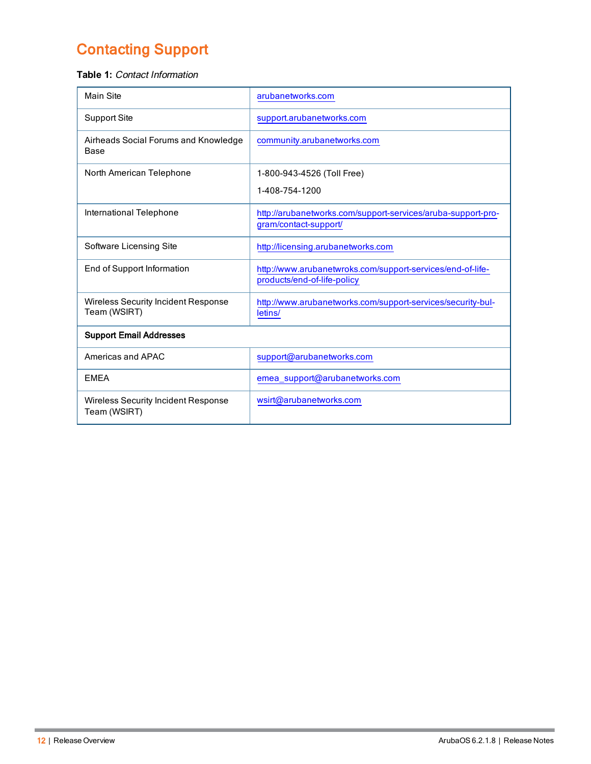## Contacting Support

**Table 1:** *Contact Information*

| | |
|---|---|
| Main Site | arubanetworks.com |
| Support Site | support.arubanetworks.com |
| Airheads Social Forums and Knowledge Base | community.arubanetworks.com |
| North American Telephone | 1-800-943-4526 (Toll Free)<br>1-408-754-1200 |
| International Telephone | http://arubanetworks.com/support-services/aruba-support-program/contact-support/ |
| Software Licensing Site | http://licensing.arubanetworks.com |
| End of Support Information | http://www.arubanetwroks.com/support-services/end-of-life-products/end-of-life-policy |
| Wireless Security Incident Response Team (WSIRT) | http://www.arubanetworks.com/support-services/security-bulletins/ |
| **Support Email Addresses** | |
| Americas and APAC | support@arubanetworks.com |
| EMEA | emea_support@arubanetworks.com |
| Wireless Security Incident Response Team (WSIRT) | wsirt@arubanetworks.com |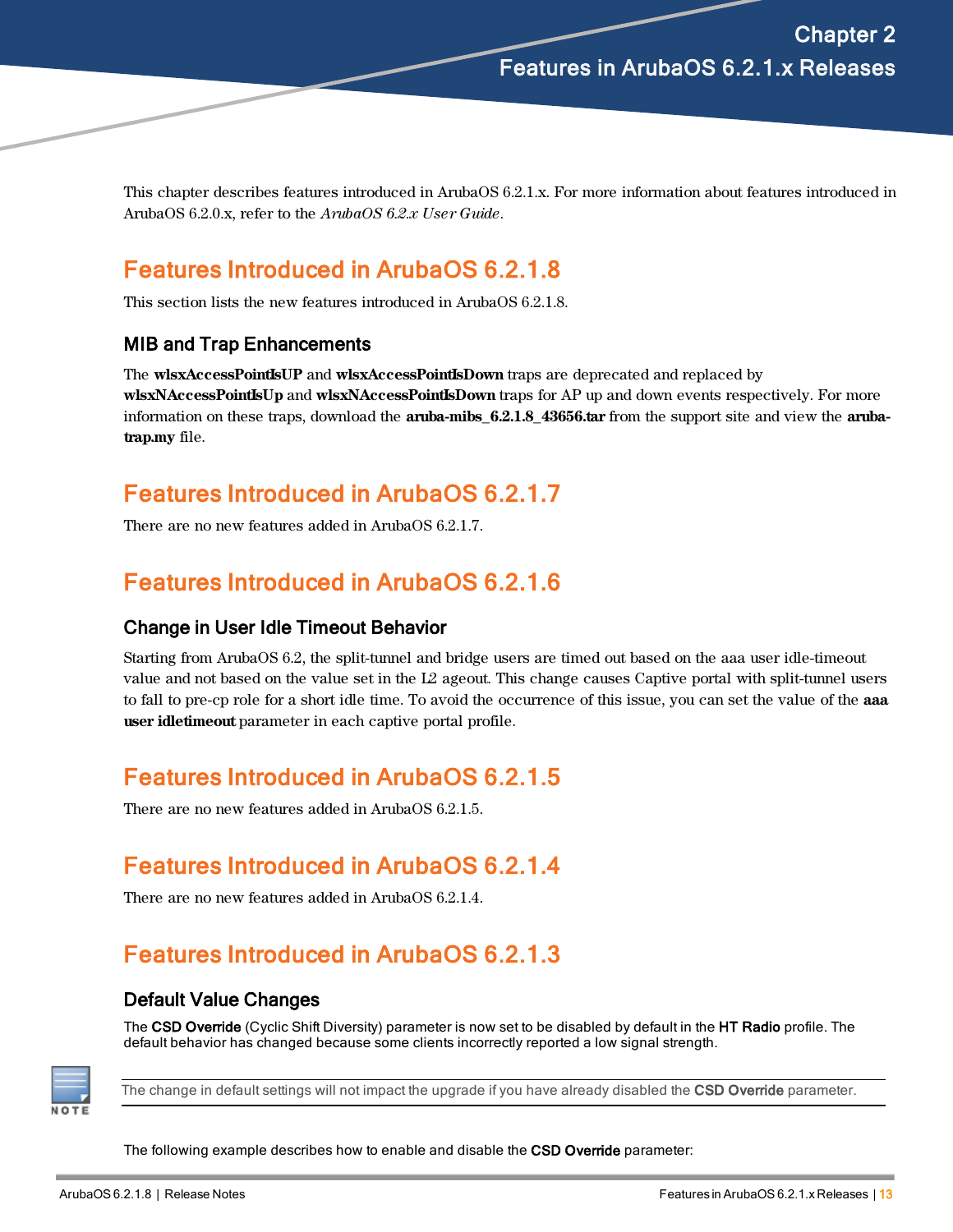# Chapter 2
# Features in ArubaOS 6.2.1.x Releases

This chapter describes features introduced in ArubaOS 6.2.1.x. For more information about features introduced in ArubaOS 6.2.0.x, refer to the *ArubaOS 6.2.x User Guide*.

## Features Introduced in ArubaOS 6.2.1.8

This section lists the new features introduced in ArubaOS 6.2.1.8.

### MIB and Trap Enhancements

The **wlsxAccessPointIsUP** and **wlsxAccessPointIsDown** traps are deprecated and replaced by **wlsxNAccessPointIsUp** and **wlsxNAccessPointIsDown** traps for AP up and down events respectively. For more information on these traps, download the **aruba-mibs_6.2.1.8_43656.tar** from the support site and view the **aruba-trap.my** file.

## Features Introduced in ArubaOS 6.2.1.7

There are no new features added in ArubaOS 6.2.1.7.

## Features Introduced in ArubaOS 6.2.1.6

### Change in User Idle Timeout Behavior

Starting from ArubaOS 6.2, the split-tunnel and bridge users are timed out based on the aaa user idle-timeout value and not based on the value set in the L2 ageout. This change causes Captive portal with split-tunnel users to fall to pre-cp role for a short idle time. To avoid the occurrence of this issue, you can set the value of the **aaa user idletimeout** parameter in each captive portal profile.

## Features Introduced in ArubaOS 6.2.1.5

There are no new features added in ArubaOS 6.2.1.5.

## Features Introduced in ArubaOS 6.2.1.4

There are no new features added in ArubaOS 6.2.1.4.

## Features Introduced in ArubaOS 6.2.1.3

### Default Value Changes

The **CSD Override** (Cyclic Shift Diversity) parameter is now set to be disabled by default in the **HT Radio** profile. The default behavior has changed because some clients incorrectly reported a low signal strength.

> **NOTE:** The change in default settings will not impact the upgrade if you have already disabled the **CSD Override** parameter.

The following example describes how to enable and disable the **CSD Override** parameter: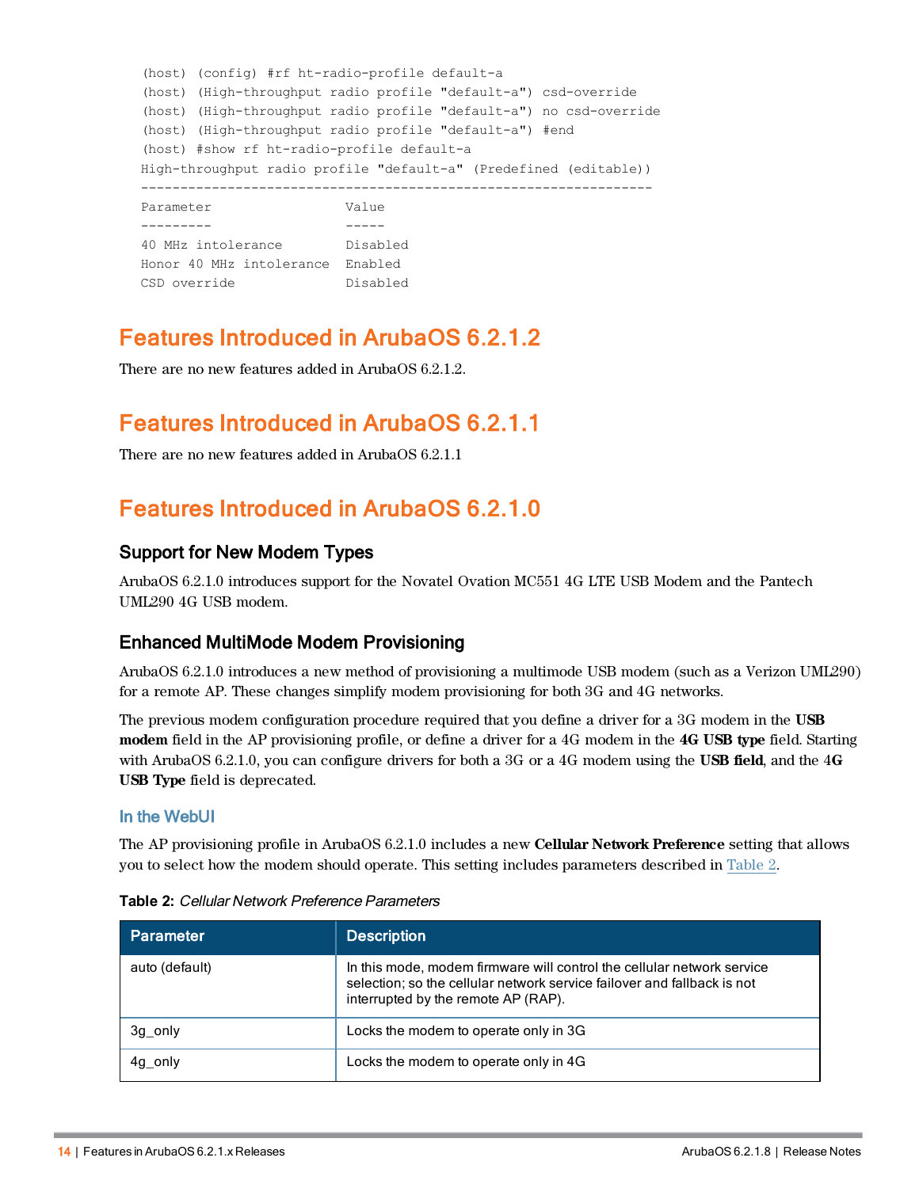```
(host) (config) #rf ht-radio-profile default-a
(host) (High-throughput radio profile "default-a") csd-override
(host) (High-throughput radio profile "default-a") no csd-override
(host) (High-throughput radio profile "default-a") #end
(host) #show rf ht-radio-profile default-a
High-throughput radio profile "default-a" (Predefined (editable))
-----------------------------------------------------------------
Parameter                 Value
---------                 -----
40 MHz intolerance        Disabled
Honor 40 MHz intolerance  Enabled
CSD override              Disabled
```

# Features Introduced in ArubaOS 6.2.1.2

There are no new features added in ArubaOS 6.2.1.2.

# Features Introduced in ArubaOS 6.2.1.1

There are no new features added in ArubaOS 6.2.1.1

# Features Introduced in ArubaOS 6.2.1.0

## Support for New Modem Types

ArubaOS 6.2.1.0 introduces support for the Novatel Ovation MC551 4G LTE USB Modem and the Pantech UML290 4G USB modem.

## Enhanced MultiMode Modem Provisioning

ArubaOS 6.2.1.0 introduces a new method of provisioning a multimode USB modem (such as a Verizon UML290) for a remote AP. These changes simplify modem provisioning for both 3G and 4G networks.

The previous modem configuration procedure required that you define a driver for a 3G modem in the **USB modem** field in the AP provisioning profile, or define a driver for a 4G modem in the **4G USB type** field. Starting with ArubaOS 6.2.1.0, you can configure drivers for both a 3G or a 4G modem using the **USB field**, and the 4**G USB Type** field is deprecated.

### In the WebUI

The AP provisioning profile in ArubaOS 6.2.1.0 includes a new **Cellular Network Preference** setting that allows you to select how the modem should operate. This setting includes parameters described in Table 2.

**Table 2:** *Cellular Network Preference Parameters*

| Parameter | Description |
|---|---|
| auto (default) | In this mode, modem firmware will control the cellular network service selection; so the cellular network service failover and fallback is not interrupted by the remote AP (RAP). |
| 3g_only | Locks the modem to operate only in 3G |
| 4g_only | Locks the modem to operate only in 4G |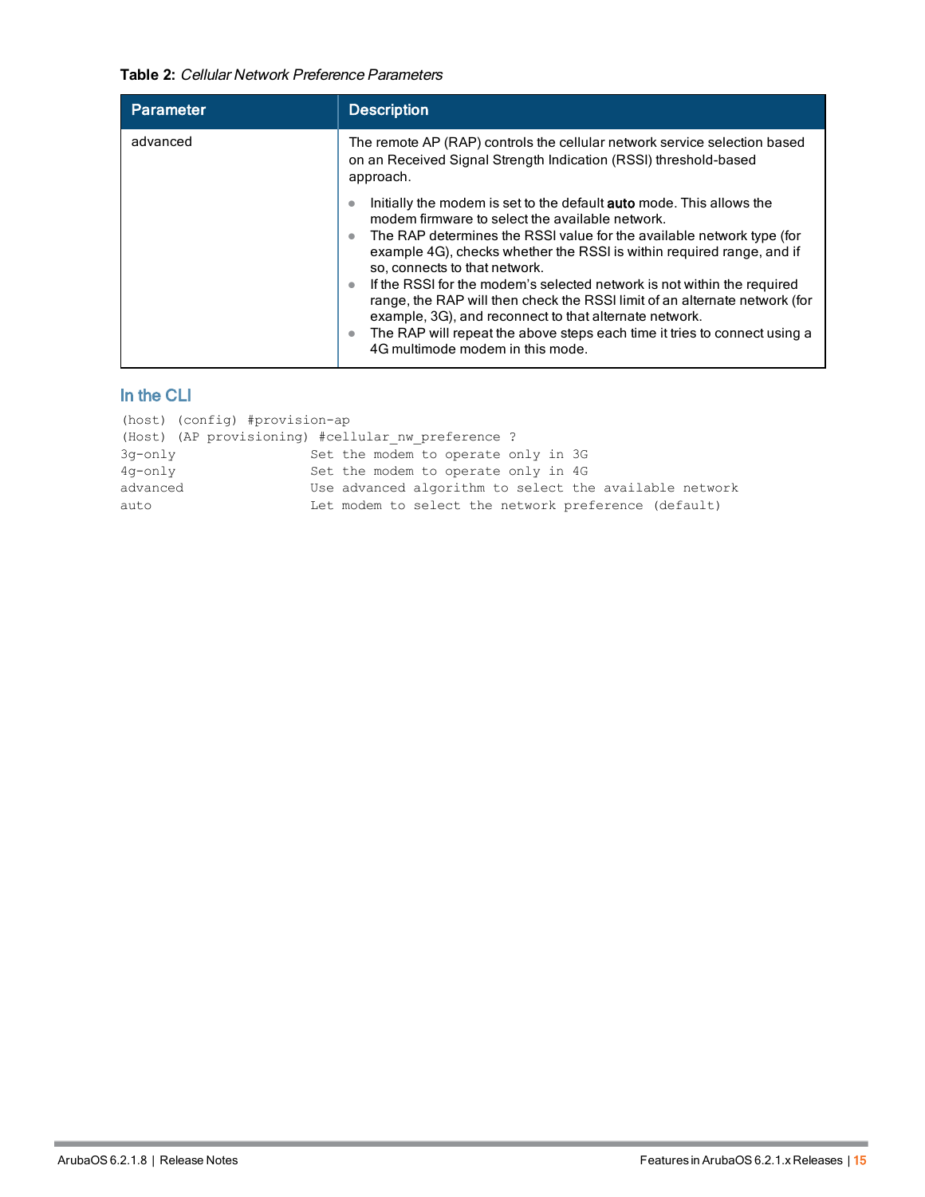**Table 2:** *Cellular Network Preference Parameters*

| Parameter | Description |
|---|---|
| advanced | The remote AP (RAP) controls the cellular network service selection based on an Received Signal Strength Indication (RSSI) threshold-based approach.<br>• Initially the modem is set to the default **auto** mode. This allows the modem firmware to select the available network.<br>• The RAP determines the RSSI value for the available network type (for example 4G), checks whether the RSSI is within required range, and if so, connects to that network.<br>• If the RSSI for the modem's selected network is not within the required range, the RAP will then check the RSSI limit of an alternate network (for example, 3G), and reconnect to that alternate network.<br>• The RAP will repeat the above steps each time it tries to connect using a 4G multimode modem in this mode. |

## In the CLI

```
(host) (config) #provision-ap
(Host) (AP provisioning) #cellular_nw_preference ?
3g-only                 Set the modem to operate only in 3G
4g-only                 Set the modem to operate only in 4G
advanced                Use advanced algorithm to select the available network
auto                    Let modem to select the network preference (default)
```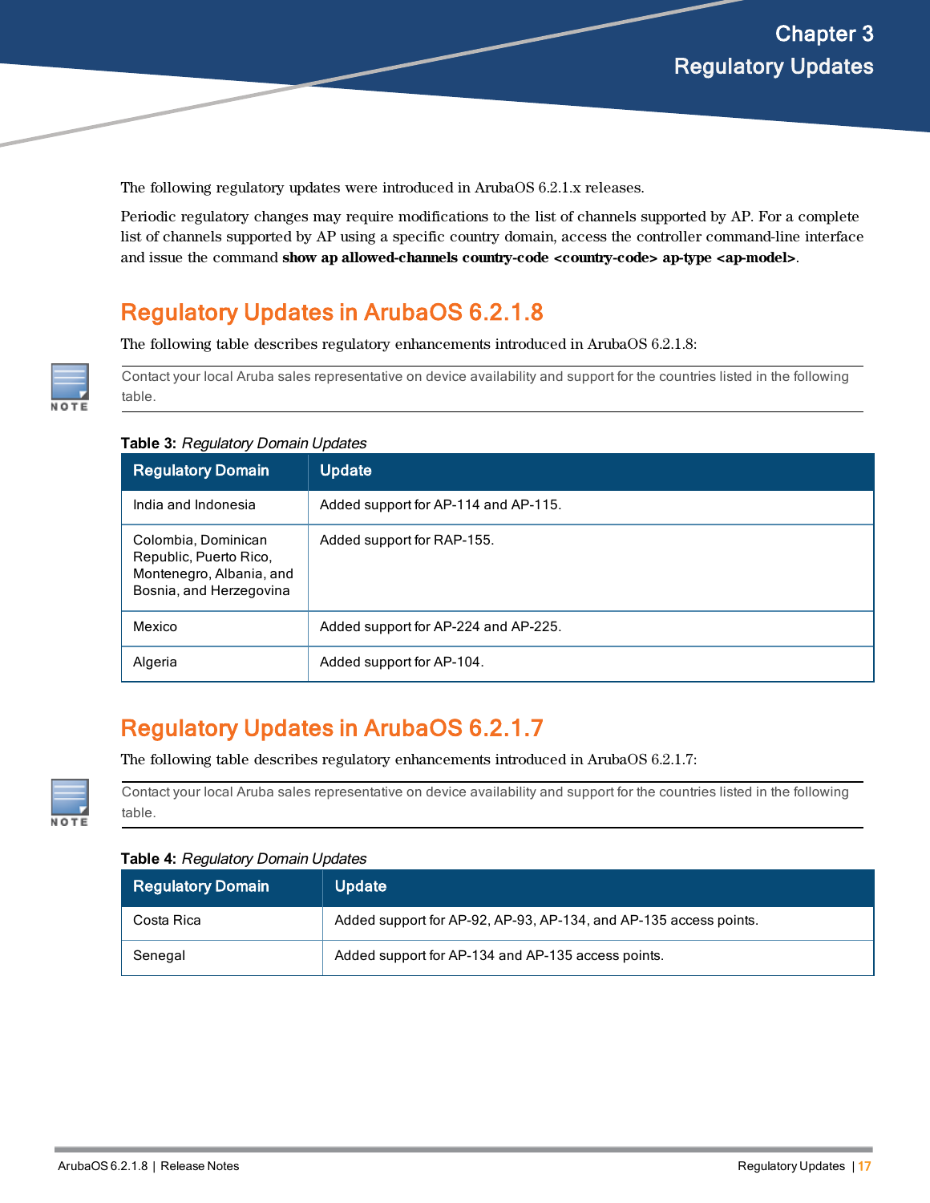# Chapter 3 Regulatory Updates

The following regulatory updates were introduced in ArubaOS 6.2.1.x releases.

Periodic regulatory changes may require modifications to the list of channels supported by AP. For a complete list of channels supported by AP using a specific country domain, access the controller command-line interface and issue the command **show ap allowed-channels country-code <country-code> ap-type <ap-model>**.

## Regulatory Updates in ArubaOS 6.2.1.8

The following table describes regulatory enhancements introduced in ArubaOS 6.2.1.8:

> **NOTE:** Contact your local Aruba sales representative on device availability and support for the countries listed in the following table.

**Table 3:** *Regulatory Domain Updates*

| Regulatory Domain | Update |
|---|---|
| India and Indonesia | Added support for AP-114 and AP-115. |
| Colombia, Dominican Republic, Puerto Rico, Montenegro, Albania, and Bosnia, and Herzegovina | Added support for RAP-155. |
| Mexico | Added support for AP-224 and AP-225. |
| Algeria | Added support for AP-104. |

## Regulatory Updates in ArubaOS 6.2.1.7

The following table describes regulatory enhancements introduced in ArubaOS 6.2.1.7:

> **NOTE:** Contact your local Aruba sales representative on device availability and support for the countries listed in the following table.

**Table 4:** *Regulatory Domain Updates*

| Regulatory Domain | Update |
|---|---|
| Costa Rica | Added support for AP-92, AP-93, AP-134, and AP-135 access points. |
| Senegal | Added support for AP-134 and AP-135 access points. |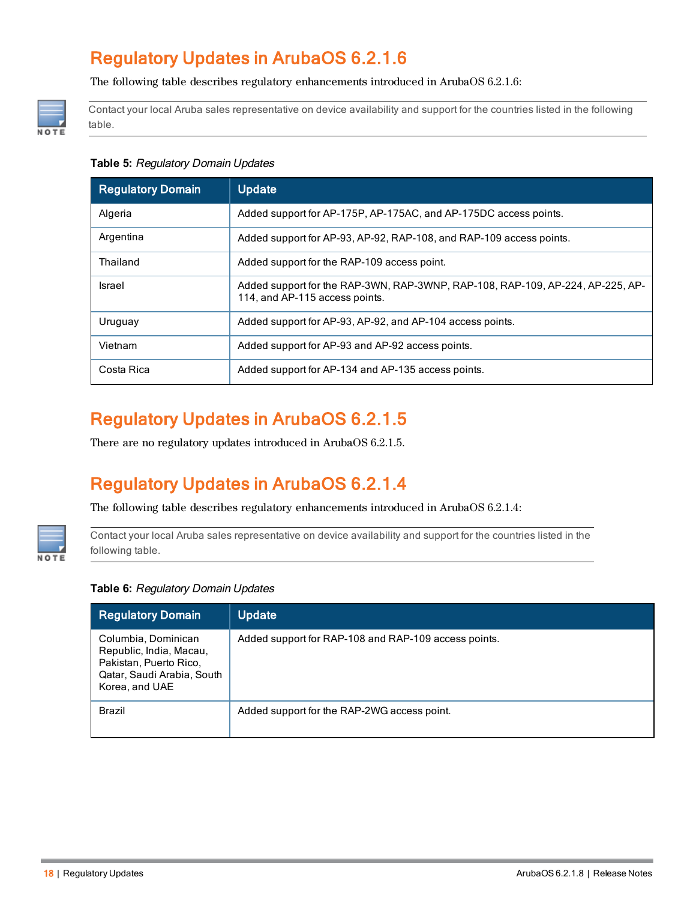## Regulatory Updates in ArubaOS 6.2.1.6

The following table describes regulatory enhancements introduced in ArubaOS 6.2.1.6:

NOTE: Contact your local Aruba sales representative on device availability and support for the countries listed in the following table.

**Table 5:** *Regulatory Domain Updates*

| Regulatory Domain | Update |
| --- | --- |
| Algeria | Added support for AP-175P, AP-175AC, and AP-175DC access points. |
| Argentina | Added support for AP-93, AP-92, RAP-108, and RAP-109 access points. |
| Thailand | Added support for the RAP-109 access point. |
| Israel | Added support for the RAP-3WN, RAP-3WNP, RAP-108, RAP-109, AP-224, AP-225, AP-114, and AP-115 access points. |
| Uruguay | Added support for AP-93, AP-92, and AP-104 access points. |
| Vietnam | Added support for AP-93 and AP-92 access points. |
| Costa Rica | Added support for AP-134 and AP-135 access points. |

## Regulatory Updates in ArubaOS 6.2.1.5

There are no regulatory updates introduced in ArubaOS 6.2.1.5.

## Regulatory Updates in ArubaOS 6.2.1.4

The following table describes regulatory enhancements introduced in ArubaOS 6.2.1.4:

NOTE: Contact your local Aruba sales representative on device availability and support for the countries listed in the following table.

**Table 6:** *Regulatory Domain Updates*

| Regulatory Domain | Update |
| --- | --- |
| Columbia, Dominican Republic, India, Macau, Pakistan, Puerto Rico, Qatar, Saudi Arabia, South Korea, and UAE | Added support for RAP-108 and RAP-109 access points. |
| Brazil | Added support for the RAP-2WG access point. |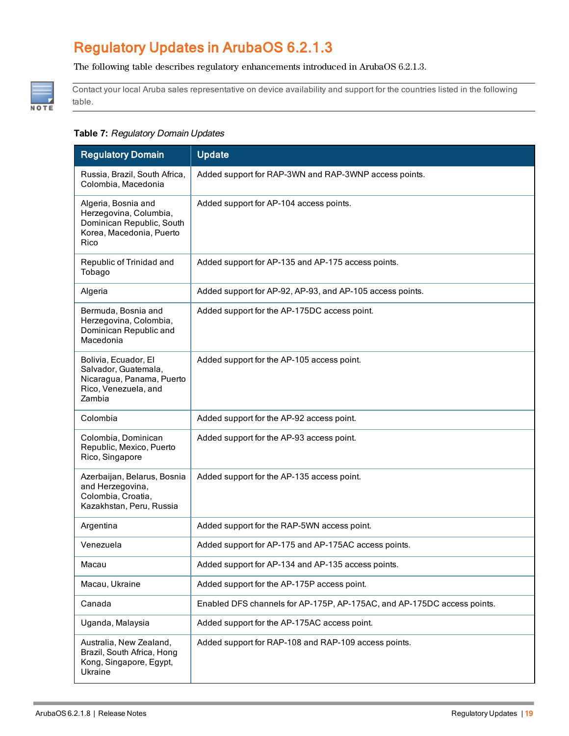# Regulatory Updates in ArubaOS 6.2.1.3

The following table describes regulatory enhancements introduced in ArubaOS 6.2.1.3.

> **NOTE:** Contact your local Aruba sales representative on device availability and support for the countries listed in the following table.

**Table 7:** *Regulatory Domain Updates*

| Regulatory Domain | Update |
|---|---|
| Russia, Brazil, South Africa, Colombia, Macedonia | Added support for RAP-3WN and RAP-3WNP access points. |
| Algeria, Bosnia and Herzegovina, Columbia, Dominican Republic, South Korea, Macedonia, Puerto Rico | Added support for AP-104 access points. |
| Republic of Trinidad and Tobago | Added support for AP-135 and AP-175 access points. |
| Algeria | Added support for AP-92, AP-93, and AP-105 access points. |
| Bermuda, Bosnia and Herzegovina, Colombia, Dominican Republic and Macedonia | Added support for the AP-175DC access point. |
| Bolivia, Ecuador, El Salvador, Guatemala, Nicaragua, Panama, Puerto Rico, Venezuela, and Zambia | Added support for the AP-105 access point. |
| Colombia | Added support for the AP-92 access point. |
| Colombia, Dominican Republic, Mexico, Puerto Rico, Singapore | Added support for the AP-93 access point. |
| Azerbaijan, Belarus, Bosnia and Herzegovina, Colombia, Croatia, Kazakhstan, Peru, Russia | Added support for the AP-135 access point. |
| Argentina | Added support for the RAP-5WN access point. |
| Venezuela | Added support for AP-175 and AP-175AC access points. |
| Macau | Added support for AP-134 and AP-135 access points. |
| Macau, Ukraine | Added support for the AP-175P access point. |
| Canada | Enabled DFS channels for AP-175P, AP-175AC, and AP-175DC access points. |
| Uganda, Malaysia | Added support for the AP-175AC access point. |
| Australia, New Zealand, Brazil, South Africa, Hong Kong, Singapore, Egypt, Ukraine | Added support for RAP-108 and RAP-109 access points. |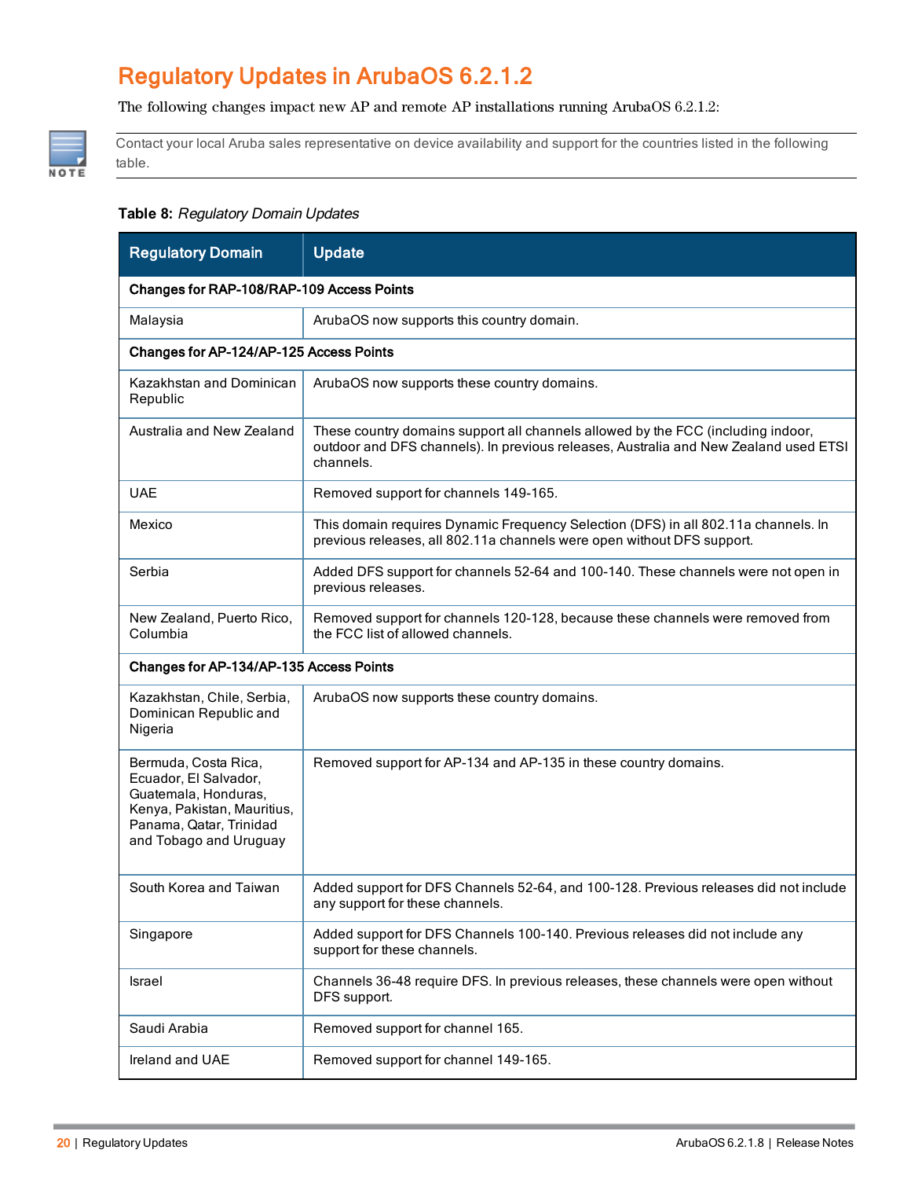## Regulatory Updates in ArubaOS 6.2.1.2

The following changes impact new AP and remote AP installations running ArubaOS 6.2.1.2:

> **NOTE:** Contact your local Aruba sales representative on device availability and support for the countries listed in the following table.

**Table 8:** *Regulatory Domain Updates*

| Regulatory Domain | Update |
|---|---|
| **Changes for RAP-108/RAP-109 Access Points** | |
| Malaysia | ArubaOS now supports this country domain. |
| **Changes for AP-124/AP-125 Access Points** | |
| Kazakhstan and Dominican Republic | ArubaOS now supports these country domains. |
| Australia and New Zealand | These country domains support all channels allowed by the FCC (including indoor, outdoor and DFS channels). In previous releases, Australia and New Zealand used ETSI channels. |
| UAE | Removed support for channels 149-165. |
| Mexico | This domain requires Dynamic Frequency Selection (DFS) in all 802.11a channels. In previous releases, all 802.11a channels were open without DFS support. |
| Serbia | Added DFS support for channels 52-64 and 100-140. These channels were not open in previous releases. |
| New Zealand, Puerto Rico, Columbia | Removed support for channels 120-128, because these channels were removed from the FCC list of allowed channels. |
| **Changes for AP-134/AP-135 Access Points** | |
| Kazakhstan, Chile, Serbia, Dominican Republic and Nigeria | ArubaOS now supports these country domains. |
| Bermuda, Costa Rica, Ecuador, El Salvador, Guatemala, Honduras, Kenya, Pakistan, Mauritius, Panama, Qatar, Trinidad and Tobago and Uruguay | Removed support for AP-134 and AP-135 in these country domains. |
| South Korea and Taiwan | Added support for DFS Channels 52-64, and 100-128. Previous releases did not include any support for these channels. |
| Singapore | Added support for DFS Channels 100-140. Previous releases did not include any support for these channels. |
| Israel | Channels 36-48 require DFS. In previous releases, these channels were open without DFS support. |
| Saudi Arabia | Removed support for channel 165. |
| Ireland and UAE | Removed support for channel 149-165. |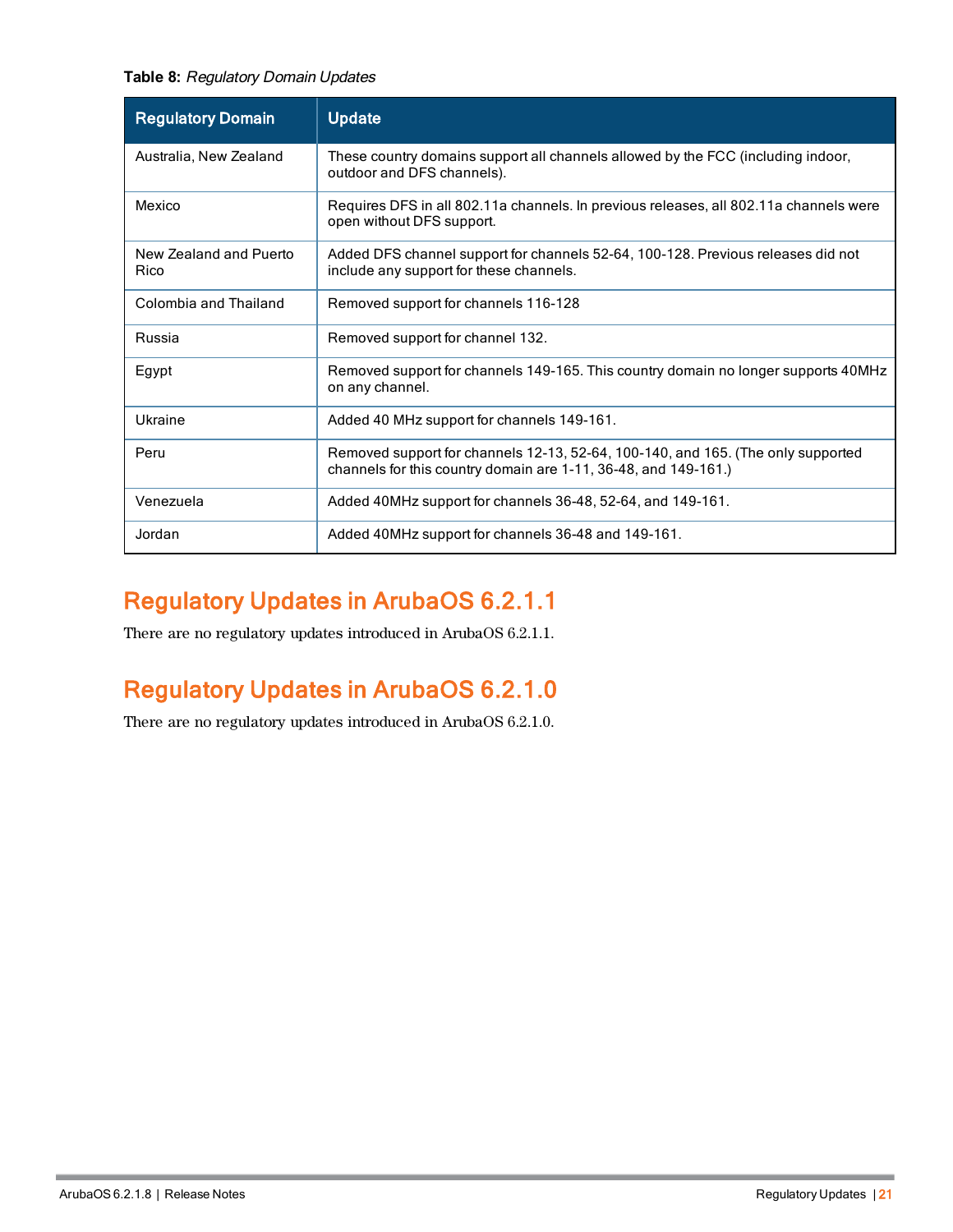**Table 8:** *Regulatory Domain Updates*

| Regulatory Domain | Update |
|---|---|
| Australia, New Zealand | These country domains support all channels allowed by the FCC (including indoor, outdoor and DFS channels). |
| Mexico | Requires DFS in all 802.11a channels. In previous releases, all 802.11a channels were open without DFS support. |
| New Zealand and Puerto Rico | Added DFS channel support for channels 52-64, 100-128. Previous releases did not include any support for these channels. |
| Colombia and Thailand | Removed support for channels 116-128 |
| Russia | Removed support for channel 132. |
| Egypt | Removed support for channels 149-165. This country domain no longer supports 40MHz on any channel. |
| Ukraine | Added 40 MHz support for channels 149-161. |
| Peru | Removed support for channels 12-13, 52-64, 100-140, and 165. (The only supported channels for this country domain are 1-11, 36-48, and 149-161.) |
| Venezuela | Added 40MHz support for channels 36-48, 52-64, and 149-161. |
| Jordan | Added 40MHz support for channels 36-48 and 149-161. |

## Regulatory Updates in ArubaOS 6.2.1.1

There are no regulatory updates introduced in ArubaOS 6.2.1.1.

## Regulatory Updates in ArubaOS 6.2.1.0

There are no regulatory updates introduced in ArubaOS 6.2.1.0.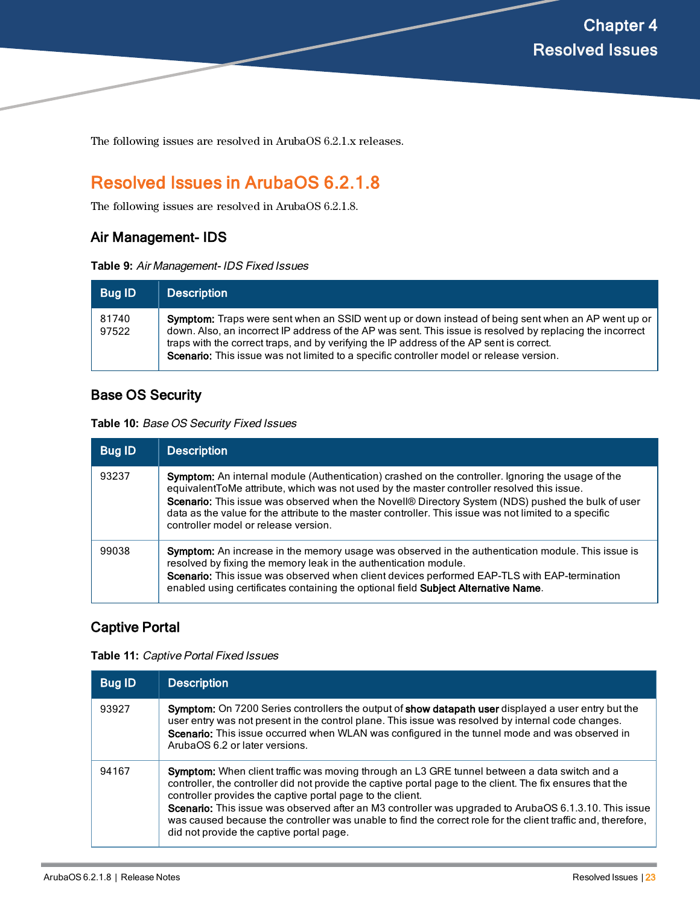# Chapter 4
# Resolved Issues

The following issues are resolved in ArubaOS 6.2.1.x releases.

## Resolved Issues in ArubaOS 6.2.1.8

The following issues are resolved in ArubaOS 6.2.1.8.

### Air Management- IDS

**Table 9:** *Air Management- IDS Fixed Issues*

| Bug ID | Description |
| --- | --- |
| 81740<br>97522 | **Symptom:** Traps were sent when an SSID went up or down instead of being sent when an AP went up or down. Also, an incorrect IP address of the AP was sent. This issue is resolved by replacing the incorrect traps with the correct traps, and by verifying the IP address of the AP sent is correct.<br>**Scenario:** This issue was not limited to a specific controller model or release version. |

### Base OS Security

**Table 10:** *Base OS Security Fixed Issues*

| Bug ID | Description |
| --- | --- |
| 93237 | **Symptom:** An internal module (Authentication) crashed on the controller. Ignoring the usage of the equivalentToMe attribute, which was not used by the master controller resolved this issue.<br>**Scenario:** This issue was observed when the Novell® Directory System (NDS) pushed the bulk of user data as the value for the attribute to the master controller. This issue was not limited to a specific controller model or release version. |
| 99038 | **Symptom:** An increase in the memory usage was observed in the authentication module. This issue is resolved by fixing the memory leak in the authentication module.<br>**Scenario:** This issue was observed when client devices performed EAP-TLS with EAP-termination enabled using certificates containing the optional field **Subject Alternative Name**. |

### Captive Portal

**Table 11:** *Captive Portal Fixed Issues*

| Bug ID | Description |
| --- | --- |
| 93927 | **Symptom:** On 7200 Series controllers the output of **show datapath user** displayed a user entry but the user entry was not present in the control plane. This issue was resolved by internal code changes.<br>**Scenario:** This issue occurred when WLAN was configured in the tunnel mode and was observed in ArubaOS 6.2 or later versions. |
| 94167 | **Symptom:** When client traffic was moving through an L3 GRE tunnel between a data switch and a controller, the controller did not provide the captive portal page to the client. The fix ensures that the controller provides the captive portal page to the client.<br>**Scenario:** This issue was observed after an M3 controller was upgraded to ArubaOS 6.1.3.10. This issue was caused because the controller was unable to find the correct role for the client traffic and, therefore, did not provide the captive portal page. |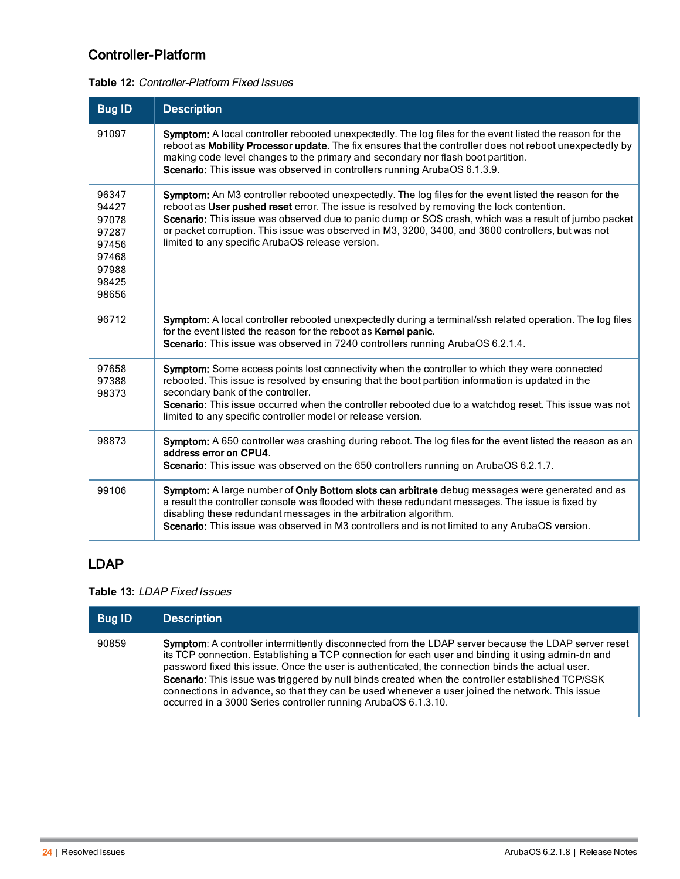## Controller-Platform

**Table 12:** *Controller-Platform Fixed Issues*

| Bug ID | Description |
|---|---|
| 91097 | **Symptom:** A local controller rebooted unexpectedly. The log files for the event listed the reason for the reboot as **Mobility Processor update**. The fix ensures that the controller does not reboot unexpectedly by making code level changes to the primary and secondary nor flash boot partition.<br>**Scenario:** This issue was observed in controllers running ArubaOS 6.1.3.9. |
| 96347<br>94427<br>97078<br>97287<br>97456<br>97468<br>97988<br>98425<br>98656 | **Symptom:** An M3 controller rebooted unexpectedly. The log files for the event listed the reason for the reboot as **User pushed reset** error. The issue is resolved by removing the lock contention.<br>**Scenario:** This issue was observed due to panic dump or SOS crash, which was a result of jumbo packet or packet corruption. This issue was observed in M3, 3200, 3400, and 3600 controllers, but was not limited to any specific ArubaOS release version. |
| 96712 | **Symptom:** A local controller rebooted unexpectedly during a terminal/ssh related operation. The log files for the event listed the reason for the reboot as **Kernel panic**.<br>**Scenario:** This issue was observed in 7240 controllers running ArubaOS 6.2.1.4. |
| 97658<br>97388<br>98373 | **Symptom:** Some access points lost connectivity when the controller to which they were connected rebooted. This issue is resolved by ensuring that the boot partition information is updated in the secondary bank of the controller.<br>**Scenario:** This issue occurred when the controller rebooted due to a watchdog reset. This issue was not limited to any specific controller model or release version. |
| 98873 | **Symptom:** A 650 controller was crashing during reboot. The log files for the event listed the reason as an **address error on CPU4**.<br>**Scenario:** This issue was observed on the 650 controllers running on ArubaOS 6.2.1.7. |
| 99106 | **Symptom:** A large number of **Only Bottom slots can arbitrate** debug messages were generated and as a result the controller console was flooded with these redundant messages. The issue is fixed by disabling these redundant messages in the arbitration algorithm.<br>**Scenario:** This issue was observed in M3 controllers and is not limited to any ArubaOS version. |

## LDAP

**Table 13:** *LDAP Fixed Issues*

| Bug ID | Description |
|---|---|
| 90859 | **Symptom**: A controller intermittently disconnected from the LDAP server because the LDAP server reset its TCP connection. Establishing a TCP connection for each user and binding it using admin-dn and password fixed this issue. Once the user is authenticated, the connection binds the actual user.<br>**Scenario**: This issue was triggered by null binds created when the controller established TCP/SSK connections in advance, so that they can be used whenever a user joined the network. This issue occurred in a 3000 Series controller running ArubaOS 6.1.3.10. |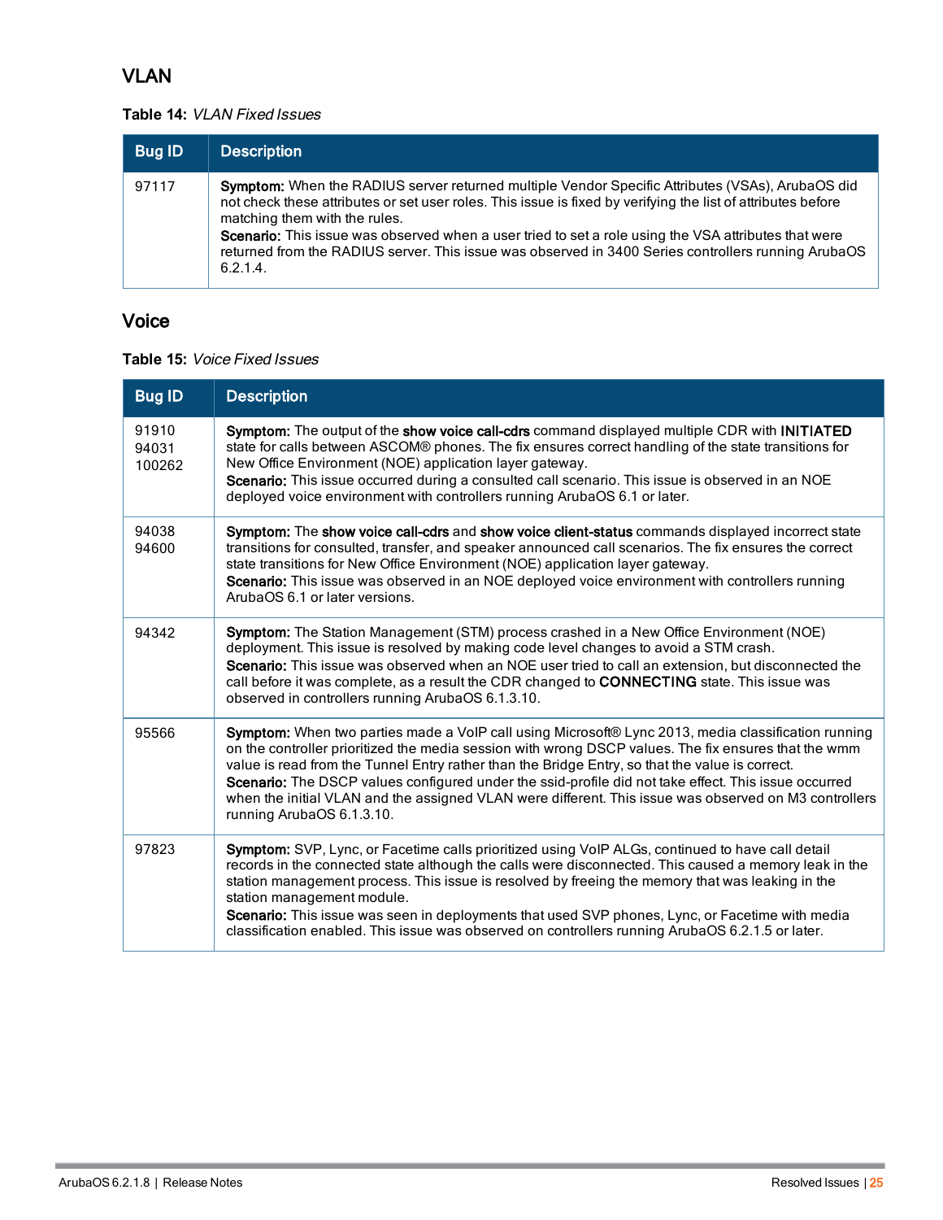## VLAN

**Table 14:** *VLAN Fixed Issues*

| Bug ID | Description |
|---|---|
| 97117 | **Symptom:** When the RADIUS server returned multiple Vendor Specific Attributes (VSAs), ArubaOS did not check these attributes or set user roles. This issue is fixed by verifying the list of attributes before matching them with the rules.<br>**Scenario:** This issue was observed when a user tried to set a role using the VSA attributes that were returned from the RADIUS server. This issue was observed in 3400 Series controllers running ArubaOS 6.2.1.4. |

## Voice

**Table 15:** *Voice Fixed Issues*

| Bug ID | Description |
|---|---|
| 91910<br>94031<br>100262 | **Symptom:** The output of the **show voice call-cdrs** command displayed multiple CDR with **INITIATED** state for calls between ASCOM® phones. The fix ensures correct handling of the state transitions for New Office Environment (NOE) application layer gateway.<br>**Scenario:** This issue occurred during a consulted call scenario. This issue is observed in an NOE deployed voice environment with controllers running ArubaOS 6.1 or later. |
| 94038<br>94600 | **Symptom:** The **show voice call-cdrs** and **show voice client-status** commands displayed incorrect state transitions for consulted, transfer, and speaker announced call scenarios. The fix ensures the correct state transitions for New Office Environment (NOE) application layer gateway.<br>**Scenario:** This issue was observed in an NOE deployed voice environment with controllers running ArubaOS 6.1 or later versions. |
| 94342 | **Symptom:** The Station Management (STM) process crashed in a New Office Environment (NOE) deployment. This issue is resolved by making code level changes to avoid a STM crash.<br>**Scenario:** This issue was observed when an NOE user tried to call an extension, but disconnected the call before it was complete, as a result the CDR changed to **CONNECTING** state. This issue was observed in controllers running ArubaOS 6.1.3.10. |
| 95566 | **Symptom:** When two parties made a VoIP call using Microsoft® Lync 2013, media classification running on the controller prioritized the media session with wrong DSCP values. The fix ensures that the wmm value is read from the Tunnel Entry rather than the Bridge Entry, so that the value is correct.<br>**Scenario:** The DSCP values configured under the ssid-profile did not take effect. This issue occurred when the initial VLAN and the assigned VLAN were different. This issue was observed on M3 controllers running ArubaOS 6.1.3.10. |
| 97823 | **Symptom:** SVP, Lync, or Facetime calls prioritized using VoIP ALGs, continued to have call detail records in the connected state although the calls were disconnected. This caused a memory leak in the station management process. This issue is resolved by freeing the memory that was leaking in the station management module.<br>**Scenario:** This issue was seen in deployments that used SVP phones, Lync, or Facetime with media classification enabled. This issue was observed on controllers running ArubaOS 6.2.1.5 or later. |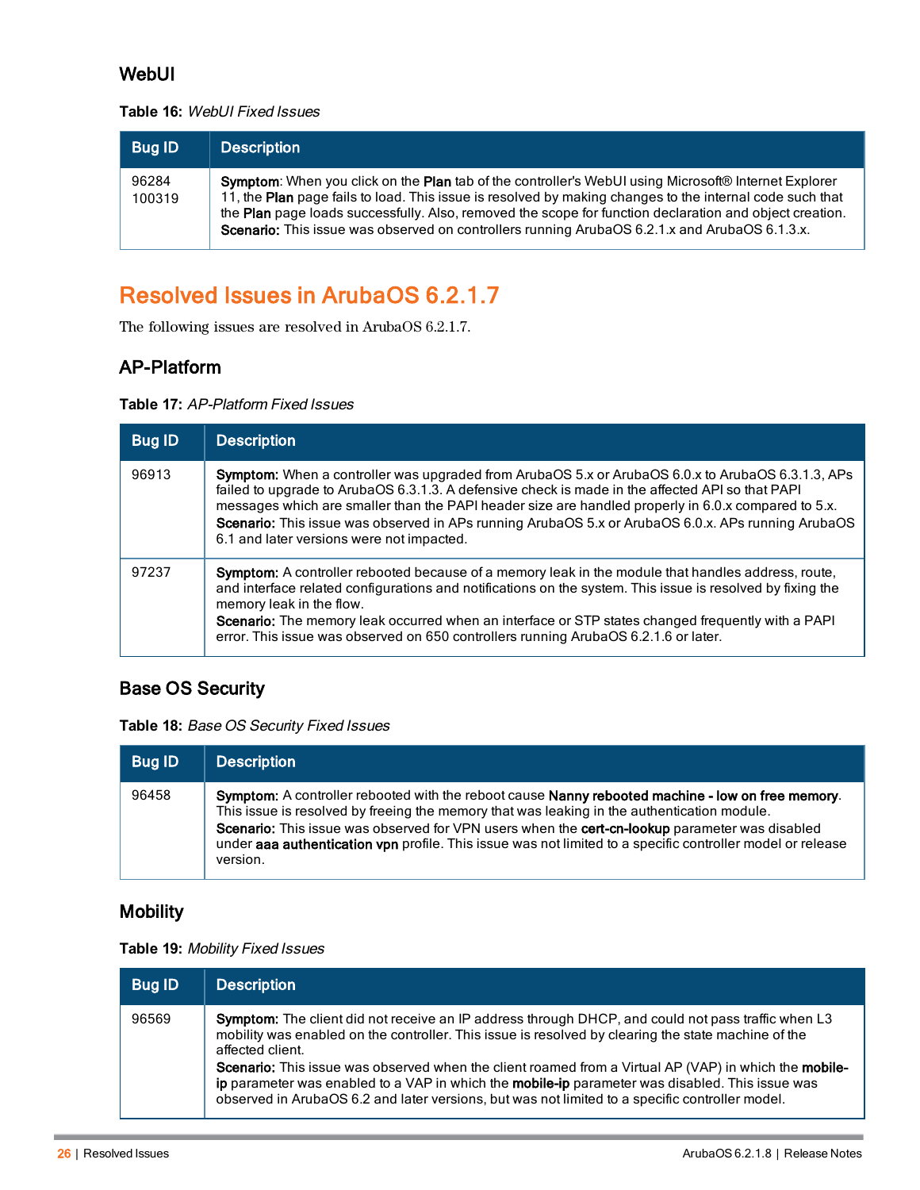### WebUI

**Table 16:** *WebUI Fixed Issues*

| Bug ID | Description |
|---|---|
| 96284<br>100319 | **Symptom**: When you click on the **Plan** tab of the controller's WebUI using Microsoft® Internet Explorer 11, the **Plan** page fails to load. This issue is resolved by making changes to the internal code such that the **Plan** page loads successfully. Also, removed the scope for function declaration and object creation.<br>**Scenario:** This issue was observed on controllers running ArubaOS 6.2.1.x and ArubaOS 6.1.3.x. |

## Resolved Issues in ArubaOS 6.2.1.7

The following issues are resolved in ArubaOS 6.2.1.7.

### AP-Platform

**Table 17:** *AP-Platform Fixed Issues*

| Bug ID | Description |
|---|---|
| 96913 | **Symptom:** When a controller was upgraded from ArubaOS 5.x or ArubaOS 6.0.x to ArubaOS 6.3.1.3, APs failed to upgrade to ArubaOS 6.3.1.3. A defensive check is made in the affected API so that PAPI messages which are smaller than the PAPI header size are handled properly in 6.0.x compared to 5.x.<br>**Scenario:** This issue was observed in APs running ArubaOS 5.x or ArubaOS 6.0.x. APs running ArubaOS 6.1 and later versions were not impacted. |
| 97237 | **Symptom:** A controller rebooted because of a memory leak in the module that handles address, route, and interface related configurations and notifications on the system. This issue is resolved by fixing the memory leak in the flow.<br>**Scenario:** The memory leak occurred when an interface or STP states changed frequently with a PAPI error. This issue was observed on 650 controllers running ArubaOS 6.2.1.6 or later. |

### Base OS Security

**Table 18:** *Base OS Security Fixed Issues*

| Bug ID | Description |
|---|---|
| 96458 | **Symptom:** A controller rebooted with the reboot cause **Nanny rebooted machine - low on free memory**. This issue is resolved by freeing the memory that was leaking in the authentication module.<br>**Scenario:** This issue was observed for VPN users when the **cert-cn-lookup** parameter was disabled under **aaa authentication vpn** profile. This issue was not limited to a specific controller model or release version. |

### Mobility

**Table 19:** *Mobility Fixed Issues*

| Bug ID | Description |
|---|---|
| 96569 | **Symptom:** The client did not receive an IP address through DHCP, and could not pass traffic when L3 mobility was enabled on the controller. This issue is resolved by clearing the state machine of the affected client.<br>**Scenario:** This issue was observed when the client roamed from a Virtual AP (VAP) in which the **mobile-ip** parameter was enabled to a VAP in which the **mobile-ip** parameter was disabled. This issue was observed in ArubaOS 6.2 and later versions, but was not limited to a specific controller model. |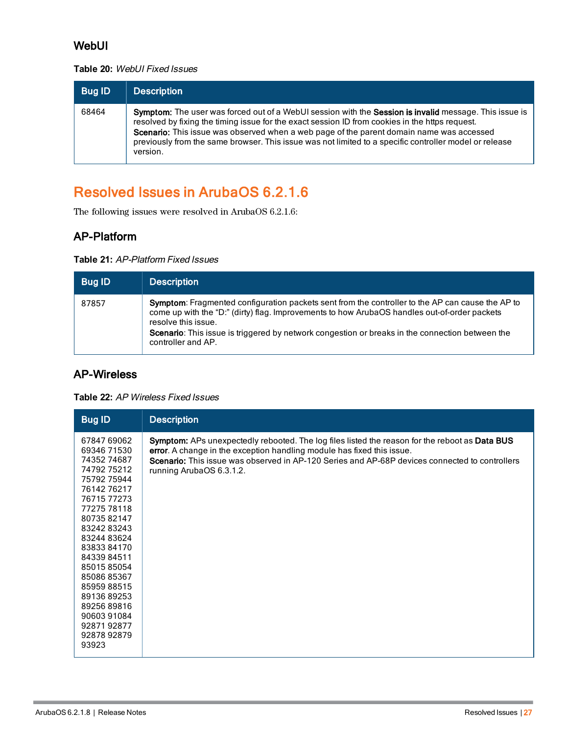### WebUI

**Table 20:** *WebUI Fixed Issues*

| Bug ID | Description |
| --- | --- |
| 68464 | **Symptom:** The user was forced out of a WebUI session with the **Session is invalid** message. This issue is resolved by fixing the timing issue for the exact session ID from cookies in the https request.<br>**Scenario:** This issue was observed when a web page of the parent domain name was accessed previously from the same browser. This issue was not limited to a specific controller model or release version. |

## Resolved Issues in ArubaOS 6.2.1.6

The following issues were resolved in ArubaOS 6.2.1.6:

### AP-Platform

**Table 21:** *AP-Platform Fixed Issues*

| Bug ID | Description |
| --- | --- |
| 87857 | **Symptom**: Fragmented configuration packets sent from the controller to the AP can cause the AP to come up with the "D:" (dirty) flag. Improvements to how ArubaOS handles out-of-order packets resolve this issue.<br>**Scenario**: This issue is triggered by network congestion or breaks in the connection between the controller and AP. |

### AP-Wireless

**Table 22:** *AP Wireless Fixed Issues*

| Bug ID | Description |
| --- | --- |
| 67847 69062 69346 71530 74352 74687 74792 75212 75792 75944 76142 76217 76715 77273 77275 78118 80735 82147 83242 83243 83244 83624 83833 84170 84339 84511 85015 85054 85086 85367 85959 88515 89136 89253 89256 89816 90603 91084 92871 92877 92878 92879 93923 | **Symptom:** APs unexpectedly rebooted. The log files listed the reason for the reboot as **Data BUS error**. A change in the exception handling module has fixed this issue.<br>**Scenario:** This issue was observed in AP-120 Series and AP-68P devices connected to controllers running ArubaOS 6.3.1.2. |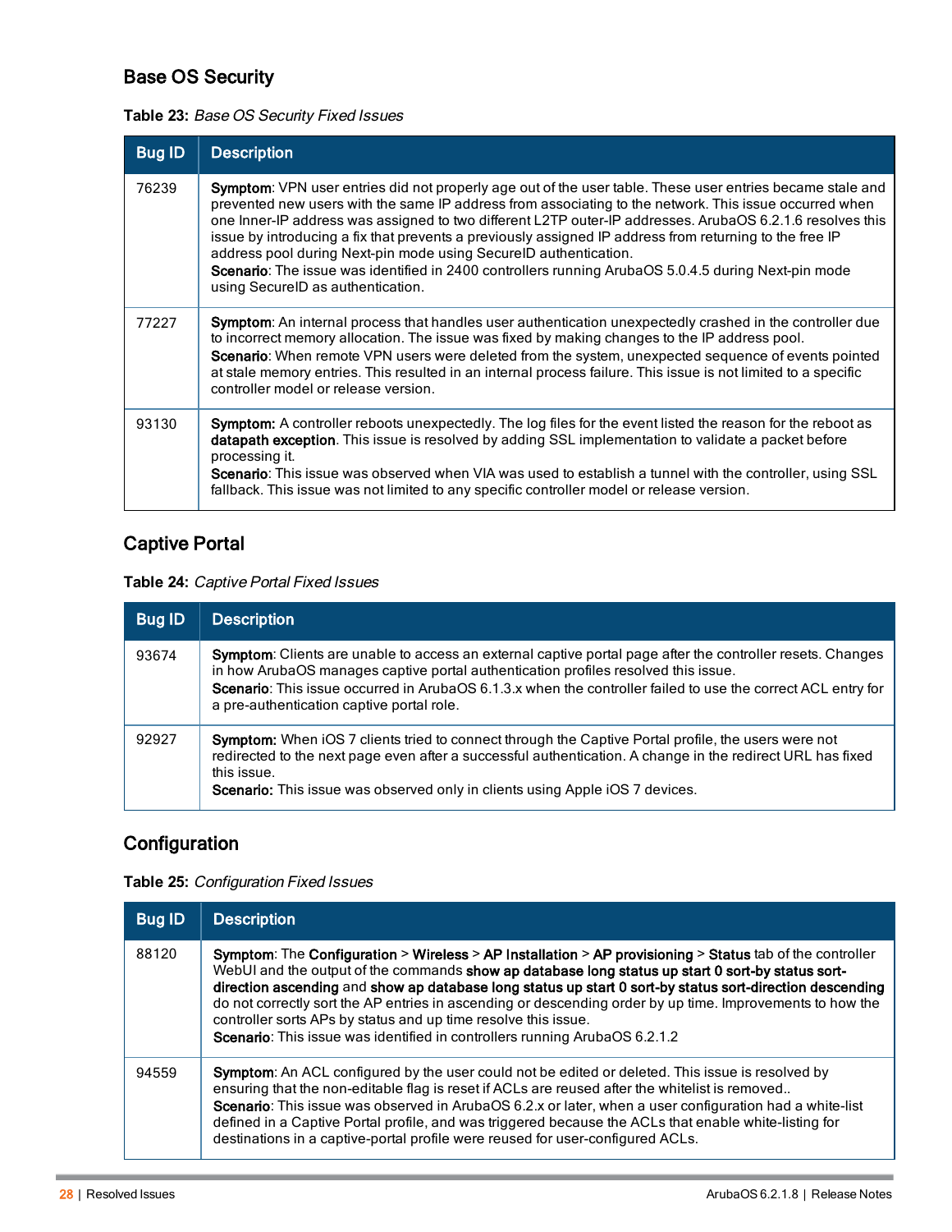## Base OS Security

**Table 23:** *Base OS Security Fixed Issues*

| Bug ID | Description |
|---|---|
| 76239 | **Symptom**: VPN user entries did not properly age out of the user table. These user entries became stale and prevented new users with the same IP address from associating to the network. This issue occurred when one Inner-IP address was assigned to two different L2TP outer-IP addresses. ArubaOS 6.2.1.6 resolves this issue by introducing a fix that prevents a previously assigned IP address from returning to the free IP address pool during Next-pin mode using SecureID authentication.<br>**Scenario**: The issue was identified in 2400 controllers running ArubaOS 5.0.4.5 during Next-pin mode using SecureID as authentication. |
| 77227 | **Symptom**: An internal process that handles user authentication unexpectedly crashed in the controller due to incorrect memory allocation. The issue was fixed by making changes to the IP address pool.<br>**Scenario**: When remote VPN users were deleted from the system, unexpected sequence of events pointed at stale memory entries. This resulted in an internal process failure. This issue is not limited to a specific controller model or release version. |
| 93130 | **Symptom:** A controller reboots unexpectedly. The log files for the event listed the reason for the reboot as **datapath exception**. This issue is resolved by adding SSL implementation to validate a packet before processing it.<br>**Scenario**: This issue was observed when VIA was used to establish a tunnel with the controller, using SSL fallback. This issue was not limited to any specific controller model or release version. |

## Captive Portal

**Table 24:** *Captive Portal Fixed Issues*

| Bug ID | Description |
|---|---|
| 93674 | **Symptom**: Clients are unable to access an external captive portal page after the controller resets. Changes in how ArubaOS manages captive portal authentication profiles resolved this issue.<br>**Scenario**: This issue occurred in ArubaOS 6.1.3.x when the controller failed to use the correct ACL entry for a pre-authentication captive portal role. |
| 92927 | **Symptom:** When iOS 7 clients tried to connect through the Captive Portal profile, the users were not redirected to the next page even after a successful authentication. A change in the redirect URL has fixed this issue.<br>**Scenario:** This issue was observed only in clients using Apple iOS 7 devices. |

## Configuration

**Table 25:** *Configuration Fixed Issues*

| Bug ID | Description |
|---|---|
| 88120 | **Symptom**: The **Configuration** > **Wireless** > **AP Installation** > **AP provisioning** > **Status** tab of the controller WebUI and the output of the commands **show ap database long status up start 0 sort-by status sort-direction ascending** and **show ap database long status up start 0 sort-by status sort-direction descending** do not correctly sort the AP entries in ascending or descending order by up time. Improvements to how the controller sorts APs by status and up time resolve this issue.<br>**Scenario**: This issue was identified in controllers running ArubaOS 6.2.1.2 |
| 94559 | **Symptom**: An ACL configured by the user could not be edited or deleted. This issue is resolved by ensuring that the non-editable flag is reset if ACLs are reused after the whitelist is removed..<br>**Scenario**: This issue was observed in ArubaOS 6.2.x or later, when a user configuration had a white-list defined in a Captive Portal profile, and was triggered because the ACLs that enable white-listing for destinations in a captive-portal profile were reused for user-configured ACLs. |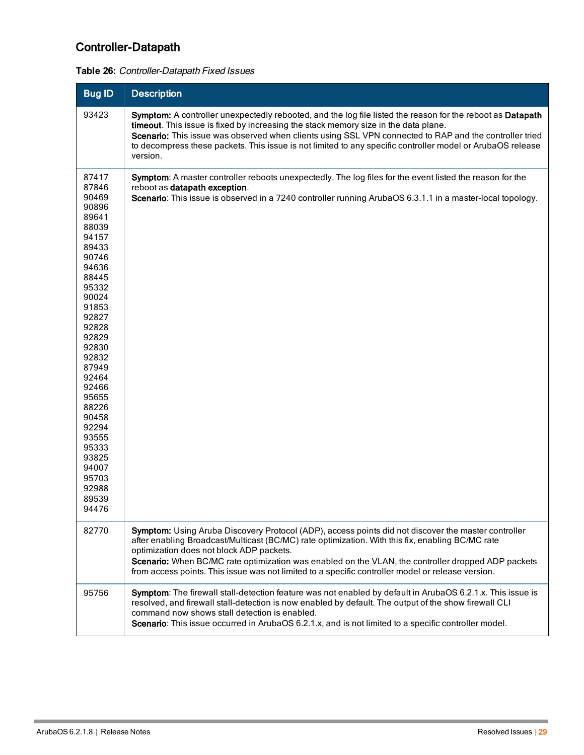## Controller-Datapath

**Table 26:** *Controller-Datapath Fixed Issues*

| Bug ID | Description |
|---|---|
| 93423 | **Symptom:** A controller unexpectedly rebooted, and the log file listed the reason for the reboot as **Datapath timeout**. This issue is fixed by increasing the stack memory size in the data plane.<br>**Scenario:** This issue was observed when clients using SSL VPN connected to RAP and the controller tried to decompress these packets. This issue is not limited to any specific controller model or ArubaOS release version. |
| 87417<br>87846<br>90469<br>90896<br>89641<br>88039<br>94157<br>89433<br>90746<br>94636<br>88445<br>95332<br>90024<br>91853<br>92827<br>92828<br>92829<br>92830<br>92832<br>87949<br>92464<br>92466<br>95655<br>88226<br>90458<br>92294<br>93555<br>95333<br>93825<br>94007<br>95703<br>92988<br>89539<br>94476 | **Symptom**: A master controller reboots unexpectedly. The log files for the event listed the reason for the reboot as **datapath exception**.<br>**Scenario**: This issue is observed in a 7240 controller running ArubaOS 6.3.1.1 in a master-local topology. |
| 82770 | **Symptom:** Using Aruba Discovery Protocol (ADP), access points did not discover the master controller after enabling Broadcast/Multicast (BC/MC) rate optimization. With this fix, enabling BC/MC rate optimization does not block ADP packets.<br>**Scenario:** When BC/MC rate optimization was enabled on the VLAN, the controller dropped ADP packets from access points. This issue was not limited to a specific controller model or release version. |
| 95756 | **Symptom**: The firewall stall-detection feature was not enabled by default in ArubaOS 6.2.1.x. This issue is resolved, and firewall stall-detection is now enabled by default. The output of the show firewall CLI command now shows stall detection is enabled.<br>**Scenario**: This issue occurred in ArubaOS 6.2.1.x, and is not limited to a specific controller model. |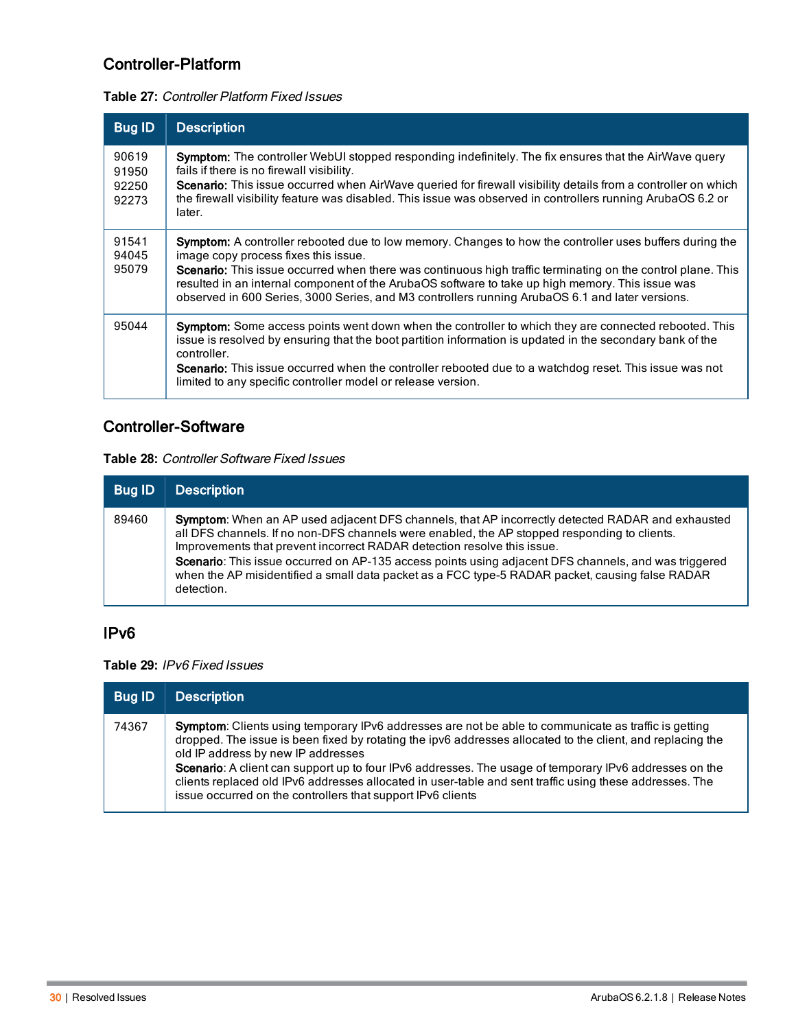## Controller-Platform

**Table 27:** *Controller Platform Fixed Issues*

| Bug ID | Description |
|---|---|
| 90619<br>91950<br>92250<br>92273 | **Symptom:** The controller WebUI stopped responding indefinitely. The fix ensures that the AirWave query fails if there is no firewall visibility.<br>**Scenario:** This issue occurred when AirWave queried for firewall visibility details from a controller on which the firewall visibility feature was disabled. This issue was observed in controllers running ArubaOS 6.2 or later. |
| 91541<br>94045<br>95079 | **Symptom:** A controller rebooted due to low memory. Changes to how the controller uses buffers during the image copy process fixes this issue.<br>**Scenario:** This issue occurred when there was continuous high traffic terminating on the control plane. This resulted in an internal component of the ArubaOS software to take up high memory. This issue was observed in 600 Series, 3000 Series, and M3 controllers running ArubaOS 6.1 and later versions. |
| 95044 | **Symptom:** Some access points went down when the controller to which they are connected rebooted. This issue is resolved by ensuring that the boot partition information is updated in the secondary bank of the controller.<br>**Scenario:** This issue occurred when the controller rebooted due to a watchdog reset. This issue was not limited to any specific controller model or release version. |

## Controller-Software

**Table 28:** *Controller Software Fixed Issues*

| Bug ID | Description |
|---|---|
| 89460 | **Symptom**: When an AP used adjacent DFS channels, that AP incorrectly detected RADAR and exhausted all DFS channels. If no non-DFS channels were enabled, the AP stopped responding to clients. Improvements that prevent incorrect RADAR detection resolve this issue.<br>**Scenario**: This issue occurred on AP-135 access points using adjacent DFS channels, and was triggered when the AP misidentified a small data packet as a FCC type-5 RADAR packet, causing false RADAR detection. |

## IPv6

**Table 29:** *IPv6 Fixed Issues*

| Bug ID | Description |
|---|---|
| 74367 | **Symptom**: Clients using temporary IPv6 addresses are not be able to communicate as traffic is getting dropped. The issue is been fixed by rotating the ipv6 addresses allocated to the client, and replacing the old IP address by new IP addresses<br>**Scenario**: A client can support up to four IPv6 addresses. The usage of temporary IPv6 addresses on the clients replaced old IPv6 addresses allocated in user-table and sent traffic using these addresses. The issue occurred on the controllers that support IPv6 clients |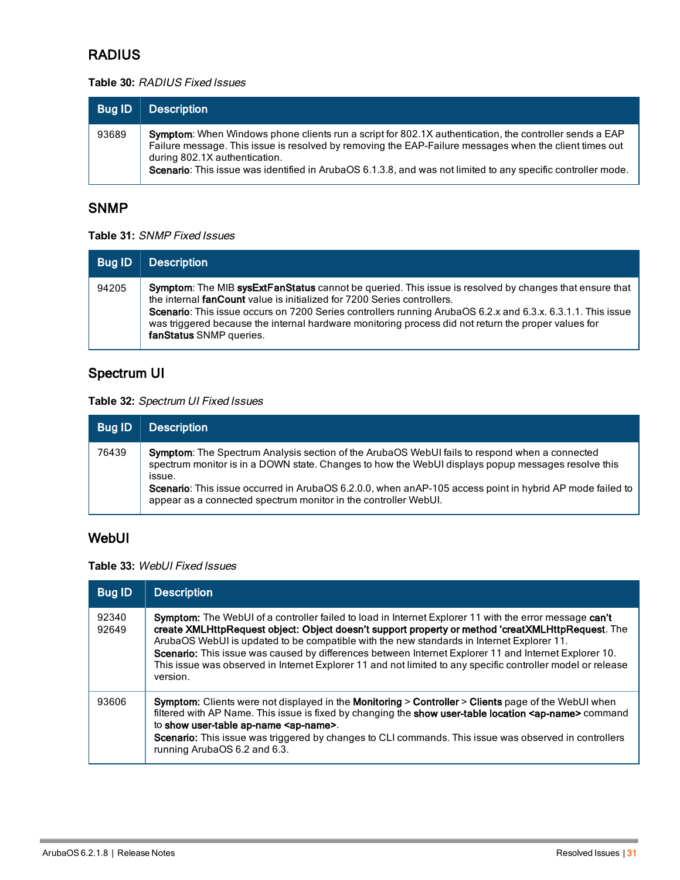## RADIUS

**Table 30:** *RADIUS Fixed Issues*

| Bug ID | Description |
|---|---|
| 93689 | **Symptom**: When Windows phone clients run a script for 802.1X authentication, the controller sends a EAP Failure message. This issue is resolved by removing the EAP-Failure messages when the client times out during 802.1X authentication.<br>**Scenario**: This issue was identified in ArubaOS 6.1.3.8, and was not limited to any specific controller mode. |

## SNMP

**Table 31:** *SNMP Fixed Issues*

| Bug ID | Description |
|---|---|
| 94205 | **Symptom**: The MIB **sysExtFanStatus** cannot be queried. This issue is resolved by changes that ensure that the internal **fanCount** value is initialized for 7200 Series controllers.<br>**Scenario**: This issue occurs on 7200 Series controllers running ArubaOS 6.2.x and 6.3.x. 6.3.1.1. This issue was triggered because the internal hardware monitoring process did not return the proper values for **fanStatus** SNMP queries. |

## Spectrum UI

**Table 32:** *Spectrum UI Fixed Issues*

| Bug ID | Description |
|---|---|
| 76439 | **Symptom**: The Spectrum Analysis section of the ArubaOS WebUI fails to respond when a connected spectrum monitor is in a DOWN state. Changes to how the WebUI displays popup messages resolve this issue.<br>**Scenario**: This issue occurred in ArubaOS 6.2.0.0, when anAP-105 access point in hybrid AP mode failed to appear as a connected spectrum monitor in the controller WebUI. |

## WebUI

**Table 33:** *WebUI Fixed Issues*

| Bug ID | Description |
|---|---|
| 92340<br>92649 | **Symptom:** The WebUI of a controller failed to load in Internet Explorer 11 with the error message **can't create XMLHttpRequest object: Object doesn't support property or method 'creatXMLHttpRequest**. The ArubaOS WebUI is updated to be compatible with the new standards in Internet Explorer 11.<br>**Scenario:** This issue was caused by differences between Internet Explorer 11 and Internet Explorer 10. This issue was observed in Internet Explorer 11 and not limited to any specific controller model or release version. |
| 93606 | **Symptom:** Clients were not displayed in the **Monitoring** > **Controller** > **Clients** page of the WebUI when filtered with AP Name. This issue is fixed by changing the **show user-table location <ap-name>** command to **show user-table ap-name <ap-name>**.<br>**Scenario:** This issue was triggered by changes to CLI commands. This issue was observed in controllers running ArubaOS 6.2 and 6.3. |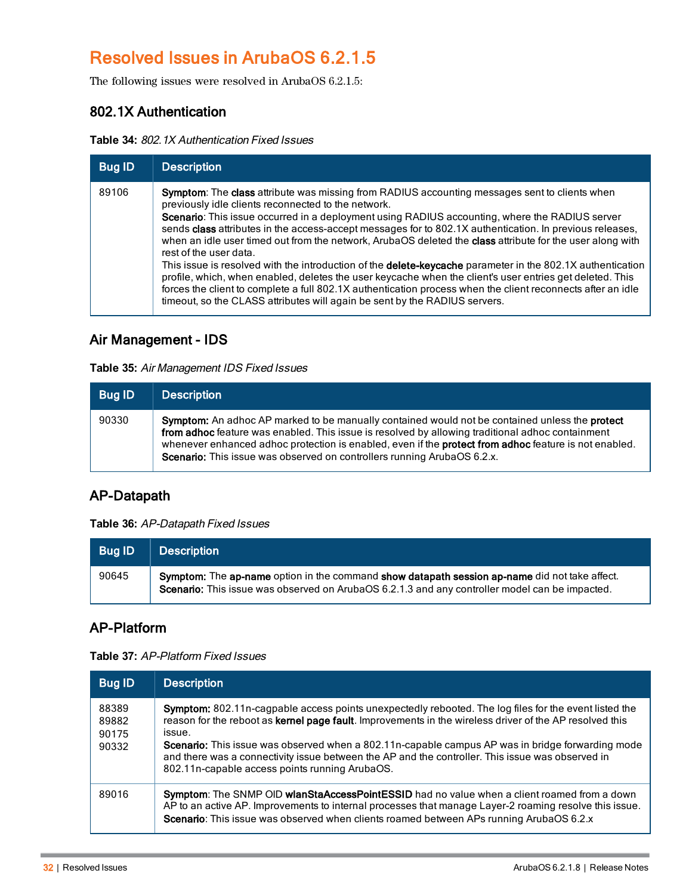## Resolved Issues in ArubaOS 6.2.1.5

The following issues were resolved in ArubaOS 6.2.1.5:

### 802.1X Authentication

**Table 34:** *802.1X Authentication Fixed Issues*

| Bug ID | Description |
|---|---|
| 89106 | **Symptom**: The **class** attribute was missing from RADIUS accounting messages sent to clients when previously idle clients reconnected to the network.<br>**Scenario**: This issue occurred in a deployment using RADIUS accounting, where the RADIUS server sends **class** attributes in the access-accept messages for to 802.1X authentication. In previous releases, when an idle user timed out from the network, ArubaOS deleted the **class** attribute for the user along with rest of the user data.<br>This issue is resolved with the introduction of the **delete-keycache** parameter in the 802.1X authentication profile, which, when enabled, deletes the user keycache when the client's user entries get deleted. This forces the client to complete a full 802.1X authentication process when the client reconnects after an idle timeout, so the CLASS attributes will again be sent by the RADIUS servers. |

### Air Management - IDS

**Table 35:** *Air Management IDS Fixed Issues*

| Bug ID | Description |
|---|---|
| 90330 | **Symptom:** An adhoc AP marked to be manually contained would not be contained unless the **protect from adhoc** feature was enabled. This issue is resolved by allowing traditional adhoc containment whenever enhanced adhoc protection is enabled, even if the **protect from adhoc** feature is not enabled.<br>**Scenario:** This issue was observed on controllers running ArubaOS 6.2.x. |

### AP-Datapath

**Table 36:** *AP-Datapath Fixed Issues*

| Bug ID | Description |
|---|---|
| 90645 | **Symptom:** The **ap-name** option in the command **show datapath session ap-name** did not take affect.<br>**Scenario:** This issue was observed on ArubaOS 6.2.1.3 and any controller model can be impacted. |

### AP-Platform

**Table 37:** *AP-Platform Fixed Issues*

| Bug ID | Description |
|---|---|
| 88389<br>89882<br>90175<br>90332 | **Symptom:** 802.11n-cagpable access points unexpectedly rebooted. The log files for the event listed the reason for the reboot as **kernel page fault**. Improvements in the wireless driver of the AP resolved this issue.<br>**Scenario:** This issue was observed when a 802.11n-capable campus AP was in bridge forwarding mode and there was a connectivity issue between the AP and the controller. This issue was observed in 802.11n-capable access points running ArubaOS. |
| 89016 | **Symptom**: The SNMP OID **wlanStaAccessPointESSID** had no value when a client roamed from a down AP to an active AP. Improvements to internal processes that manage Layer-2 roaming resolve this issue.<br>**Scenario**: This issue was observed when clients roamed between APs running ArubaOS 6.2.x |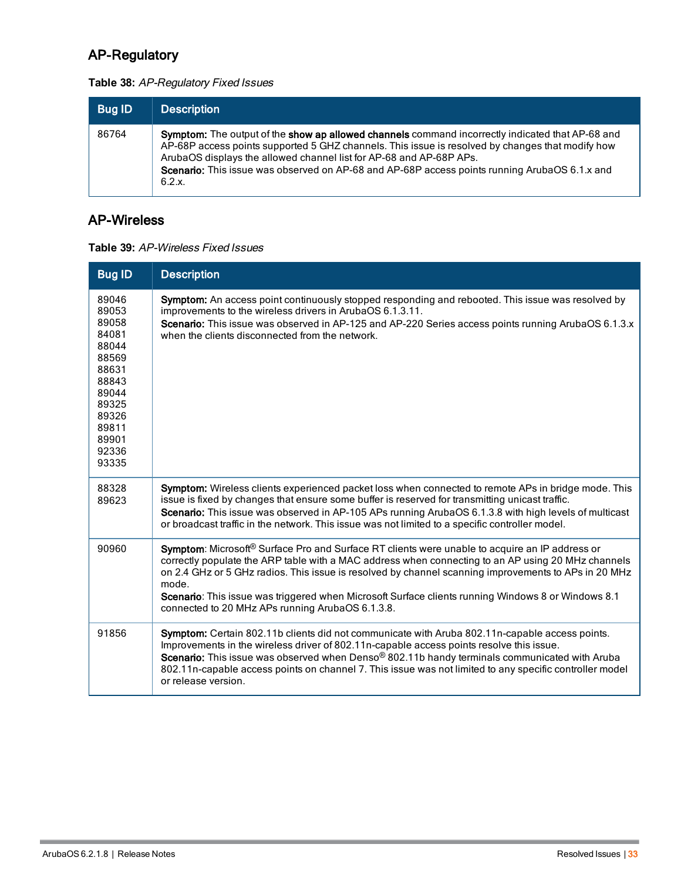## AP-Regulatory

**Table 38:** *AP-Regulatory Fixed Issues*

| Bug ID | Description |
|---|---|
| 86764 | **Symptom:** The output of the **show ap allowed channels** command incorrectly indicated that AP-68 and AP-68P access points supported 5 GHZ channels. This issue is resolved by changes that modify how ArubaOS displays the allowed channel list for AP-68 and AP-68P APs.<br>**Scenario:** This issue was observed on AP-68 and AP-68P access points running ArubaOS 6.1.x and 6.2.x. |

## AP-Wireless

**Table 39:** *AP-Wireless Fixed Issues*

| Bug ID | Description |
|---|---|
| 89046<br>89053<br>89058<br>84081<br>88044<br>88569<br>88631<br>88843<br>89044<br>89325<br>89326<br>89811<br>89901<br>92336<br>93335 | **Symptom:** An access point continuously stopped responding and rebooted. This issue was resolved by improvements to the wireless drivers in ArubaOS 6.1.3.11.<br>**Scenario:** This issue was observed in AP-125 and AP-220 Series access points running ArubaOS 6.1.3.x when the clients disconnected from the network. |
| 88328<br>89623 | **Symptom:** Wireless clients experienced packet loss when connected to remote APs in bridge mode. This issue is fixed by changes that ensure some buffer is reserved for transmitting unicast traffic.<br>**Scenario:** This issue was observed in AP-105 APs running ArubaOS 6.1.3.8 with high levels of multicast or broadcast traffic in the network. This issue was not limited to a specific controller model. |
| 90960 | **Symptom**: Microsoft® Surface Pro and Surface RT clients were unable to acquire an IP address or correctly populate the ARP table with a MAC address when connecting to an AP using 20 MHz channels on 2.4 GHz or 5 GHz radios. This issue is resolved by channel scanning improvements to APs in 20 MHz mode.<br>**Scenario**: This issue was triggered when Microsoft Surface clients running Windows 8 or Windows 8.1 connected to 20 MHz APs running ArubaOS 6.1.3.8. |
| 91856 | **Symptom:** Certain 802.11b clients did not communicate with Aruba 802.11n-capable access points. Improvements in the wireless driver of 802.11n-capable access points resolve this issue.<br>**Scenario:** This issue was observed when Denso® 802.11b handy terminals communicated with Aruba 802.11n-capable access points on channel 7. This issue was not limited to any specific controller model or release version. |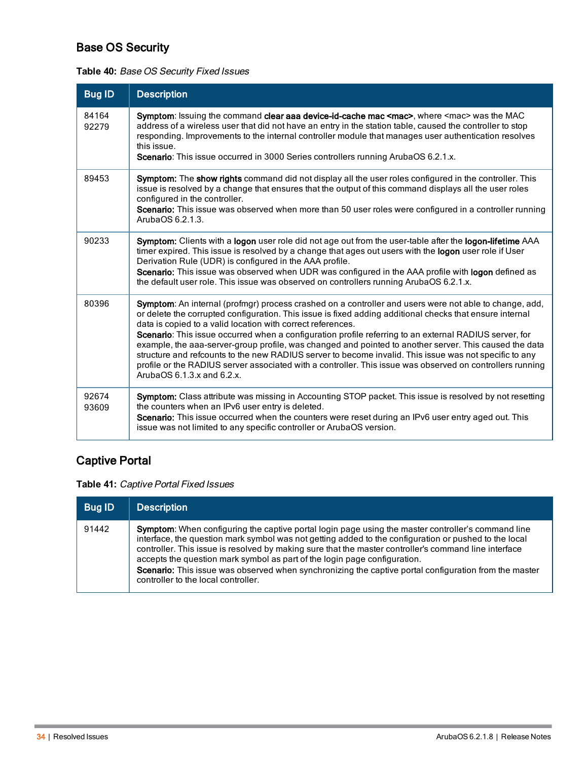## Base OS Security

**Table 40:** *Base OS Security Fixed Issues*

| Bug ID | Description |
|---|---|
| 84164 92279 | **Symptom**: Issuing the command **clear aaa device-id-cache mac <mac>**, where <mac> was the MAC address of a wireless user that did not have an entry in the station table, caused the controller to stop responding. Improvements to the internal controller module that manages user authentication resolves this issue.<br>**Scenario**: This issue occurred in 3000 Series controllers running ArubaOS 6.2.1.x. |
| 89453 | **Symptom:** The **show rights** command did not display all the user roles configured in the controller. This issue is resolved by a change that ensures that the output of this command displays all the user roles configured in the controller.<br>**Scenario:** This issue was observed when more than 50 user roles were configured in a controller running ArubaOS 6.2.1.3. |
| 90233 | **Symptom:** Clients with a **logon** user role did not age out from the user-table after the **logon-lifetime** AAA timer expired. This issue is resolved by a change that ages out users with the **logon** user role if User Derivation Rule (UDR) is configured in the AAA profile.<br>**Scenario:** This issue was observed when UDR was configured in the AAA profile with **logon** defined as the default user role. This issue was observed on controllers running ArubaOS 6.2.1.x. |
| 80396 | **Symptom**: An internal (profmgr) process crashed on a controller and users were not able to change, add, or delete the corrupted configuration. This issue is fixed adding additional checks that ensure internal data is copied to a valid location with correct references.<br>**Scenario**: This issue occurred when a configuration profile referring to an external RADIUS server, for example, the aaa-server-group profile, was changed and pointed to another server. This caused the data structure and refcounts to the new RADIUS server to become invalid. This issue was not specific to any profile or the RADIUS server associated with a controller. This issue was observed on controllers running ArubaOS 6.1.3.x and 6.2.x. |
| 92674 93609 | **Symptom:** Class attribute was missing in Accounting STOP packet. This issue is resolved by not resetting the counters when an IPv6 user entry is deleted.<br>**Scenario:** This issue occurred when the counters were reset during an IPv6 user entry aged out. This issue was not limited to any specific controller or ArubaOS version. |

## Captive Portal

**Table 41:** *Captive Portal Fixed Issues*

| Bug ID | Description |
|---|---|
| 91442 | **Symptom**: When configuring the captive portal login page using the master controller's command line interface, the question mark symbol was not getting added to the configuration or pushed to the local controller. This issue is resolved by making sure that the master controller's command line interface accepts the question mark symbol as part of the login page configuration.<br>**Scenario:** This issue was observed when synchronizing the captive portal configuration from the master controller to the local controller. |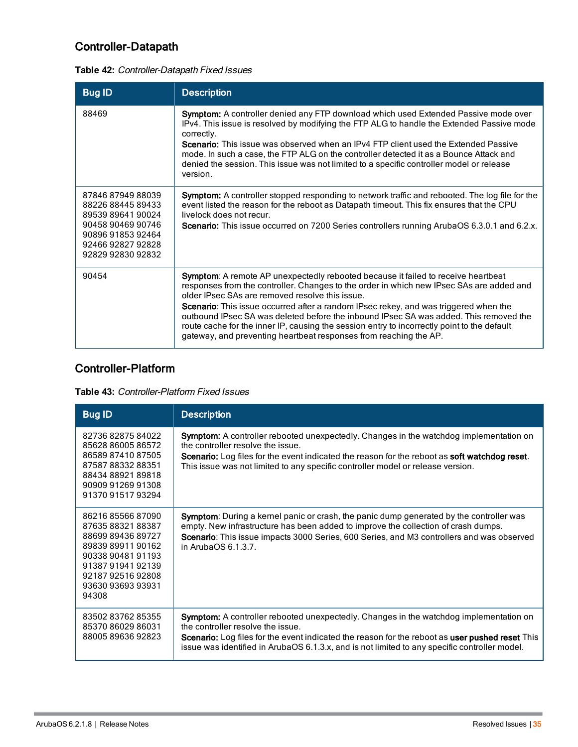## Controller-Datapath

**Table 42:** *Controller-Datapath Fixed Issues*

| Bug ID | Description |
|---|---|
| 88469 | **Symptom:** A controller denied any FTP download which used Extended Passive mode over IPv4. This issue is resolved by modifying the FTP ALG to handle the Extended Passive mode correctly.<br>**Scenario:** This issue was observed when an IPv4 FTP client used the Extended Passive mode. In such a case, the FTP ALG on the controller detected it as a Bounce Attack and denied the session. This issue was not limited to a specific controller model or release version. |
| 87846 87949 88039 88226 88445 89433 89539 89641 90024 90458 90469 90746 90896 91853 92464 92466 92827 92828 92829 92830 92832 | **Symptom:** A controller stopped responding to network traffic and rebooted. The log file for the event listed the reason for the reboot as Datapath timeout. This fix ensures that the CPU livelock does not recur.<br>**Scenario:** This issue occurred on 7200 Series controllers running ArubaOS 6.3.0.1 and 6.2.x. |
| 90454 | **Symptom**: A remote AP unexpectedly rebooted because it failed to receive heartbeat responses from the controller. Changes to the order in which new IPsec SAs are added and older IPsec SAs are removed resolve this issue.<br>**Scenario**: This issue occurred after a random IPsec rekey, and was triggered when the outbound IPsec SA was deleted before the inbound IPsec SA was added. This removed the route cache for the inner IP, causing the session entry to incorrectly point to the default gateway, and preventing heartbeat responses from reaching the AP. |

## Controller-Platform

**Table 43:** *Controller-Platform Fixed Issues*

| Bug ID | Description |
|---|---|
| 82736 82875 84022 85628 86005 86572 86589 87410 87505 87587 88332 88351 88434 88921 89818 90909 91269 91308 91370 91517 93294 | **Symptom:** A controller rebooted unexpectedly. Changes in the watchdog implementation on the controller resolve the issue.<br>**Scenario:** Log files for the event indicated the reason for the reboot as **soft watchdog reset**. This issue was not limited to any specific controller model or release version. |
| 86216 85566 87090 87635 88321 88387 88699 89436 89727 89839 89911 90162 90338 90481 91193 91387 91941 92139 92187 92516 92808 93630 93693 93931 94308 | **Symptom**: During a kernel panic or crash, the panic dump generated by the controller was empty. New infrastructure has been added to improve the collection of crash dumps.<br>**Scenario**: This issue impacts 3000 Series, 600 Series, and M3 controllers and was observed in ArubaOS 6.1.3.7. |
| 83502 83762 85355 85370 86029 86031 88005 89636 92823 | **Symptom:** A controller rebooted unexpectedly. Changes in the watchdog implementation on the controller resolve the issue.<br>**Scenario:** Log files for the event indicated the reason for the reboot as **user pushed reset** This issue was identified in ArubaOS 6.1.3.x, and is not limited to any specific controller model. |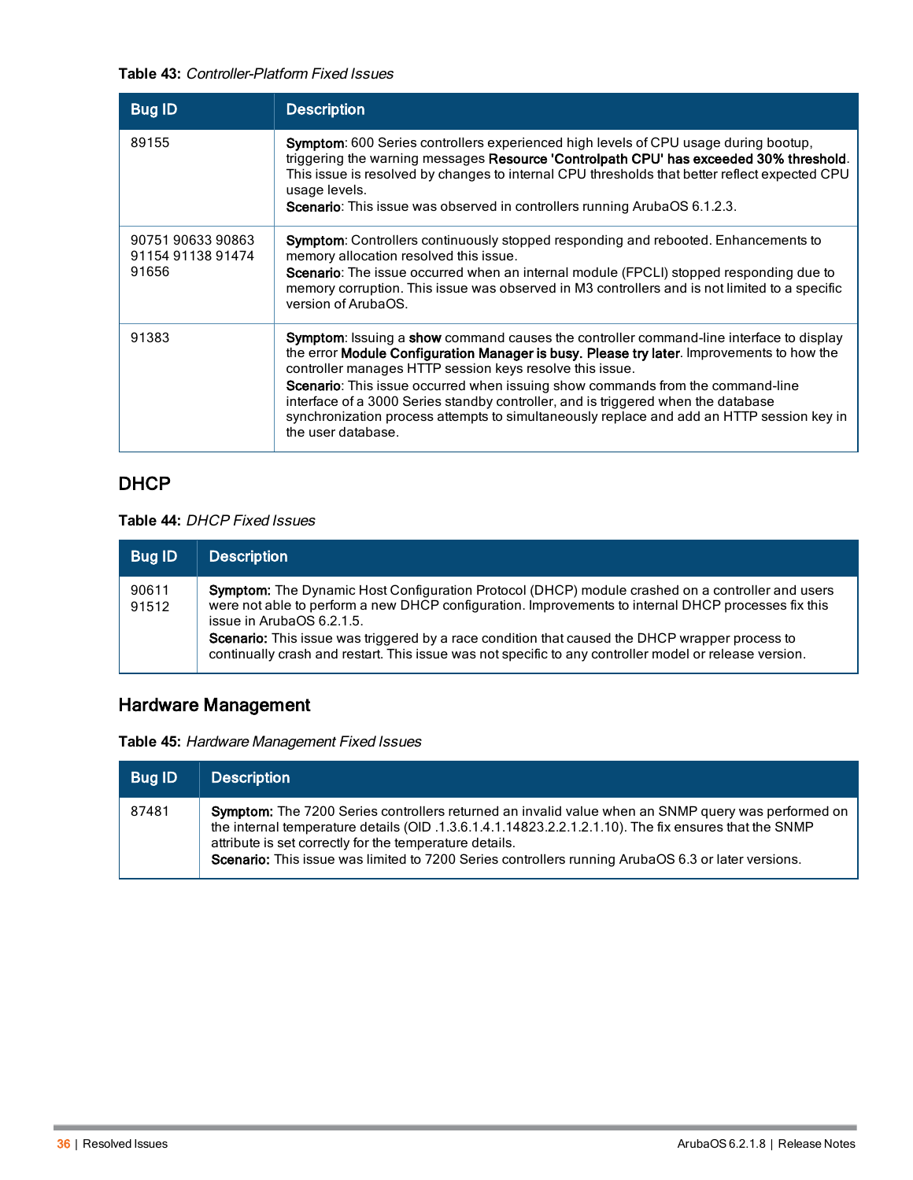**Table 43:** *Controller-Platform Fixed Issues*

| Bug ID | Description |
|---|---|
| 89155 | **Symptom**: 600 Series controllers experienced high levels of CPU usage during bootup, triggering the warning messages **Resource 'Controlpath CPU' has exceeded 30% threshold**. This issue is resolved by changes to internal CPU thresholds that better reflect expected CPU usage levels.<br>**Scenario**: This issue was observed in controllers running ArubaOS 6.1.2.3. |
| 90751 90633 90863 91154 91138 91474 91656 | **Symptom**: Controllers continuously stopped responding and rebooted. Enhancements to memory allocation resolved this issue.<br>**Scenario**: The issue occurred when an internal module (FPCLI) stopped responding due to memory corruption. This issue was observed in M3 controllers and is not limited to a specific version of ArubaOS. |
| 91383 | **Symptom**: Issuing a **show** command causes the controller command-line interface to display the error **Module Configuration Manager is busy. Please try later**. Improvements to how the controller manages HTTP session keys resolve this issue.<br>**Scenario**: This issue occurred when issuing show commands from the command-line interface of a 3000 Series standby controller, and is triggered when the database synchronization process attempts to simultaneously replace and add an HTTP session key in the user database. |

## DHCP

**Table 44:** *DHCP Fixed Issues*

| Bug ID | Description |
|---|---|
| 90611 91512 | **Symptom:** The Dynamic Host Configuration Protocol (DHCP) module crashed on a controller and users were not able to perform a new DHCP configuration. Improvements to internal DHCP processes fix this issue in ArubaOS 6.2.1.5.<br>**Scenario:** This issue was triggered by a race condition that caused the DHCP wrapper process to continually crash and restart. This issue was not specific to any controller model or release version. |

## Hardware Management

**Table 45:** *Hardware Management Fixed Issues*

| Bug ID | Description |
|---|---|
| 87481 | **Symptom:** The 7200 Series controllers returned an invalid value when an SNMP query was performed on the internal temperature details (OID .1.3.6.1.4.1.14823.2.2.1.2.1.10). The fix ensures that the SNMP attribute is set correctly for the temperature details.<br>**Scenario:** This issue was limited to 7200 Series controllers running ArubaOS 6.3 or later versions. |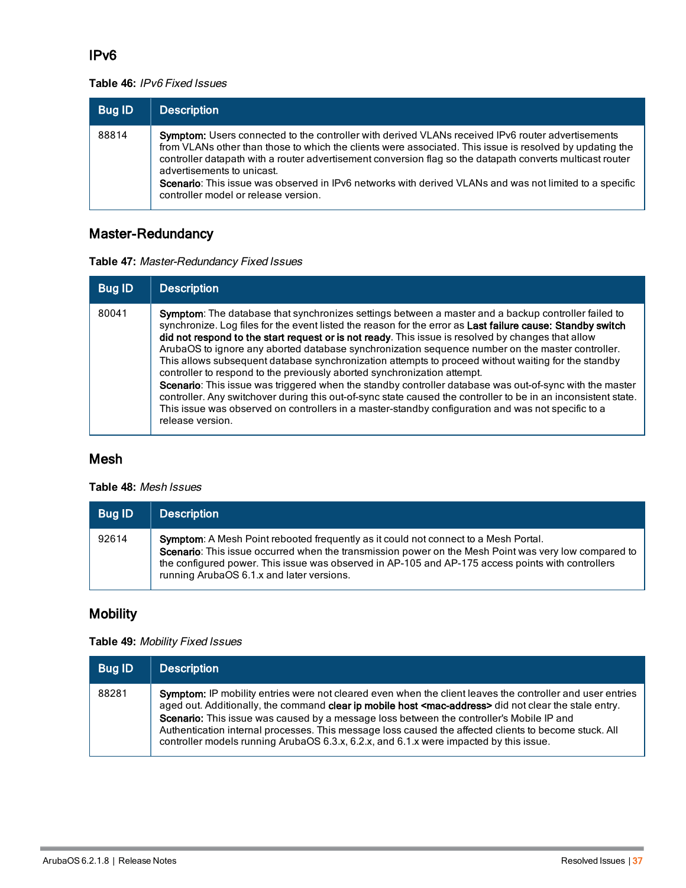## IPv6

**Table 46:** *IPv6 Fixed Issues*

| Bug ID | Description |
|---|---|
| 88814 | **Symptom:** Users connected to the controller with derived VLANs received IPv6 router advertisements from VLANs other than those to which the clients were associated. This issue is resolved by updating the controller datapath with a router advertisement conversion flag so the datapath converts multicast router advertisements to unicast.<br>**Scenario**: This issue was observed in IPv6 networks with derived VLANs and was not limited to a specific controller model or release version. |

## Master-Redundancy

**Table 47:** *Master-Redundancy Fixed Issues*

| Bug ID | Description |
|---|---|
| 80041 | **Symptom**: The database that synchronizes settings between a master and a backup controller failed to synchronize. Log files for the event listed the reason for the error as **Last failure cause: Standby switch did not respond to the start request or is not ready**. This issue is resolved by changes that allow ArubaOS to ignore any aborted database synchronization sequence number on the master controller. This allows subsequent database synchronization attempts to proceed without waiting for the standby controller to respond to the previously aborted synchronization attempt.<br>**Scenario**: This issue was triggered when the standby controller database was out-of-sync with the master controller. Any switchover during this out-of-sync state caused the controller to be in an inconsistent state. This issue was observed on controllers in a master-standby configuration and was not specific to a release version. |

## Mesh

**Table 48:** *Mesh Issues*

| Bug ID | Description |
|---|---|
| 92614 | **Symptom**: A Mesh Point rebooted frequently as it could not connect to a Mesh Portal.<br>**Scenario**: This issue occurred when the transmission power on the Mesh Point was very low compared to the configured power. This issue was observed in AP-105 and AP-175 access points with controllers running ArubaOS 6.1.x and later versions. |

## Mobility

**Table 49:** *Mobility Fixed Issues*

| Bug ID | Description |
|---|---|
| 88281 | **Symptom:** IP mobility entries were not cleared even when the client leaves the controller and user entries aged out. Additionally, the command **clear ip mobile host <mac-address>** did not clear the stale entry.<br>**Scenario:** This issue was caused by a message loss between the controller's Mobile IP and Authentication internal processes. This message loss caused the affected clients to become stuck. All controller models running ArubaOS 6.3.x, 6.2.x, and 6.1.x were impacted by this issue. |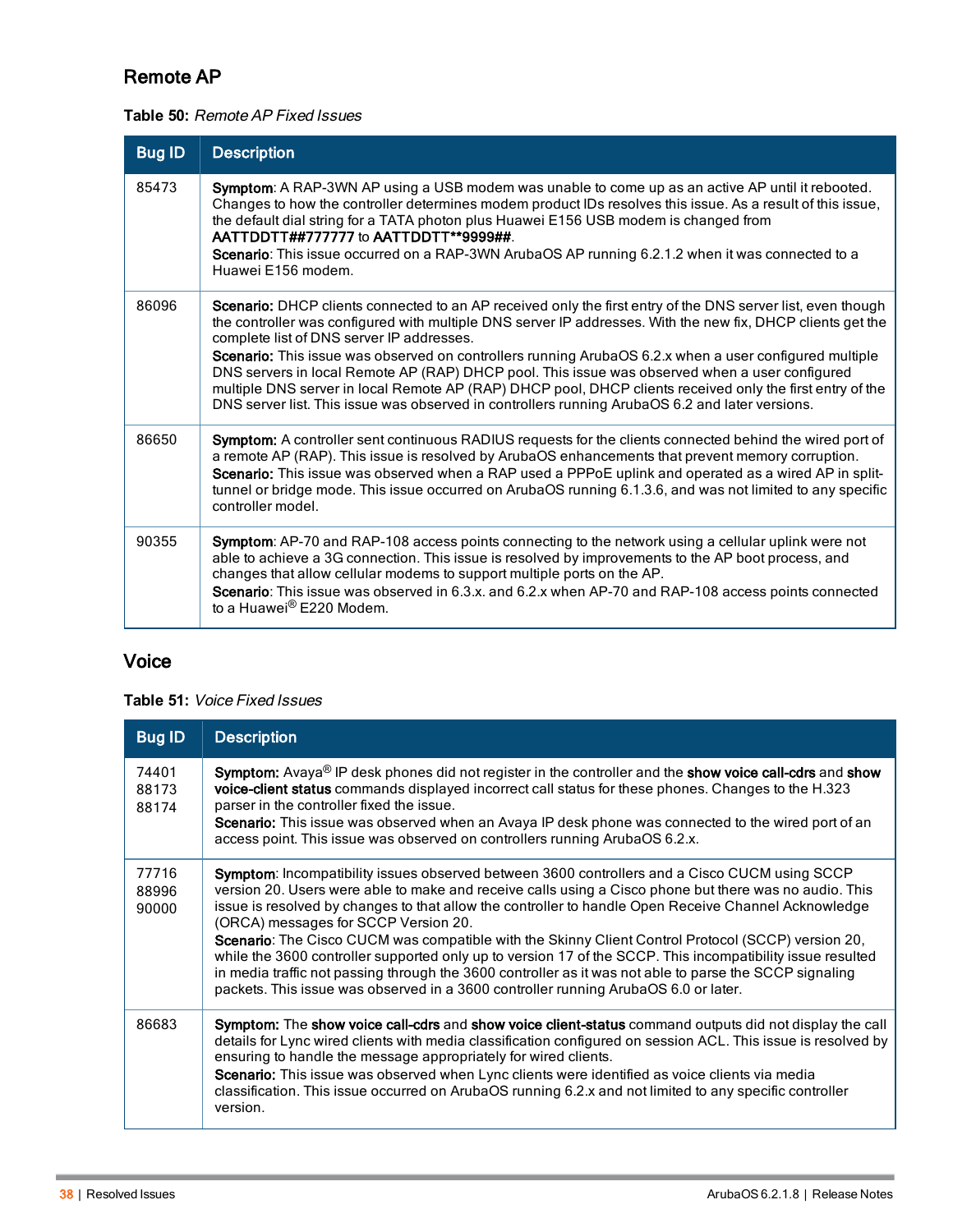## Remote AP

**Table 50:** *Remote AP Fixed Issues*

| Bug ID | Description |
|---|---|
| 85473 | **Symptom**: A RAP-3WN AP using a USB modem was unable to come up as an active AP until it rebooted. Changes to how the controller determines modem product IDs resolves this issue. As a result of this issue, the default dial string for a TATA photon plus Huawei E156 USB modem is changed from **AATTDDTT##777777** to **AATTDDTT**9999##**.<br>**Scenario**: This issue occurred on a RAP-3WN ArubaOS AP running 6.2.1.2 when it was connected to a Huawei E156 modem. |
| 86096 | **Scenario:** DHCP clients connected to an AP received only the first entry of the DNS server list, even though the controller was configured with multiple DNS server IP addresses. With the new fix, DHCP clients get the complete list of DNS server IP addresses.<br>**Scenario:** This issue was observed on controllers running ArubaOS 6.2.x when a user configured multiple DNS servers in local Remote AP (RAP) DHCP pool. This issue was observed when a user configured multiple DNS server in local Remote AP (RAP) DHCP pool, DHCP clients received only the first entry of the DNS server list. This issue was observed in controllers running ArubaOS 6.2 and later versions. |
| 86650 | **Symptom:** A controller sent continuous RADIUS requests for the clients connected behind the wired port of a remote AP (RAP). This issue is resolved by ArubaOS enhancements that prevent memory corruption.<br>**Scenario:** This issue was observed when a RAP used a PPPoE uplink and operated as a wired AP in split-tunnel or bridge mode. This issue occurred on ArubaOS running 6.1.3.6, and was not limited to any specific controller model. |
| 90355 | **Symptom**: AP-70 and RAP-108 access points connecting to the network using a cellular uplink were not able to achieve a 3G connection. This issue is resolved by improvements to the AP boot process, and changes that allow cellular modems to support multiple ports on the AP.<br>**Scenario**: This issue was observed in 6.3.x. and 6.2.x when AP-70 and RAP-108 access points connected to a Huawei® E220 Modem. |

## Voice

**Table 51:** *Voice Fixed Issues*

| Bug ID | Description |
|---|---|
| 74401<br>88173<br>88174 | **Symptom:** Avaya® IP desk phones did not register in the controller and the **show voice call-cdrs** and **show voice-client status** commands displayed incorrect call status for these phones. Changes to the H.323 parser in the controller fixed the issue.<br>**Scenario:** This issue was observed when an Avaya IP desk phone was connected to the wired port of an access point. This issue was observed on controllers running ArubaOS 6.2.x. |
| 77716<br>88996<br>90000 | **Symptom**: Incompatibility issues observed between 3600 controllers and a Cisco CUCM using SCCP version 20. Users were able to make and receive calls using a Cisco phone but there was no audio. This issue is resolved by changes to that allow the controller to handle Open Receive Channel Acknowledge (ORCA) messages for SCCP Version 20.<br>**Scenario**: The Cisco CUCM was compatible with the Skinny Client Control Protocol (SCCP) version 20, while the 3600 controller supported only up to version 17 of the SCCP. This incompatibility issue resulted in media traffic not passing through the 3600 controller as it was not able to parse the SCCP signaling packets. This issue was observed in a 3600 controller running ArubaOS 6.0 or later. |
| 86683 | **Symptom:** The **show voice call-cdrs** and **show voice client-status** command outputs did not display the call details for Lync wired clients with media classification configured on session ACL. This issue is resolved by ensuring to handle the message appropriately for wired clients.<br>**Scenario:** This issue was observed when Lync clients were identified as voice clients via media classification. This issue occurred on ArubaOS running 6.2.x and not limited to any specific controller version. |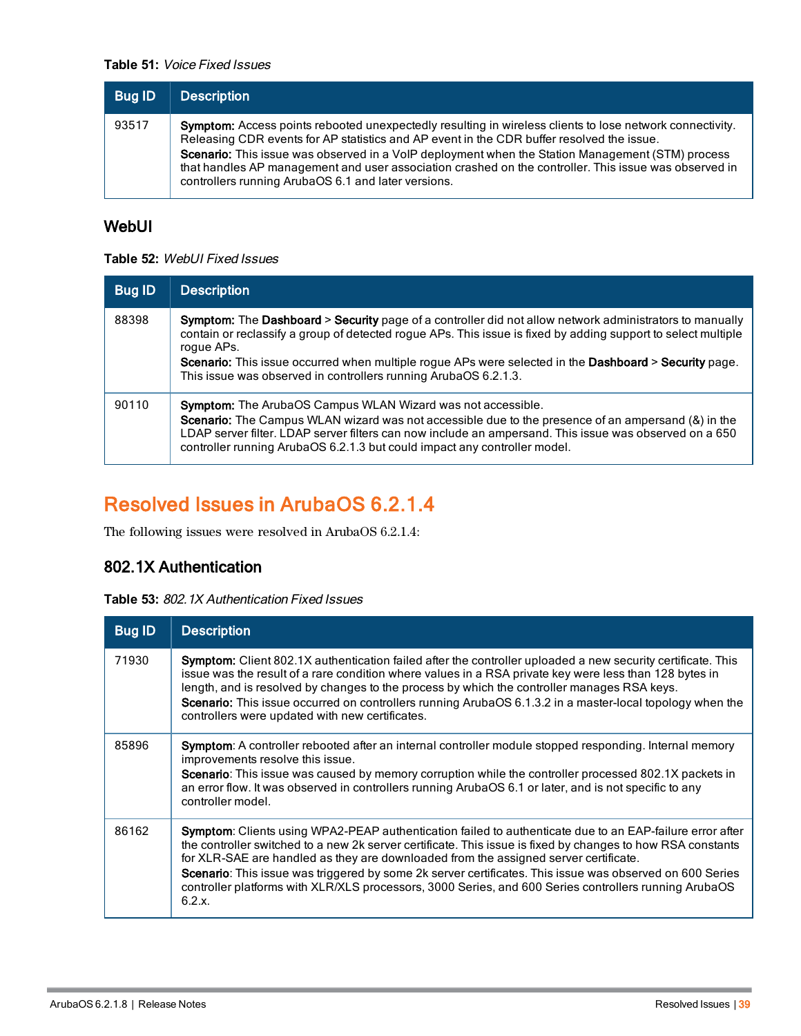**Table 51:** *Voice Fixed Issues*

| Bug ID | Description |
|---|---|
| 93517 | **Symptom:** Access points rebooted unexpectedly resulting in wireless clients to lose network connectivity. Releasing CDR events for AP statistics and AP event in the CDR buffer resolved the issue.<br>**Scenario:** This issue was observed in a VoIP deployment when the Station Management (STM) process that handles AP management and user association crashed on the controller. This issue was observed in controllers running ArubaOS 6.1 and later versions. |

### WebUI

**Table 52:** *WebUI Fixed Issues*

| Bug ID | Description |
|---|---|
| 88398 | **Symptom:** The **Dashboard** > **Security** page of a controller did not allow network administrators to manually contain or reclassify a group of detected rogue APs. This issue is fixed by adding support to select multiple rogue APs.<br>**Scenario:** This issue occurred when multiple rogue APs were selected in the **Dashboard** > **Security** page. This issue was observed in controllers running ArubaOS 6.2.1.3. |
| 90110 | **Symptom:** The ArubaOS Campus WLAN Wizard was not accessible.<br>**Scenario:** The Campus WLAN wizard was not accessible due to the presence of an ampersand (&) in the LDAP server filter. LDAP server filters can now include an ampersand. This issue was observed on a 650 controller running ArubaOS 6.2.1.3 but could impact any controller model. |

## Resolved Issues in ArubaOS 6.2.1.4

The following issues were resolved in ArubaOS 6.2.1.4:

### 802.1X Authentication

**Table 53:** *802.1X Authentication Fixed Issues*

| Bug ID | Description |
|---|---|
| 71930 | **Symptom:** Client 802.1X authentication failed after the controller uploaded a new security certificate. This issue was the result of a rare condition where values in a RSA private key were less than 128 bytes in length, and is resolved by changes to the process by which the controller manages RSA keys.<br>**Scenario:** This issue occurred on controllers running ArubaOS 6.1.3.2 in a master-local topology when the controllers were updated with new certificates. |
| 85896 | **Symptom**: A controller rebooted after an internal controller module stopped responding. Internal memory improvements resolve this issue.<br>**Scenario**: This issue was caused by memory corruption while the controller processed 802.1X packets in an error flow. It was observed in controllers running ArubaOS 6.1 or later, and is not specific to any controller model. |
| 86162 | **Symptom**: Clients using WPA2-PEAP authentication failed to authenticate due to an EAP-failure error after the controller switched to a new 2k server certificate. This issue is fixed by changes to how RSA constants for XLR-SAE are handled as they are downloaded from the assigned server certificate.<br>**Scenario**: This issue was triggered by some 2k server certificates. This issue was observed on 600 Series controller platforms with XLR/XLS processors, 3000 Series, and 600 Series controllers running ArubaOS 6.2.x. |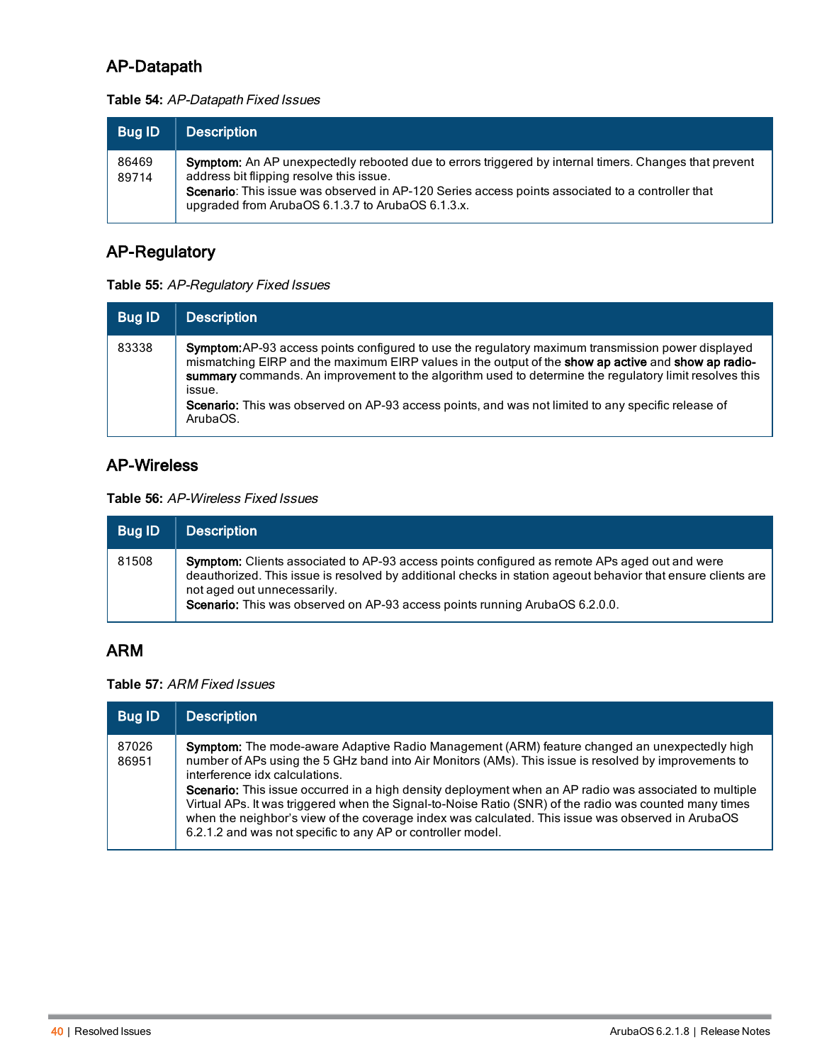## AP-Datapath

**Table 54:** *AP-Datapath Fixed Issues*

| Bug ID | Description |
|---|---|
| 86469<br>89714 | **Symptom:** An AP unexpectedly rebooted due to errors triggered by internal timers. Changes that prevent address bit flipping resolve this issue.<br>**Scenario**: This issue was observed in AP-120 Series access points associated to a controller that upgraded from ArubaOS 6.1.3.7 to ArubaOS 6.1.3.x. |

## AP-Regulatory

**Table 55:** *AP-Regulatory Fixed Issues*

| Bug ID | Description |
|---|---|
| 83338 | **Symptom:**AP-93 access points configured to use the regulatory maximum transmission power displayed mismatching EIRP and the maximum EIRP values in the output of the **show ap active** and **show ap radio-summary** commands. An improvement to the algorithm used to determine the regulatory limit resolves this issue.<br>**Scenario:** This was observed on AP-93 access points, and was not limited to any specific release of ArubaOS. |

## AP-Wireless

**Table 56:** *AP-Wireless Fixed Issues*

| Bug ID | Description |
|---|---|
| 81508 | **Symptom:** Clients associated to AP-93 access points configured as remote APs aged out and were deauthorized. This issue is resolved by additional checks in station ageout behavior that ensure clients are not aged out unnecessarily.<br>**Scenario:** This was observed on AP-93 access points running ArubaOS 6.2.0.0. |

## ARM

**Table 57:** *ARM Fixed Issues*

| Bug ID | Description |
|---|---|
| 87026<br>86951 | **Symptom:** The mode-aware Adaptive Radio Management (ARM) feature changed an unexpectedly high number of APs using the 5 GHz band into Air Monitors (AMs). This issue is resolved by improvements to interference idx calculations.<br>**Scenario:** This issue occurred in a high density deployment when an AP radio was associated to multiple Virtual APs. It was triggered when the Signal-to-Noise Ratio (SNR) of the radio was counted many times when the neighbor's view of the coverage index was calculated. This issue was observed in ArubaOS 6.2.1.2 and was not specific to any AP or controller model. |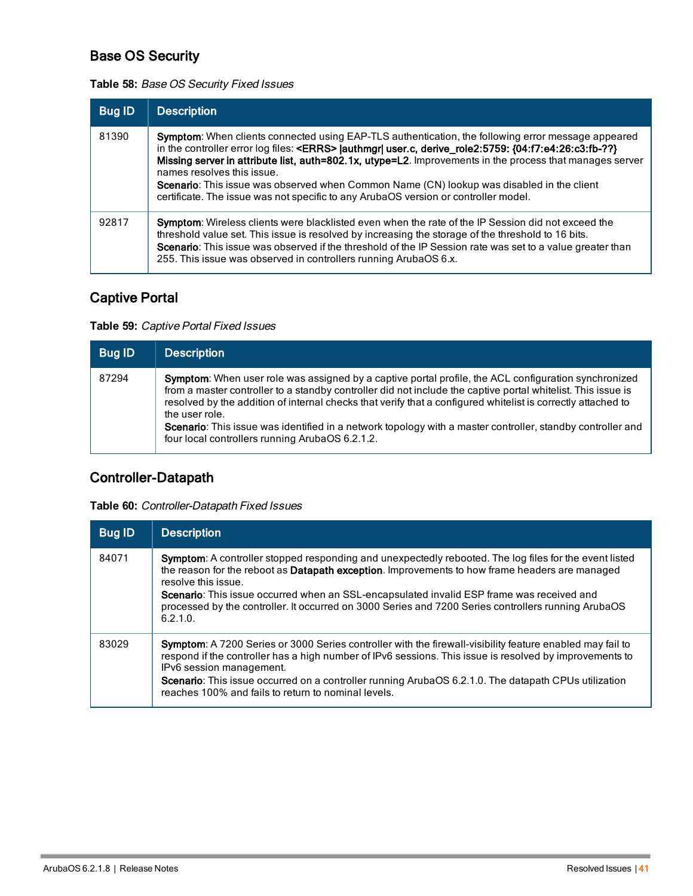## Base OS Security

**Table 58:** *Base OS Security Fixed Issues*

| Bug ID | Description |
|---|---|
| 81390 | **Symptom**: When clients connected using EAP-TLS authentication, the following error message appeared in the controller error log files: **<ERRS> \|authmgr\| user.c, derive_role2:5759: {04:f7:e4:26:c3:fb-??} Missing server in attribute list, auth=802.1x, utype=L2**. Improvements in the process that manages server names resolves this issue.<br>**Scenario**: This issue was observed when Common Name (CN) lookup was disabled in the client certificate. The issue was not specific to any ArubaOS version or controller model. |
| 92817 | **Symptom**: Wireless clients were blacklisted even when the rate of the IP Session did not exceed the threshold value set. This issue is resolved by increasing the storage of the threshold to 16 bits.<br>**Scenario**: This issue was observed if the threshold of the IP Session rate was set to a value greater than 255. This issue was observed in controllers running ArubaOS 6.x. |

## Captive Portal

**Table 59:** *Captive Portal Fixed Issues*

| Bug ID | Description |
|---|---|
| 87294 | **Symptom**: When user role was assigned by a captive portal profile, the ACL configuration synchronized from a master controller to a standby controller did not include the captive portal whitelist. This issue is resolved by the addition of internal checks that verify that a configured whitelist is correctly attached to the user role.<br>**Scenario**: This issue was identified in a network topology with a master controller, standby controller and four local controllers running ArubaOS 6.2.1.2. |

## Controller-Datapath

**Table 60:** *Controller-Datapath Fixed Issues*

| Bug ID | Description |
|---|---|
| 84071 | **Symptom**: A controller stopped responding and unexpectedly rebooted. The log files for the event listed the reason for the reboot as **Datapath exception**. Improvements to how frame headers are managed resolve this issue.<br>**Scenario**: This issue occurred when an SSL-encapsulated invalid ESP frame was received and processed by the controller. It occurred on 3000 Series and 7200 Series controllers running ArubaOS 6.2.1.0. |
| 83029 | **Symptom**: A 7200 Series or 3000 Series controller with the firewall-visibility feature enabled may fail to respond if the controller has a high number of IPv6 sessions. This issue is resolved by improvements to IPv6 session management.<br>**Scenario**: This issue occurred on a controller running ArubaOS 6.2.1.0. The datapath CPUs utilization reaches 100% and fails to return to nominal levels. |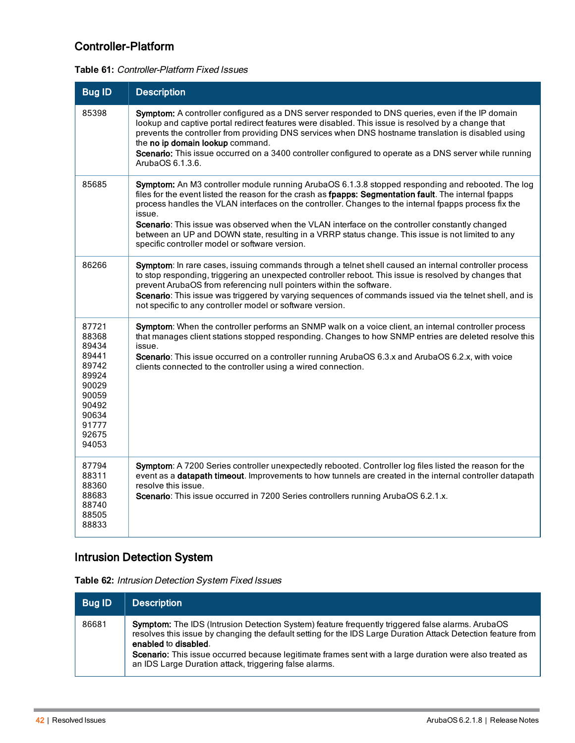## Controller-Platform

**Table 61:** *Controller-Platform Fixed Issues*

| Bug ID | Description |
| --- | --- |
| 85398 | **Symptom:** A controller configured as a DNS server responded to DNS queries, even if the IP domain lookup and captive portal redirect features were disabled. This issue is resolved by a change that prevents the controller from providing DNS services when DNS hostname translation is disabled using the **no ip domain lookup** command.<br>**Scenario:** This issue occurred on a 3400 controller configured to operate as a DNS server while running ArubaOS 6.1.3.6. |
| 85685 | **Symptom:** An M3 controller module running ArubaOS 6.1.3.8 stopped responding and rebooted. The log files for the event listed the reason for the crash as **fpapps: Segmentation fault**. The internal fpapps process handles the VLAN interfaces on the controller. Changes to the internal fpapps process fix the issue.<br>**Scenario**: This issue was observed when the VLAN interface on the controller constantly changed between an UP and DOWN state, resulting in a VRRP status change. This issue is not limited to any specific controller model or software version. |
| 86266 | **Symptom**: In rare cases, issuing commands through a telnet shell caused an internal controller process to stop responding, triggering an unexpected controller reboot. This issue is resolved by changes that prevent ArubaOS from referencing null pointers within the software.<br>**Scenario**: This issue was triggered by varying sequences of commands issued via the telnet shell, and is not specific to any controller model or software version. |
| 87721<br>88368<br>89434<br>89441<br>89742<br>89924<br>90029<br>90059<br>90492<br>90634<br>91777<br>92675<br>94053 | **Symptom**: When the controller performs an SNMP walk on a voice client, an internal controller process that manages client stations stopped responding. Changes to how SNMP entries are deleted resolve this issue.<br>**Scenario**: This issue occurred on a controller running ArubaOS 6.3.x and ArubaOS 6.2.x, with voice clients connected to the controller using a wired connection. |
| 87794<br>88311<br>88360<br>88683<br>88740<br>88505<br>88833 | **Symptom**: A 7200 Series controller unexpectedly rebooted. Controller log files listed the reason for the event as a **datapath timeout**. Improvements to how tunnels are created in the internal controller datapath resolve this issue.<br>**Scenario**: This issue occurred in 7200 Series controllers running ArubaOS 6.2.1.x. |

## Intrusion Detection System

**Table 62:** *Intrusion Detection System Fixed Issues*

| Bug ID | Description |
| --- | --- |
| 86681 | **Symptom:** The IDS (Intrusion Detection System) feature frequently triggered false alarms. ArubaOS resolves this issue by changing the default setting for the IDS Large Duration Attack Detection feature from **enabled** to **disabled**.<br>**Scenario:** This issue occurred because legitimate frames sent with a large duration were also treated as an IDS Large Duration attack, triggering false alarms. |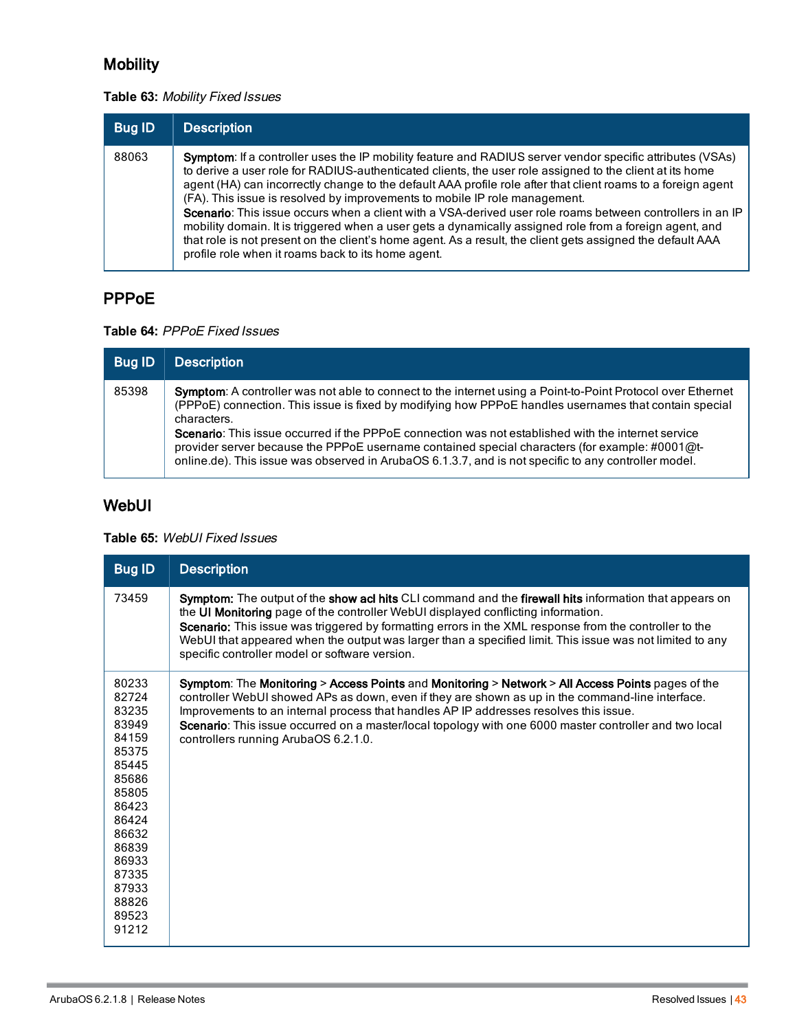## Mobility

**Table 63:** *Mobility Fixed Issues*

| Bug ID | Description |
|---|---|
| 88063 | **Symptom**: If a controller uses the IP mobility feature and RADIUS server vendor specific attributes (VSAs) to derive a user role for RADIUS-authenticated clients, the user role assigned to the client at its home agent (HA) can incorrectly change to the default AAA profile role after that client roams to a foreign agent (FA). This issue is resolved by improvements to mobile IP role management.<br>**Scenario**: This issue occurs when a client with a VSA-derived user role roams between controllers in an IP mobility domain. It is triggered when a user gets a dynamically assigned role from a foreign agent, and that role is not present on the client's home agent. As a result, the client gets assigned the default AAA profile role when it roams back to its home agent. |

## PPPoE

**Table 64:** *PPPoE Fixed Issues*

| Bug ID | Description |
|---|---|
| 85398 | **Symptom**: A controller was not able to connect to the internet using a Point-to-Point Protocol over Ethernet (PPPoE) connection. This issue is fixed by modifying how PPPoE handles usernames that contain special characters.<br>**Scenario**: This issue occurred if the PPPoE connection was not established with the internet service provider server because the PPPoE username contained special characters (for example: #0001@t-online.de). This issue was observed in ArubaOS 6.1.3.7, and is not specific to any controller model. |

## WebUI

**Table 65:** *WebUI Fixed Issues*

| Bug ID | Description |
|---|---|
| 73459 | **Symptom:** The output of the **show acl hits** CLI command and the **firewall hits** information that appears on the **UI Monitoring** page of the controller WebUI displayed conflicting information.<br>**Scenario:** This issue was triggered by formatting errors in the XML response from the controller to the WebUI that appeared when the output was larger than a specified limit. This issue was not limited to any specific controller model or software version. |
| 80233<br>82724<br>83235<br>83949<br>84159<br>85375<br>85445<br>85686<br>85805<br>86423<br>86424<br>86632<br>86839<br>86933<br>87335<br>87933<br>88826<br>89523<br>91212 | **Symptom**: The **Monitoring** > **Access Points** and **Monitoring** > **Network** > **All Access Points** pages of the controller WebUI showed APs as down, even if they are shown as up in the command-line interface. Improvements to an internal process that handles AP IP addresses resolves this issue.<br>**Scenario**: This issue occurred on a master/local topology with one 6000 master controller and two local controllers running ArubaOS 6.2.1.0. |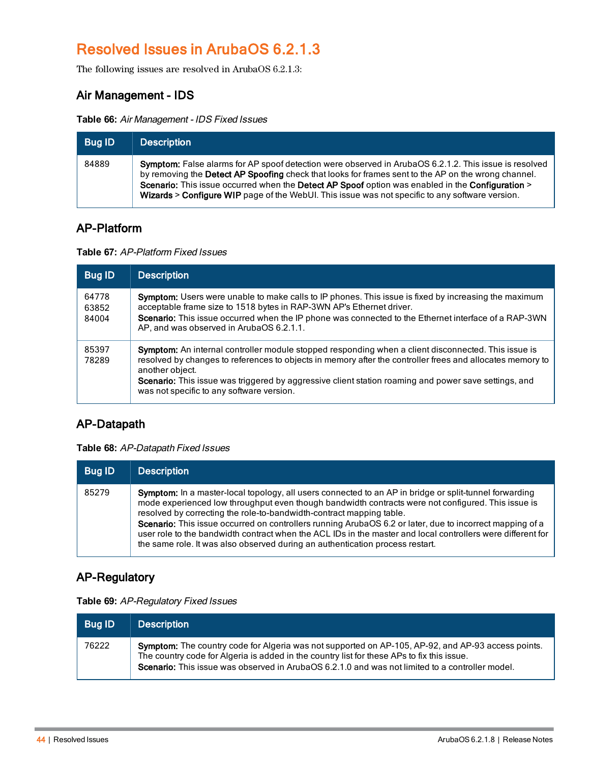# Resolved Issues in ArubaOS 6.2.1.3

The following issues are resolved in ArubaOS 6.2.1.3:

## Air Management - IDS

**Table 66:** *Air Management - IDS Fixed Issues*

| Bug ID | Description |
|---|---|
| 84889 | **Symptom:** False alarms for AP spoof detection were observed in ArubaOS 6.2.1.2. This issue is resolved by removing the **Detect AP Spoofing** check that looks for frames sent to the AP on the wrong channel.<br>**Scenario:** This issue occurred when the **Detect AP Spoof** option was enabled in the **Configuration** > **Wizards** > **Configure WIP** page of the WebUI. This issue was not specific to any software version. |

## AP-Platform

**Table 67:** *AP-Platform Fixed Issues*

| Bug ID | Description |
|---|---|
| 64778<br>63852<br>84004 | **Symptom:** Users were unable to make calls to IP phones. This issue is fixed by increasing the maximum acceptable frame size to 1518 bytes in RAP-3WN AP's Ethernet driver.<br>**Scenario:** This issue occurred when the IP phone was connected to the Ethernet interface of a RAP-3WN AP, and was observed in ArubaOS 6.2.1.1. |
| 85397<br>78289 | **Symptom:** An internal controller module stopped responding when a client disconnected. This issue is resolved by changes to references to objects in memory after the controller frees and allocates memory to another object.<br>**Scenario:** This issue was triggered by aggressive client station roaming and power save settings, and was not specific to any software version. |

## AP-Datapath

**Table 68:** *AP-Datapath Fixed Issues*

| Bug ID | Description |
|---|---|
| 85279 | **Symptom:** In a master-local topology, all users connected to an AP in bridge or split-tunnel forwarding mode experienced low throughput even though bandwidth contracts were not configured. This issue is resolved by correcting the role-to-bandwidth-contract mapping table.<br>**Scenario:** This issue occurred on controllers running ArubaOS 6.2 or later, due to incorrect mapping of a user role to the bandwidth contract when the ACL IDs in the master and local controllers were different for the same role. It was also observed during an authentication process restart. |

## AP-Regulatory

**Table 69:** *AP-Regulatory Fixed Issues*

| Bug ID | Description |
|---|---|
| 76222 | **Symptom:** The country code for Algeria was not supported on AP-105, AP-92, and AP-93 access points. The country code for Algeria is added in the country list for these APs to fix this issue.<br>**Scenario:** This issue was observed in ArubaOS 6.2.1.0 and was not limited to a controller model. |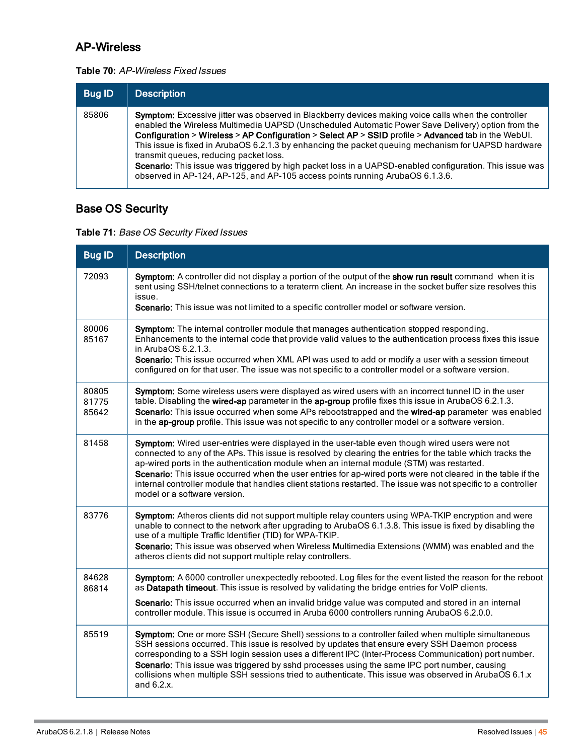## AP-Wireless

**Table 70:** *AP-Wireless Fixed Issues*

| Bug ID | Description |
|---|---|
| 85806 | **Symptom:** Excessive jitter was observed in Blackberry devices making voice calls when the controller enabled the Wireless Multimedia UAPSD (Unscheduled Automatic Power Save Delivery) option from the **Configuration** > **Wireless** > **AP Configuration** > **Select AP** > **SSID** profile > **Advanced** tab in the WebUI. This issue is fixed in ArubaOS 6.2.1.3 by enhancing the packet queuing mechanism for UAPSD hardware transmit queues, reducing packet loss.<br>**Scenario:** This issue was triggered by high packet loss in a UAPSD-enabled configuration. This issue was observed in AP-124, AP-125, and AP-105 access points running ArubaOS 6.1.3.6. |

## Base OS Security

**Table 71:** *Base OS Security Fixed Issues*

| Bug ID | Description |
|---|---|
| 72093 | **Symptom:** A controller did not display a portion of the output of the **show run result** command when it is sent using SSH/telnet connections to a teraterm client. An increase in the socket buffer size resolves this issue.<br>**Scenario:** This issue was not limited to a specific controller model or software version. |
| 80006<br>85167 | **Symptom:** The internal controller module that manages authentication stopped responding. Enhancements to the internal code that provide valid values to the authentication process fixes this issue in ArubaOS 6.2.1.3.<br>**Scenario:** This issue occurred when XML API was used to add or modify a user with a session timeout configured on for that user. The issue was not specific to a controller model or a software version. |
| 80805<br>81775<br>85642 | **Symptom:** Some wireless users were displayed as wired users with an incorrect tunnel ID in the user table. Disabling the **wired-ap** parameter in the **ap-group** profile fixes this issue in ArubaOS 6.2.1.3.<br>**Scenario:** This issue occurred when some APs rebootstrapped and the **wired-ap** parameter was enabled in the **ap-group** profile. This issue was not specific to any controller model or a software version. |
| 81458 | **Symptom:** Wired user-entries were displayed in the user-table even though wired users were not connected to any of the APs. This issue is resolved by clearing the entries for the table which tracks the ap-wired ports in the authentication module when an internal module (STM) was restarted.<br>**Scenario:** This issue occurred when the user entries for ap-wired ports were not cleared in the table if the internal controller module that handles client stations restarted. The issue was not specific to a controller model or a software version. |
| 83776 | **Symptom:** Atheros clients did not support multiple relay counters using WPA-TKIP encryption and were unable to connect to the network after upgrading to ArubaOS 6.1.3.8. This issue is fixed by disabling the use of a multiple Traffic Identifier (TID) for WPA-TKIP.<br>**Scenario:** This issue was observed when Wireless Multimedia Extensions (WMM) was enabled and the atheros clients did not support multiple relay controllers. |
| 84628<br>86814 | **Symptom:** A 6000 controller unexpectedly rebooted. Log files for the event listed the reason for the reboot as **Datapath timeout**. This issue is resolved by validating the bridge entries for VoIP clients.<br>**Scenario:** This issue occurred when an invalid bridge value was computed and stored in an internal controller module. This issue is occurred in Aruba 6000 controllers running ArubaOS 6.2.0.0. |
| 85519 | **Symptom:** One or more SSH (Secure Shell) sessions to a controller failed when multiple simultaneous SSH sessions occurred. This issue is resolved by updates that ensure every SSH Daemon process corresponding to a SSH login session uses a different IPC (Inter-Process Communication) port number.<br>**Scenario:** This issue was triggered by sshd processes using the same IPC port number, causing collisions when multiple SSH sessions tried to authenticate. This issue was observed in ArubaOS 6.1.x and 6.2.x. |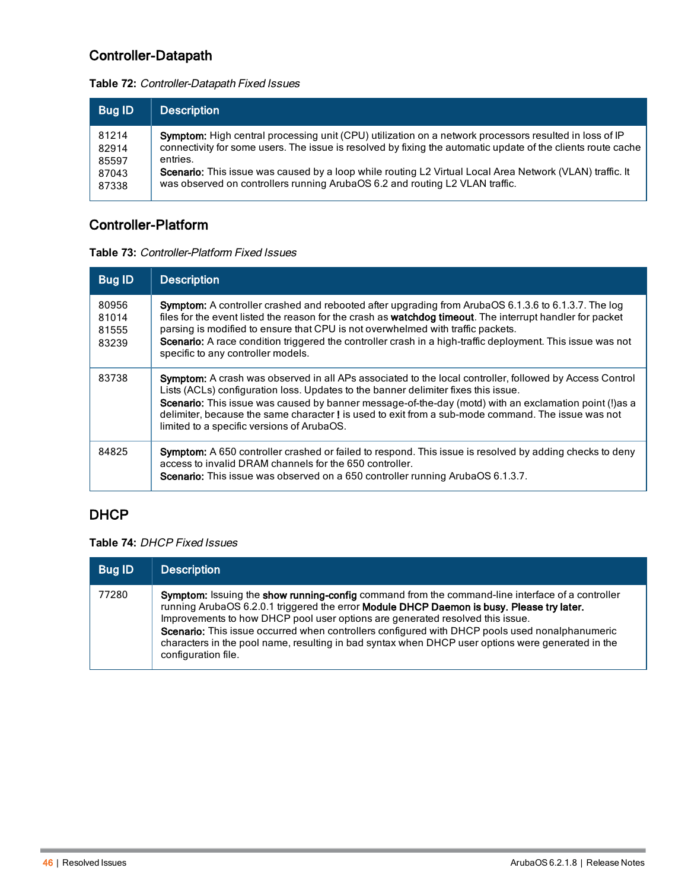## Controller-Datapath

**Table 72:** *Controller-Datapath Fixed Issues*

| Bug ID | Description |
|---|---|
| 81214<br>82914<br>85597<br>87043<br>87338 | **Symptom:** High central processing unit (CPU) utilization on a network processors resulted in loss of IP connectivity for some users. The issue is resolved by fixing the automatic update of the clients route cache entries.<br>**Scenario:** This issue was caused by a loop while routing L2 Virtual Local Area Network (VLAN) traffic. It was observed on controllers running ArubaOS 6.2 and routing L2 VLAN traffic. |

## Controller-Platform

**Table 73:** *Controller-Platform Fixed Issues*

| Bug ID | Description |
|---|---|
| 80956<br>81014<br>81555<br>83239 | **Symptom:** A controller crashed and rebooted after upgrading from ArubaOS 6.1.3.6 to 6.1.3.7. The log files for the event listed the reason for the crash as **watchdog timeout**. The interrupt handler for packet parsing is modified to ensure that CPU is not overwhelmed with traffic packets.<br>**Scenario:** A race condition triggered the controller crash in a high-traffic deployment. This issue was not specific to any controller models. |
| 83738 | **Symptom:** A crash was observed in all APs associated to the local controller, followed by Access Control Lists (ACLs) configuration loss. Updates to the banner delimiter fixes this issue.<br>**Scenario:** This issue was caused by banner message-of-the-day (motd) with an exclamation point (!)as a delimiter, because the same character **!** is used to exit from a sub-mode command. The issue was not limited to a specific versions of ArubaOS. |
| 84825 | **Symptom:** A 650 controller crashed or failed to respond. This issue is resolved by adding checks to deny access to invalid DRAM channels for the 650 controller.<br>**Scenario:** This issue was observed on a 650 controller running ArubaOS 6.1.3.7. |

## DHCP

**Table 74:** *DHCP Fixed Issues*

| Bug ID | Description |
|---|---|
| 77280 | **Symptom:** Issuing the **show running-config** command from the command-line interface of a controller running ArubaOS 6.2.0.1 triggered the error **Module DHCP Daemon is busy. Please try later.** Improvements to how DHCP pool user options are generated resolved this issue.<br>**Scenario:** This issue occurred when controllers configured with DHCP pools used nonalphanumeric characters in the pool name, resulting in bad syntax when DHCP user options were generated in the configuration file. |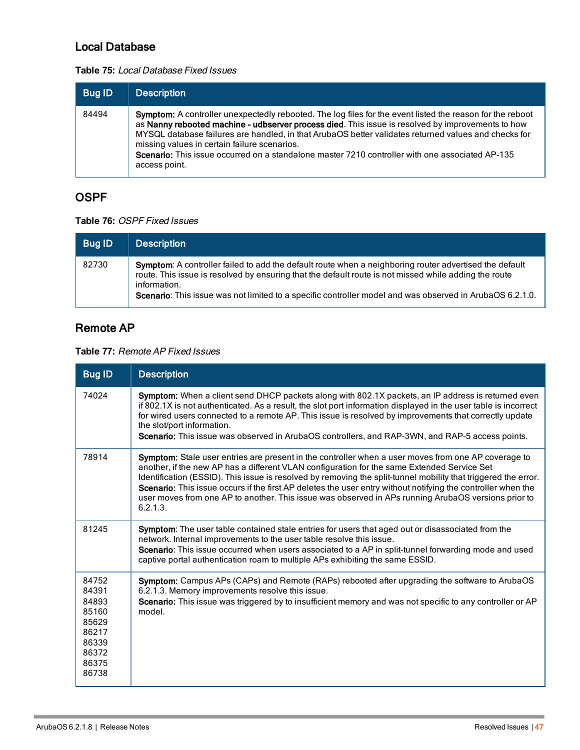## Local Database

**Table 75:** *Local Database Fixed Issues*

| Bug ID | Description |
|---|---|
| 84494 | **Symptom:** A controller unexpectedly rebooted. The log files for the event listed the reason for the reboot as **Nanny rebooted machine - udbserver process died**. This issue is resolved by improvements to how MYSQL database failures are handled, in that ArubaOS better validates returned values and checks for missing values in certain failure scenarios.<br>**Scenario:** This issue occurred on a standalone master 7210 controller with one associated AP-135 access point. |

## OSPF

**Table 76:** *OSPF Fixed Issues*

| Bug ID | Description |
|---|---|
| 82730 | **Symptom**: A controller failed to add the default route when a neighboring router advertised the default route. This issue is resolved by ensuring that the default route is not missed while adding the route information.<br>**Scenario**: This issue was not limited to a specific controller model and was observed in ArubaOS 6.2.1.0. |

## Remote AP

**Table 77:** *Remote AP Fixed Issues*

| Bug ID | Description |
|---|---|
| 74024 | **Symptom:** When a client send DHCP packets along with 802.1X packets, an IP address is returned even if 802.1X is not authenticated. As a result, the slot port information displayed in the user table is incorrect for wired users connected to a remote AP. This issue is resolved by improvements that correctly update the slot/port information.<br>**Scenario:** This issue was observed in ArubaOS controllers, and RAP-3WN, and RAP-5 access points. |
| 78914 | **Symptom:** Stale user entries are present in the controller when a user moves from one AP coverage to another, if the new AP has a different VLAN configuration for the same Extended Service Set Identification (ESSID). This issue is resolved by removing the split-tunnel mobility that triggered the error.<br>**Scenario:** This issue occurs if the first AP deletes the user entry without notifying the controller when the user moves from one AP to another. This issue was observed in APs running ArubaOS versions prior to 6.2.1.3. |
| 81245 | **Symptom**: The user table contained stale entries for users that aged out or disassociated from the network. Internal improvements to the user table resolve this issue.<br>**Scenario**: This issue occurred when users associated to a AP in split-tunnel forwarding mode and used captive portal authentication roam to multiple APs exhibiting the same ESSID. |
| 84752<br>84391<br>84893<br>85160<br>85629<br>86217<br>86339<br>86372<br>86375<br>86738 | **Symptom:** Campus APs (CAPs) and Remote (RAPs) rebooted after upgrading the software to ArubaOS 6.2.1.3. Memory improvements resolve this issue.<br>**Scenario:** This issue was triggered by to insufficient memory and was not specific to any controller or AP model. |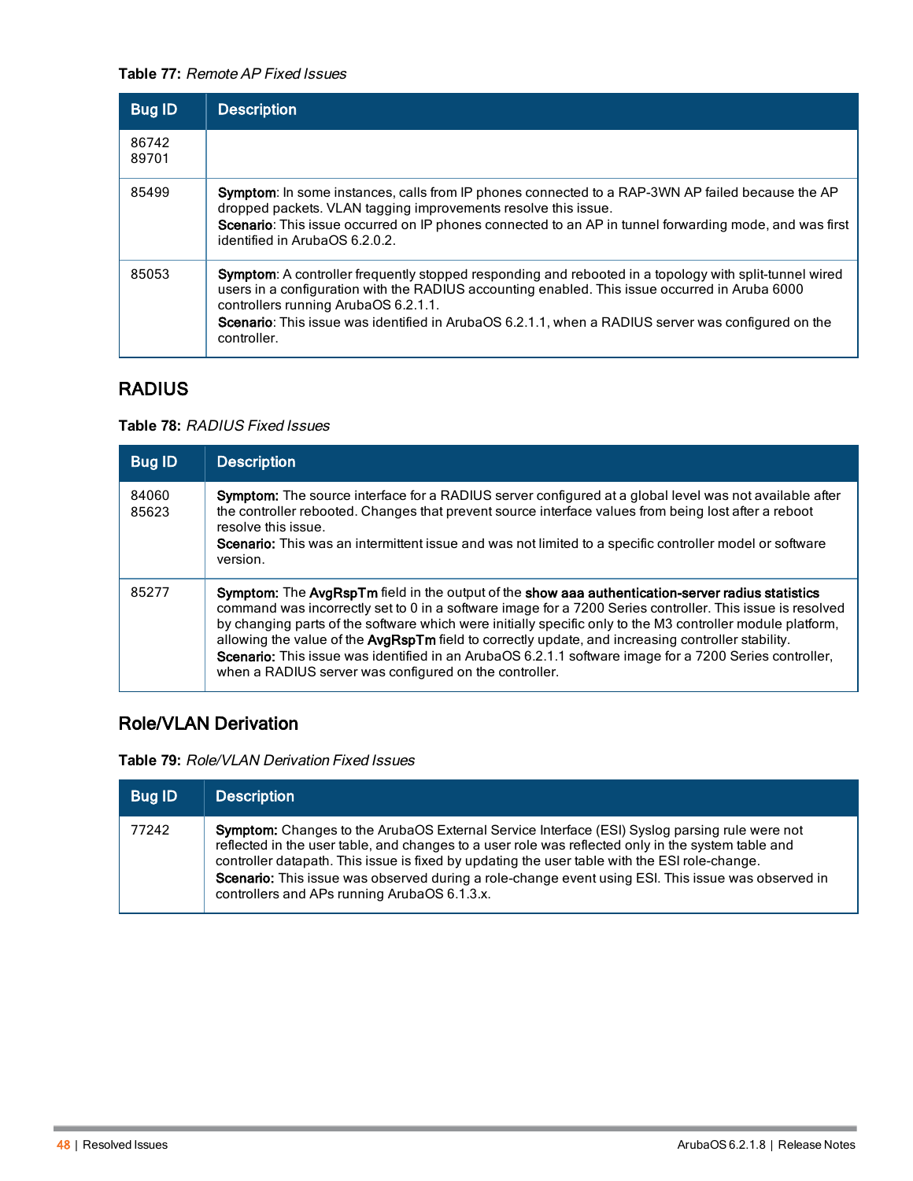**Table 77:** *Remote AP Fixed Issues*

| Bug ID | Description |
|---|---|
| 86742<br>89701 | |
| 85499 | **Symptom**: In some instances, calls from IP phones connected to a RAP-3WN AP failed because the AP dropped packets. VLAN tagging improvements resolve this issue.<br>**Scenario**: This issue occurred on IP phones connected to an AP in tunnel forwarding mode, and was first identified in ArubaOS 6.2.0.2. |
| 85053 | **Symptom**: A controller frequently stopped responding and rebooted in a topology with split-tunnel wired users in a configuration with the RADIUS accounting enabled. This issue occurred in Aruba 6000 controllers running ArubaOS 6.2.1.1.<br>**Scenario**: This issue was identified in ArubaOS 6.2.1.1, when a RADIUS server was configured on the controller. |

## RADIUS

**Table 78:** *RADIUS Fixed Issues*

| Bug ID | Description |
|---|---|
| 84060<br>85623 | **Symptom:** The source interface for a RADIUS server configured at a global level was not available after the controller rebooted. Changes that prevent source interface values from being lost after a reboot resolve this issue.<br>**Scenario:** This was an intermittent issue and was not limited to a specific controller model or software version. |
| 85277 | **Symptom:** The **AvgRspTm** field in the output of the **show aaa authentication-server radius statistics** command was incorrectly set to 0 in a software image for a 7200 Series controller. This issue is resolved by changing parts of the software which were initially specific only to the M3 controller module platform, allowing the value of the **AvgRspTm** field to correctly update, and increasing controller stability.<br>**Scenario:** This issue was identified in an ArubaOS 6.2.1.1 software image for a 7200 Series controller, when a RADIUS server was configured on the controller. |

## Role/VLAN Derivation

**Table 79:** *Role/VLAN Derivation Fixed Issues*

| Bug ID | Description |
|---|---|
| 77242 | **Symptom:** Changes to the ArubaOS External Service Interface (ESI) Syslog parsing rule were not reflected in the user table, and changes to a user role was reflected only in the system table and controller datapath. This issue is fixed by updating the user table with the ESI role-change.<br>**Scenario:** This issue was observed during a role-change event using ESI. This issue was observed in controllers and APs running ArubaOS 6.1.3.x. |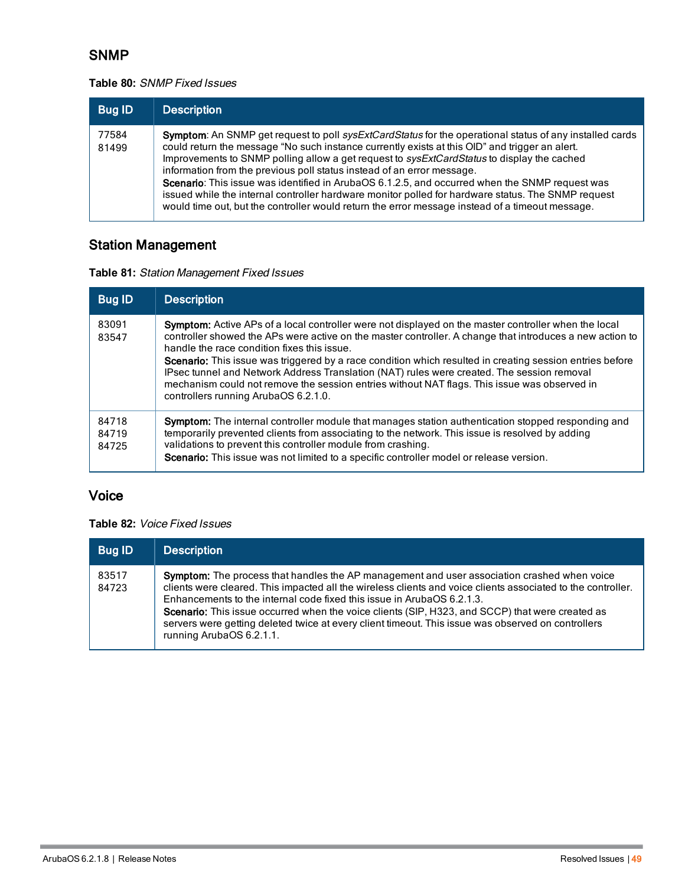## SNMP

**Table 80:** *SNMP Fixed Issues*

| Bug ID | Description |
|---|---|
| 77584<br>81499 | **Symptom**: An SNMP get request to poll *sysExtCardStatus* for the operational status of any installed cards could return the message "No such instance currently exists at this OID" and trigger an alert. Improvements to SNMP polling allow a get request to *sysExtCardStatus* to display the cached information from the previous poll status instead of an error message.<br>**Scenario**: This issue was identified in ArubaOS 6.1.2.5, and occurred when the SNMP request was issued while the internal controller hardware monitor polled for hardware status. The SNMP request would time out, but the controller would return the error message instead of a timeout message. |

## Station Management

**Table 81:** *Station Management Fixed Issues*

| Bug ID | Description |
|---|---|
| 83091<br>83547 | **Symptom:** Active APs of a local controller were not displayed on the master controller when the local controller showed the APs were active on the master controller. A change that introduces a new action to handle the race condition fixes this issue.<br>**Scenario:** This issue was triggered by a race condition which resulted in creating session entries before IPsec tunnel and Network Address Translation (NAT) rules were created. The session removal mechanism could not remove the session entries without NAT flags. This issue was observed in controllers running ArubaOS 6.2.1.0. |
| 84718<br>84719<br>84725 | **Symptom:** The internal controller module that manages station authentication stopped responding and temporarily prevented clients from associating to the network. This issue is resolved by adding validations to prevent this controller module from crashing.<br>**Scenario:** This issue was not limited to a specific controller model or release version. |

## Voice

**Table 82:** *Voice Fixed Issues*

| Bug ID | Description |
|---|---|
| 83517<br>84723 | **Symptom:** The process that handles the AP management and user association crashed when voice clients were cleared. This impacted all the wireless clients and voice clients associated to the controller. Enhancements to the internal code fixed this issue in ArubaOS 6.2.1.3.<br>**Scenario:** This issue occurred when the voice clients (SIP, H323, and SCCP) that were created as servers were getting deleted twice at every client timeout. This issue was observed on controllers running ArubaOS 6.2.1.1. |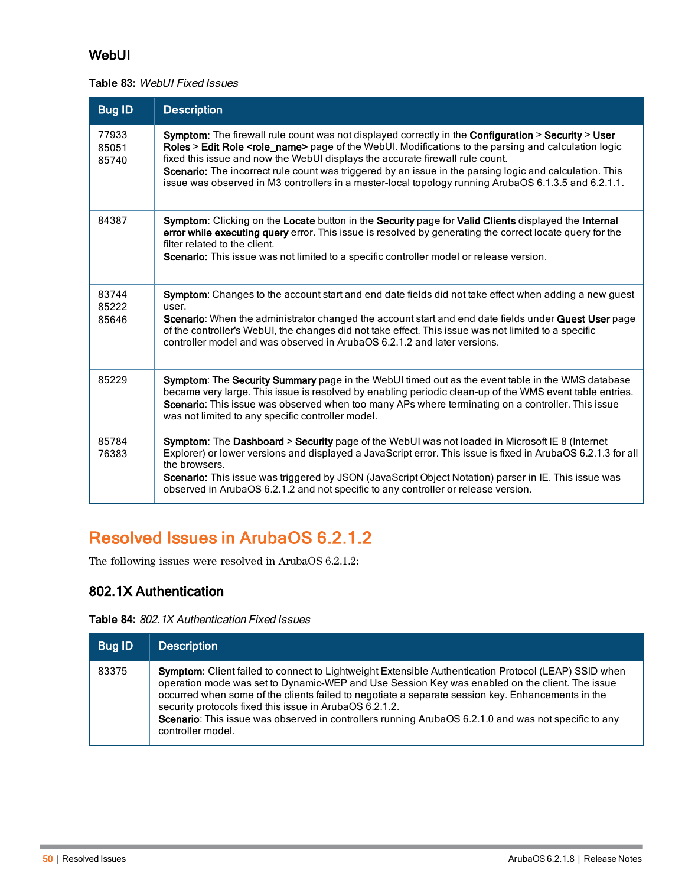## WebUI

**Table 83:** *WebUI Fixed Issues*

| Bug ID | Description |
|---|---|
| 77933<br>85051<br>85740 | **Symptom:** The firewall rule count was not displayed correctly in the **Configuration** > **Security** > **User Roles** > **Edit Role <role_name>** page of the WebUI. Modifications to the parsing and calculation logic fixed this issue and now the WebUI displays the accurate firewall rule count.<br>**Scenario:** The incorrect rule count was triggered by an issue in the parsing logic and calculation. This issue was observed in M3 controllers in a master-local topology running ArubaOS 6.1.3.5 and 6.2.1.1. |
| 84387 | **Symptom:** Clicking on the **Locate** button in the **Security** page for **Valid Clients** displayed the **Internal error while executing query** error. This issue is resolved by generating the correct locate query for the filter related to the client.<br>**Scenario:** This issue was not limited to a specific controller model or release version. |
| 83744<br>85222<br>85646 | **Symptom**: Changes to the account start and end date fields did not take effect when adding a new guest user.<br>**Scenario**: When the administrator changed the account start and end date fields under **Guest User** page of the controller's WebUI, the changes did not take effect. This issue was not limited to a specific controller model and was observed in ArubaOS 6.2.1.2 and later versions. |
| 85229 | **Symptom**: The **Security Summary** page in the WebUI timed out as the event table in the WMS database became very large. This issue is resolved by enabling periodic clean-up of the WMS event table entries.<br>**Scenario**: This issue was observed when too many APs where terminating on a controller. This issue was not limited to any specific controller model. |
| 85784<br>76383 | **Symptom:** The **Dashboard** > **Security** page of the WebUI was not loaded in Microsoft IE 8 (Internet Explorer) or lower versions and displayed a JavaScript error. This issue is fixed in ArubaOS 6.2.1.3 for all the browsers.<br>**Scenario:** This issue was triggered by JSON (JavaScript Object Notation) parser in IE. This issue was observed in ArubaOS 6.2.1.2 and not specific to any controller or release version. |

# Resolved Issues in ArubaOS 6.2.1.2

The following issues were resolved in ArubaOS 6.2.1.2:

## 802.1X Authentication

**Table 84:** *802.1X Authentication Fixed Issues*

| Bug ID | Description |
|---|---|
| 83375 | **Symptom:** Client failed to connect to Lightweight Extensible Authentication Protocol (LEAP) SSID when operation mode was set to Dynamic-WEP and Use Session Key was enabled on the client. The issue occurred when some of the clients failed to negotiate a separate session key. Enhancements in the security protocols fixed this issue in ArubaOS 6.2.1.2.<br>**Scenario**: This issue was observed in controllers running ArubaOS 6.2.1.0 and was not specific to any controller model. |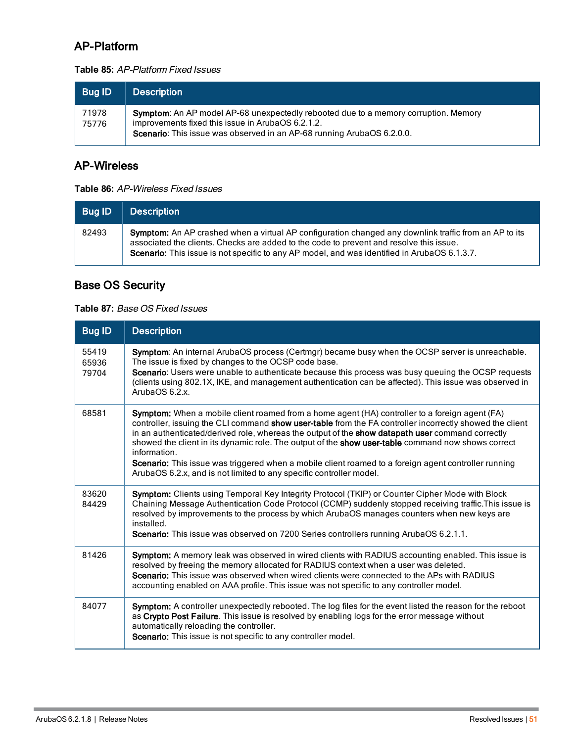## AP-Platform

**Table 85:** *AP-Platform Fixed Issues*

| Bug ID | Description |
|---|---|
| 71978<br>75776 | **Symptom**: An AP model AP-68 unexpectedly rebooted due to a memory corruption. Memory improvements fixed this issue in ArubaOS 6.2.1.2.<br>**Scenario**: This issue was observed in an AP-68 running ArubaOS 6.2.0.0. |

## AP-Wireless

**Table 86:** *AP-Wireless Fixed Issues*

| Bug ID | Description |
|---|---|
| 82493 | **Symptom:** An AP crashed when a virtual AP configuration changed any downlink traffic from an AP to its associated the clients. Checks are added to the code to prevent and resolve this issue.<br>**Scenario:** This issue is not specific to any AP model, and was identified in ArubaOS 6.1.3.7. |

## Base OS Security

**Table 87:** *Base OS Fixed Issues*

| Bug ID | Description |
|---|---|
| 55419<br>65936<br>79704 | **Symptom**: An internal ArubaOS process (Certmgr) became busy when the OCSP server is unreachable. The issue is fixed by changes to the OCSP code base.<br>**Scenario**: Users were unable to authenticate because this process was busy queuing the OCSP requests (clients using 802.1X, IKE, and management authentication can be affected). This issue was observed in ArubaOS 6.2.x. |
| 68581 | **Symptom:** When a mobile client roamed from a home agent (HA) controller to a foreign agent (FA) controller, issuing the CLI command **show user-table** from the FA controller incorrectly showed the client in an authenticated/derived role, whereas the output of the **show datapath user** command correctly showed the client in its dynamic role. The output of the **show user-table** command now shows correct information.<br>**Scenario:** This issue was triggered when a mobile client roamed to a foreign agent controller running ArubaOS 6.2.x, and is not limited to any specific controller model. |
| 83620<br>84429 | **Symptom:** Clients using Temporal Key Integrity Protocol (TKIP) or Counter Cipher Mode with Block Chaining Message Authentication Code Protocol (CCMP) suddenly stopped receiving traffic.This issue is resolved by improvements to the process by which ArubaOS manages counters when new keys are installed.<br>**Scenario:** This issue was observed on 7200 Series controllers running ArubaOS 6.2.1.1. |
| 81426 | **Symptom:** A memory leak was observed in wired clients with RADIUS accounting enabled. This issue is resolved by freeing the memory allocated for RADIUS context when a user was deleted.<br>**Scenario:** This issue was observed when wired clients were connected to the APs with RADIUS accounting enabled on AAA profile. This issue was not specific to any controller model. |
| 84077 | **Symptom:** A controller unexpectedly rebooted. The log files for the event listed the reason for the reboot as **Crypto Post Failure**. This issue is resolved by enabling logs for the error message without automatically reloading the controller.<br>**Scenario:** This issue is not specific to any controller model. |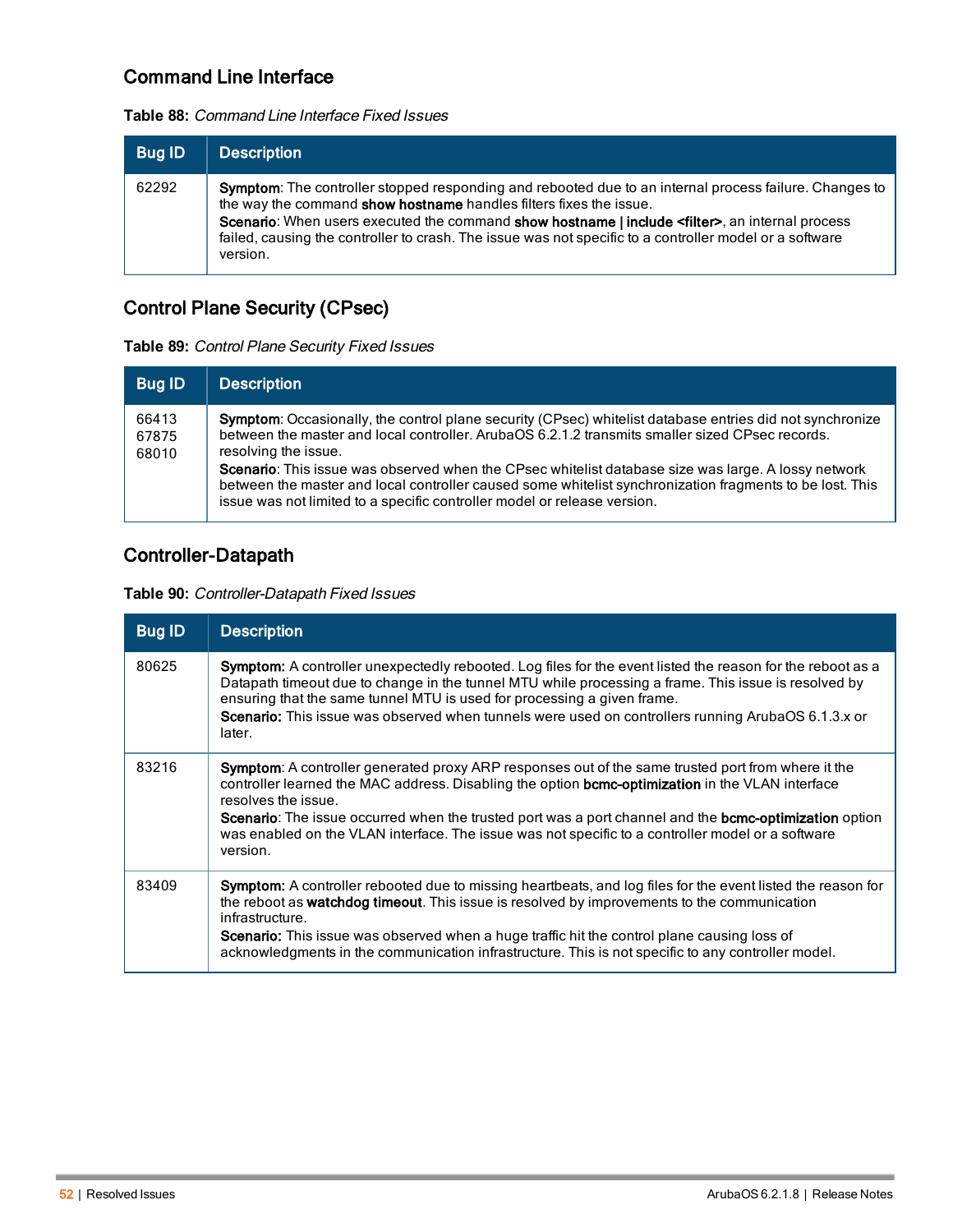## Command Line Interface

**Table 88:** *Command Line Interface Fixed Issues*

| Bug ID | Description |
|---|---|
| 62292 | **Symptom**: The controller stopped responding and rebooted due to an internal process failure. Changes to the way the command **show hostname** handles filters fixes the issue.<br>**Scenario**: When users executed the command **show hostname \| include <filter>**, an internal process failed, causing the controller to crash. The issue was not specific to a controller model or a software version. |

## Control Plane Security (CPsec)

**Table 89:** *Control Plane Security Fixed Issues*

| Bug ID | Description |
|---|---|
| 66413<br>67875<br>68010 | **Symptom**: Occasionally, the control plane security (CPsec) whitelist database entries did not synchronize between the master and local controller. ArubaOS 6.2.1.2 transmits smaller sized CPsec records. resolving the issue.<br>**Scenario**: This issue was observed when the CPsec whitelist database size was large. A lossy network between the master and local controller caused some whitelist synchronization fragments to be lost. This issue was not limited to a specific controller model or release version. |

## Controller-Datapath

**Table 90:** *Controller-Datapath Fixed Issues*

| Bug ID | Description |
|---|---|
| 80625 | **Symptom:** A controller unexpectedly rebooted. Log files for the event listed the reason for the reboot as a Datapath timeout due to change in the tunnel MTU while processing a frame. This issue is resolved by ensuring that the same tunnel MTU is used for processing a given frame.<br>**Scenario:** This issue was observed when tunnels were used on controllers running ArubaOS 6.1.3.x or later. |
| 83216 | **Symptom**: A controller generated proxy ARP responses out of the same trusted port from where it the controller learned the MAC address. Disabling the option **bcmc-optimization** in the VLAN interface resolves the issue.<br>**Scenario**: The issue occurred when the trusted port was a port channel and the **bcmc-optimization** option was enabled on the VLAN interface. The issue was not specific to a controller model or a software version. |
| 83409 | **Symptom:** A controller rebooted due to missing heartbeats, and log files for the event listed the reason for the reboot as **watchdog timeout**. This issue is resolved by improvements to the communication infrastructure.<br>**Scenario:** This issue was observed when a huge traffic hit the control plane causing loss of acknowledgments in the communication infrastructure. This is not specific to any controller model. |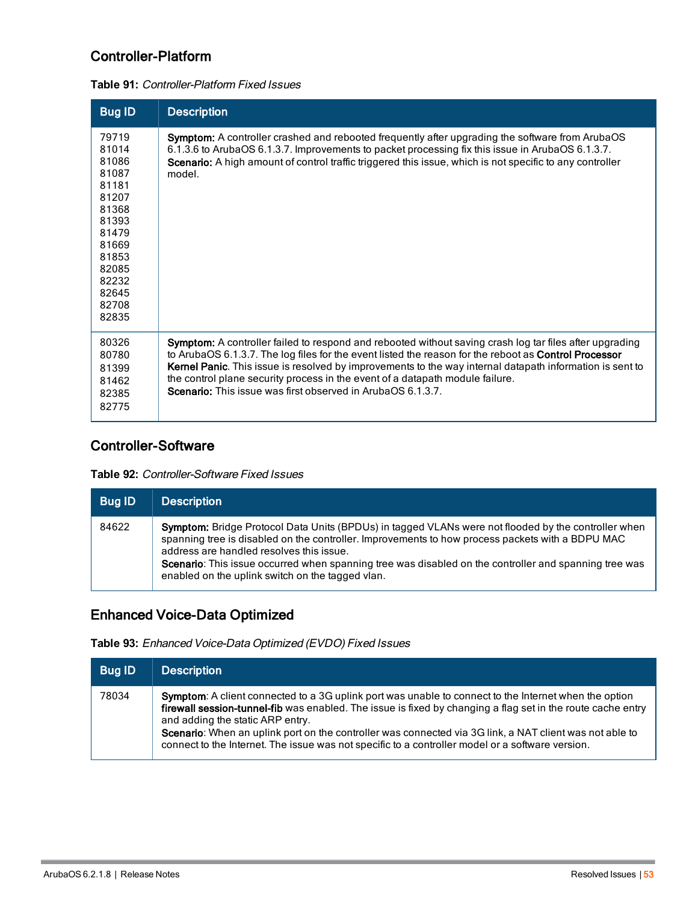## Controller-Platform

**Table 91:** *Controller-Platform Fixed Issues*

| Bug ID | Description |
|---|---|
| 79719<br>81014<br>81086<br>81087<br>81181<br>81207<br>81368<br>81393<br>81479<br>81669<br>81853<br>82085<br>82232<br>82645<br>82708<br>82835 | **Symptom:** A controller crashed and rebooted frequently after upgrading the software from ArubaOS 6.1.3.6 to ArubaOS 6.1.3.7. Improvements to packet processing fix this issue in ArubaOS 6.1.3.7.<br>**Scenario:** A high amount of control traffic triggered this issue, which is not specific to any controller model. |
| 80326<br>80780<br>81399<br>81462<br>82385<br>82775 | **Symptom:** A controller failed to respond and rebooted without saving crash log tar files after upgrading to ArubaOS 6.1.3.7. The log files for the event listed the reason for the reboot as **Control Processor Kernel Panic**. This issue is resolved by improvements to the way internal datapath information is sent to the control plane security process in the event of a datapath module failure.<br>**Scenario:** This issue was first observed in ArubaOS 6.1.3.7. |

## Controller-Software

**Table 92:** *Controller-Software Fixed Issues*

| Bug ID | Description |
|---|---|
| 84622 | **Symptom:** Bridge Protocol Data Units (BPDUs) in tagged VLANs were not flooded by the controller when spanning tree is disabled on the controller. Improvements to how process packets with a BDPU MAC address are handled resolves this issue.<br>**Scenario**: This issue occurred when spanning tree was disabled on the controller and spanning tree was enabled on the uplink switch on the tagged vlan. |

## Enhanced Voice-Data Optimized

**Table 93:** *Enhanced Voice-Data Optimized (EVDO) Fixed Issues*

| Bug ID | Description |
|---|---|
| 78034 | **Symptom**: A client connected to a 3G uplink port was unable to connect to the Internet when the option **firewall session-tunnel-fib** was enabled. The issue is fixed by changing a flag set in the route cache entry and adding the static ARP entry.<br>**Scenario**: When an uplink port on the controller was connected via 3G link, a NAT client was not able to connect to the Internet. The issue was not specific to a controller model or a software version. |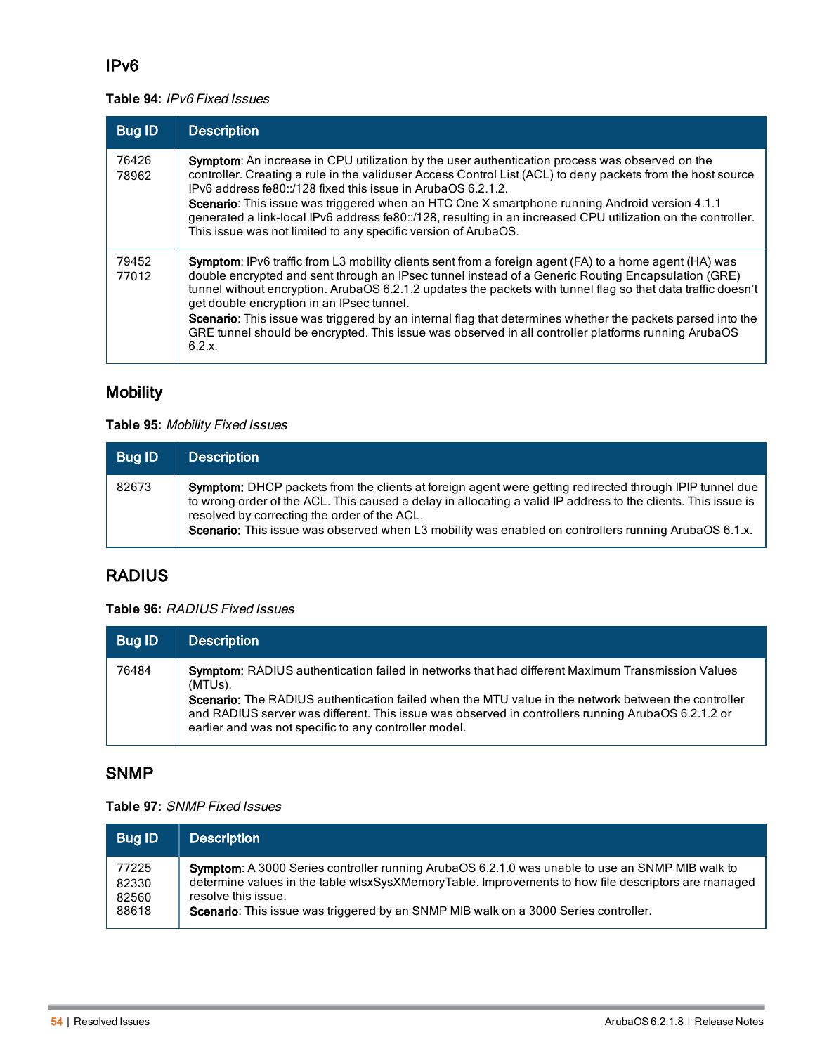## IPv6

**Table 94:** *IPv6 Fixed Issues*

| Bug ID | Description |
|---|---|
| 76426<br>78962 | **Symptom**: An increase in CPU utilization by the user authentication process was observed on the controller. Creating a rule in the validuser Access Control List (ACL) to deny packets from the host source IPv6 address fe80::/128 fixed this issue in ArubaOS 6.2.1.2.<br>**Scenario**: This issue was triggered when an HTC One X smartphone running Android version 4.1.1 generated a link-local IPv6 address fe80::/128, resulting in an increased CPU utilization on the controller. This issue was not limited to any specific version of ArubaOS. |
| 79452<br>77012 | **Symptom**: IPv6 traffic from L3 mobility clients sent from a foreign agent (FA) to a home agent (HA) was double encrypted and sent through an IPsec tunnel instead of a Generic Routing Encapsulation (GRE) tunnel without encryption. ArubaOS 6.2.1.2 updates the packets with tunnel flag so that data traffic doesn't get double encryption in an IPsec tunnel.<br>**Scenario**: This issue was triggered by an internal flag that determines whether the packets parsed into the GRE tunnel should be encrypted. This issue was observed in all controller platforms running ArubaOS 6.2.x. |

## Mobility

**Table 95:** *Mobility Fixed Issues*

| Bug ID | Description |
|---|---|
| 82673 | **Symptom:** DHCP packets from the clients at foreign agent were getting redirected through IPIP tunnel due to wrong order of the ACL. This caused a delay in allocating a valid IP address to the clients. This issue is resolved by correcting the order of the ACL.<br>**Scenario:** This issue was observed when L3 mobility was enabled on controllers running ArubaOS 6.1.x. |

## RADIUS

**Table 96:** *RADIUS Fixed Issues*

| Bug ID | Description |
|---|---|
| 76484 | **Symptom:** RADIUS authentication failed in networks that had different Maximum Transmission Values (MTUs).<br>**Scenario:** The RADIUS authentication failed when the MTU value in the network between the controller and RADIUS server was different. This issue was observed in controllers running ArubaOS 6.2.1.2 or earlier and was not specific to any controller model. |

## SNMP

**Table 97:** *SNMP Fixed Issues*

| Bug ID | Description |
|---|---|
| 77225<br>82330<br>82560<br>88618 | **Symptom**: A 3000 Series controller running ArubaOS 6.2.1.0 was unable to use an SNMP MIB walk to determine values in the table wlsxSysXMemoryTable. Improvements to how file descriptors are managed resolve this issue.<br>**Scenario**: This issue was triggered by an SNMP MIB walk on a 3000 Series controller. |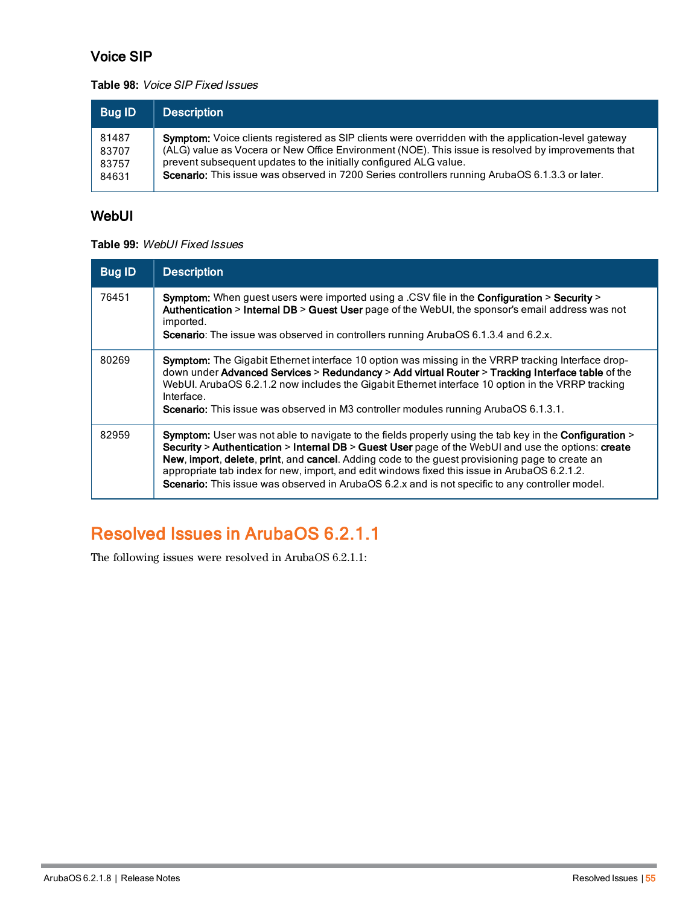## Voice SIP

**Table 98:** *Voice SIP Fixed Issues*

| Bug ID | Description |
|---|---|
| 81487<br>83707<br>83757<br>84631 | **Symptom:** Voice clients registered as SIP clients were overridden with the application-level gateway (ALG) value as Vocera or New Office Environment (NOE). This issue is resolved by improvements that prevent subsequent updates to the initially configured ALG value.<br>**Scenario:** This issue was observed in 7200 Series controllers running ArubaOS 6.1.3.3 or later. |

## WebUI

**Table 99:** *WebUI Fixed Issues*

| Bug ID | Description |
|---|---|
| 76451 | **Symptom:** When guest users were imported using a .CSV file in the **Configuration** > **Security** > **Authentication** > **Internal DB** > **Guest User** page of the WebUI, the sponsor's email address was not imported.<br>**Scenario**: The issue was observed in controllers running ArubaOS 6.1.3.4 and 6.2.x. |
| 80269 | **Symptom:** The Gigabit Ethernet interface 10 option was missing in the VRRP tracking Interface drop-down under **Advanced Services** > **Redundancy** > **Add virtual Router** > **Tracking Interface table** of the WebUI. ArubaOS 6.2.1.2 now includes the Gigabit Ethernet interface 10 option in the VRRP tracking Interface.<br>**Scenario:** This issue was observed in M3 controller modules running ArubaOS 6.1.3.1. |
| 82959 | **Symptom:** User was not able to navigate to the fields properly using the tab key in the **Configuration** > **Security** > **Authentication** > **Internal DB** > **Guest User** page of the WebUI and use the options: **create New**, **import**, **delete**, **print**, and **cancel**. Adding code to the guest provisioning page to create an appropriate tab index for new, import, and edit windows fixed this issue in ArubaOS 6.2.1.2.<br>**Scenario:** This issue was observed in ArubaOS 6.2.x and is not specific to any controller model. |

# Resolved Issues in ArubaOS 6.2.1.1

The following issues were resolved in ArubaOS 6.2.1.1: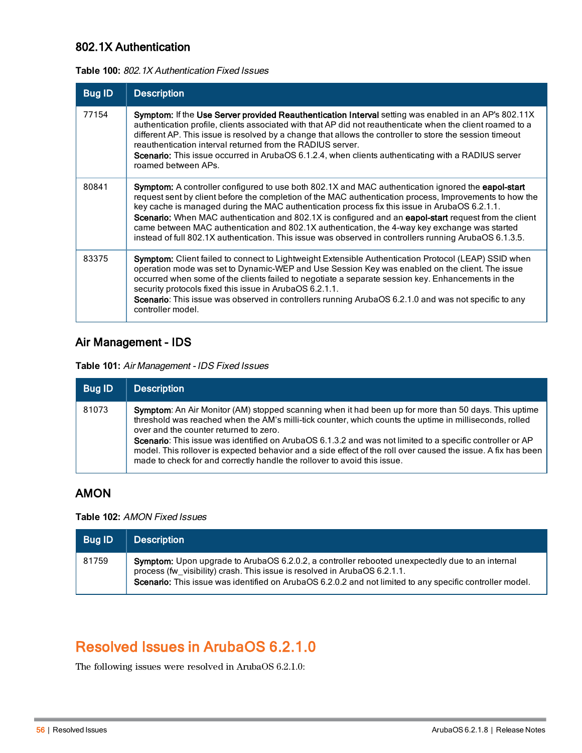## 802.1X Authentication

**Table 100:** *802.1X Authentication Fixed Issues*

| Bug ID | Description |
| --- | --- |
| 77154 | **Symptom:** If the **Use Server provided Reauthentication Interval** setting was enabled in an AP's 802.11X authentication profile, clients associated with that AP did not reauthenticate when the client roamed to a different AP. This issue is resolved by a change that allows the controller to store the session timeout reauthentication interval returned from the RADIUS server.<br>**Scenario:** This issue occurred in ArubaOS 6.1.2.4, when clients authenticating with a RADIUS server roamed between APs. |
| 80841 | **Symptom:** A controller configured to use both 802.1X and MAC authentication ignored the **eapol-start** request sent by client before the completion of the MAC authentication process, Improvements to how the key cache is managed during the MAC authentication process fix this issue in ArubaOS 6.2.1.1.<br>**Scenario:** When MAC authentication and 802.1X is configured and an **eapol-start** request from the client came between MAC authentication and 802.1X authentication, the 4-way key exchange was started instead of full 802.1X authentication. This issue was observed in controllers running ArubaOS 6.1.3.5. |
| 83375 | **Symptom:** Client failed to connect to Lightweight Extensible Authentication Protocol (LEAP) SSID when operation mode was set to Dynamic-WEP and Use Session Key was enabled on the client. The issue occurred when some of the clients failed to negotiate a separate session key. Enhancements in the security protocols fixed this issue in ArubaOS 6.2.1.1.<br>**Scenario**: This issue was observed in controllers running ArubaOS 6.2.1.0 and was not specific to any controller model. |

## Air Management - IDS

**Table 101:** *Air Management - IDS Fixed Issues*

| Bug ID | Description |
| --- | --- |
| 81073 | **Symptom**: An Air Monitor (AM) stopped scanning when it had been up for more than 50 days. This uptime threshold was reached when the AM's milli-tick counter, which counts the uptime in milliseconds, rolled over and the counter returned to zero.<br>**Scenario**: This issue was identified on ArubaOS 6.1.3.2 and was not limited to a specific controller or AP model. This rollover is expected behavior and a side effect of the roll over caused the issue. A fix has been made to check for and correctly handle the rollover to avoid this issue. |

## AMON

**Table 102:** *AMON Fixed Issues*

| Bug ID | Description |
| --- | --- |
| 81759 | **Symptom:** Upon upgrade to ArubaOS 6.2.0.2, a controller rebooted unexpectedly due to an internal process (fw_visibility) crash. This issue is resolved in ArubaOS 6.2.1.1.<br>**Scenario:** This issue was identified on ArubaOS 6.2.0.2 and not limited to any specific controller model. |

# Resolved Issues in ArubaOS 6.2.1.0

The following issues were resolved in ArubaOS 6.2.1.0: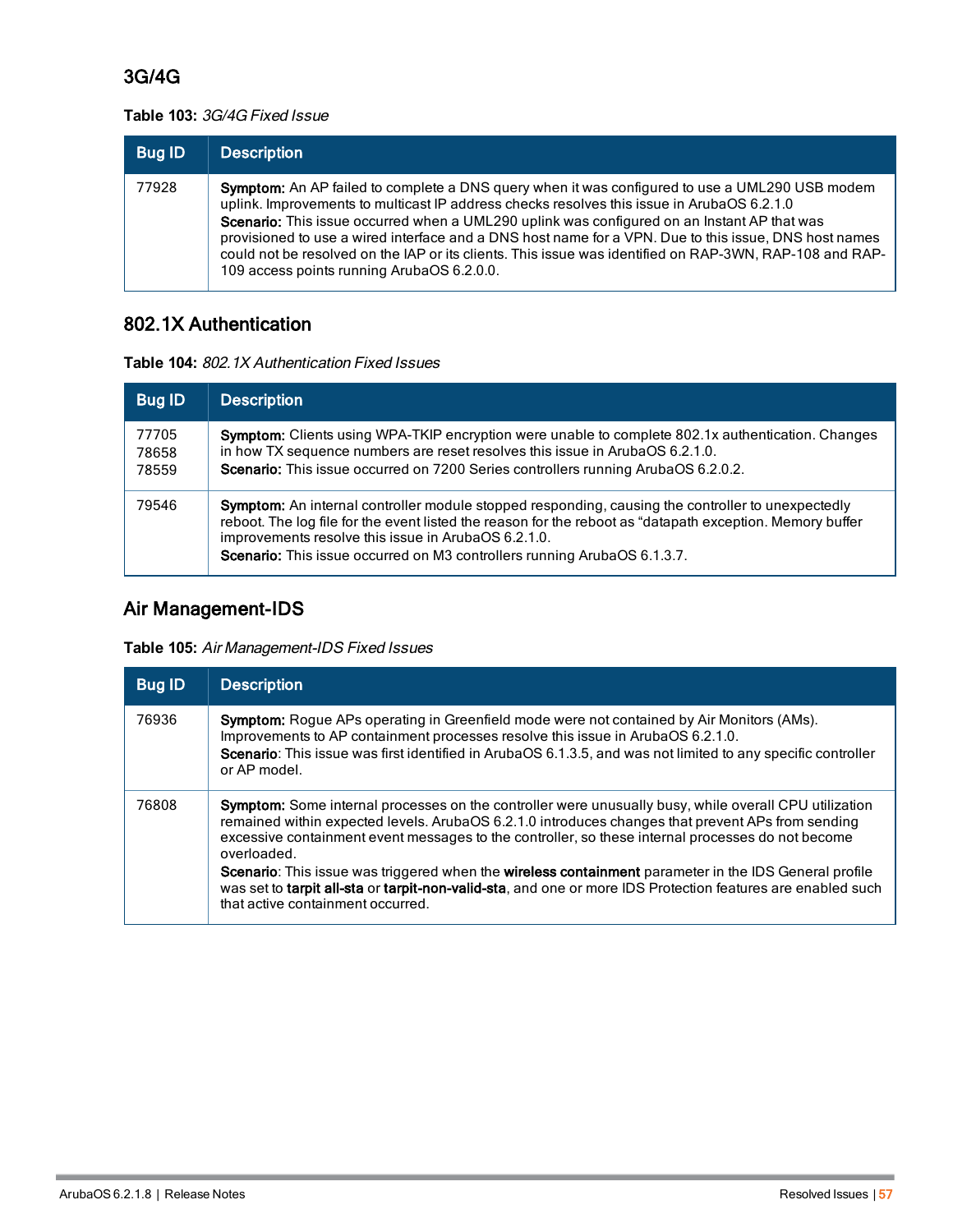## 3G/4G

**Table 103:** *3G/4G Fixed Issue*

| Bug ID | Description |
|---|---|
| 77928 | **Symptom:** An AP failed to complete a DNS query when it was configured to use a UML290 USB modem uplink. Improvements to multicast IP address checks resolves this issue in ArubaOS 6.2.1.0<br>**Scenario:** This issue occurred when a UML290 uplink was configured on an Instant AP that was provisioned to use a wired interface and a DNS host name for a VPN. Due to this issue, DNS host names could not be resolved on the IAP or its clients. This issue was identified on RAP-3WN, RAP-108 and RAP-109 access points running ArubaOS 6.2.0.0. |

## 802.1X Authentication

**Table 104:** *802.1X Authentication Fixed Issues*

| Bug ID | Description |
|---|---|
| 77705<br>78658<br>78559 | **Symptom:** Clients using WPA-TKIP encryption were unable to complete 802.1x authentication. Changes in how TX sequence numbers are reset resolves this issue in ArubaOS 6.2.1.0.<br>**Scenario:** This issue occurred on 7200 Series controllers running ArubaOS 6.2.0.2. |
| 79546 | **Symptom:** An internal controller module stopped responding, causing the controller to unexpectedly reboot. The log file for the event listed the reason for the reboot as "datapath exception. Memory buffer improvements resolve this issue in ArubaOS 6.2.1.0.<br>**Scenario:** This issue occurred on M3 controllers running ArubaOS 6.1.3.7. |

## Air Management-IDS

**Table 105:** *Air Management-IDS Fixed Issues*

| Bug ID | Description |
|---|---|
| 76936 | **Symptom:** Rogue APs operating in Greenfield mode were not contained by Air Monitors (AMs). Improvements to AP containment processes resolve this issue in ArubaOS 6.2.1.0.<br>**Scenario**: This issue was first identified in ArubaOS 6.1.3.5, and was not limited to any specific controller or AP model. |
| 76808 | **Symptom:** Some internal processes on the controller were unusually busy, while overall CPU utilization remained within expected levels. ArubaOS 6.2.1.0 introduces changes that prevent APs from sending excessive containment event messages to the controller, so these internal processes do not become overloaded.<br>**Scenario**: This issue was triggered when the **wireless containment** parameter in the IDS General profile was set to **tarpit all-sta** or **tarpit-non-valid-sta**, and one or more IDS Protection features are enabled such that active containment occurred. |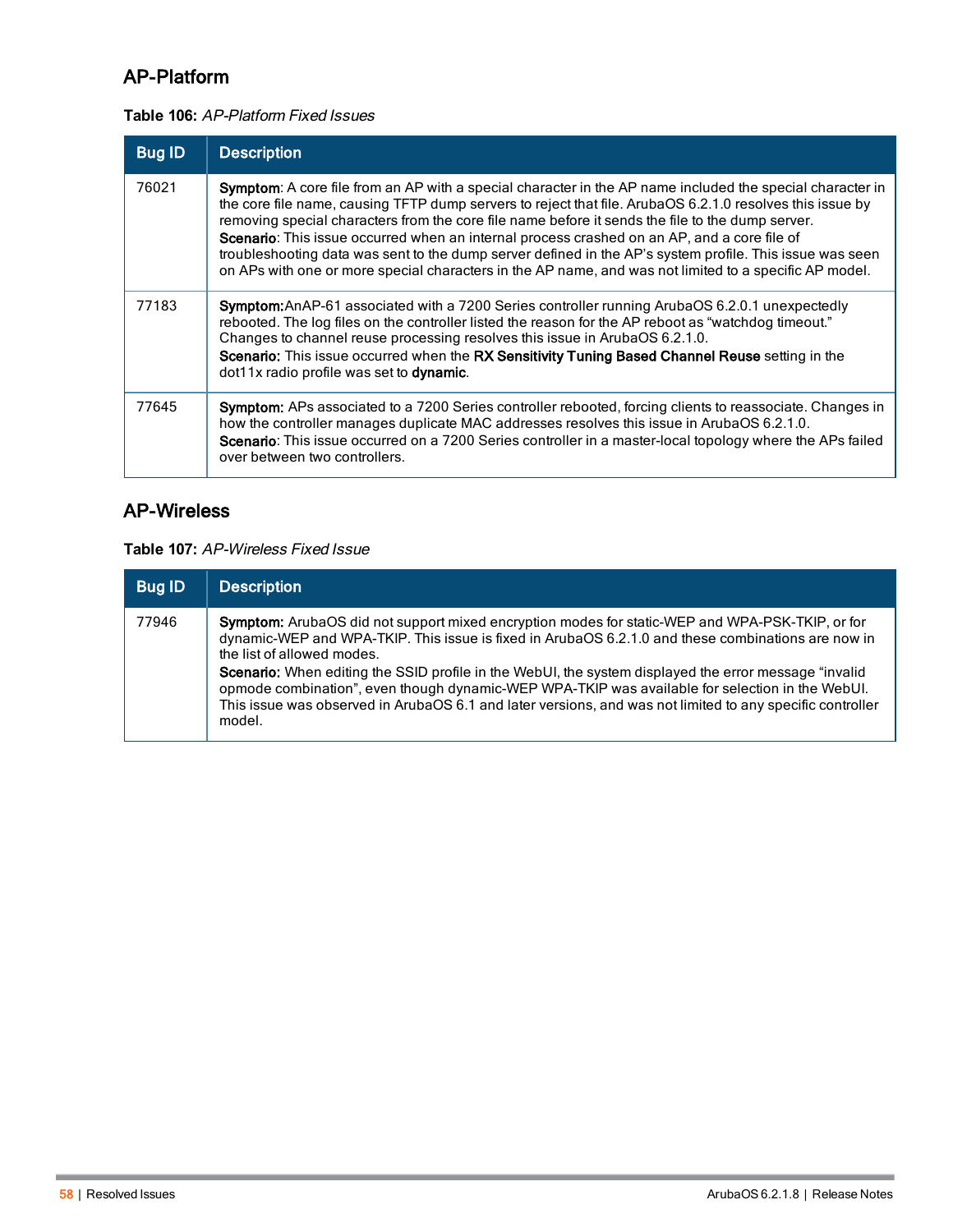## AP-Platform

**Table 106:** *AP-Platform Fixed Issues*

| Bug ID | Description |
|---|---|
| 76021 | **Symptom**: A core file from an AP with a special character in the AP name included the special character in the core file name, causing TFTP dump servers to reject that file. ArubaOS 6.2.1.0 resolves this issue by removing special characters from the core file name before it sends the file to the dump server.<br>**Scenario**: This issue occurred when an internal process crashed on an AP, and a core file of troubleshooting data was sent to the dump server defined in the AP's system profile. This issue was seen on APs with one or more special characters in the AP name, and was not limited to a specific AP model. |
| 77183 | **Symptom:** AnAP-61 associated with a 7200 Series controller running ArubaOS 6.2.0.1 unexpectedly rebooted. The log files on the controller listed the reason for the AP reboot as "watchdog timeout." Changes to channel reuse processing resolves this issue in ArubaOS 6.2.1.0.<br>**Scenario:** This issue occurred when the **RX Sensitivity Tuning Based Channel Reuse** setting in the dot11x radio profile was set to **dynamic**. |
| 77645 | **Symptom:** APs associated to a 7200 Series controller rebooted, forcing clients to reassociate. Changes in how the controller manages duplicate MAC addresses resolves this issue in ArubaOS 6.2.1.0.<br>**Scenario**: This issue occurred on a 7200 Series controller in a master-local topology where the APs failed over between two controllers. |

## AP-Wireless

**Table 107:** *AP-Wireless Fixed Issue*

| Bug ID | Description |
|---|---|
| 77946 | **Symptom:** ArubaOS did not support mixed encryption modes for static-WEP and WPA-PSK-TKIP, or for dynamic-WEP and WPA-TKIP. This issue is fixed in ArubaOS 6.2.1.0 and these combinations are now in the list of allowed modes.<br>**Scenario:** When editing the SSID profile in the WebUI, the system displayed the error message "invalid opmode combination", even though dynamic-WEP WPA-TKIP was available for selection in the WebUI. This issue was observed in ArubaOS 6.1 and later versions, and was not limited to any specific controller model. |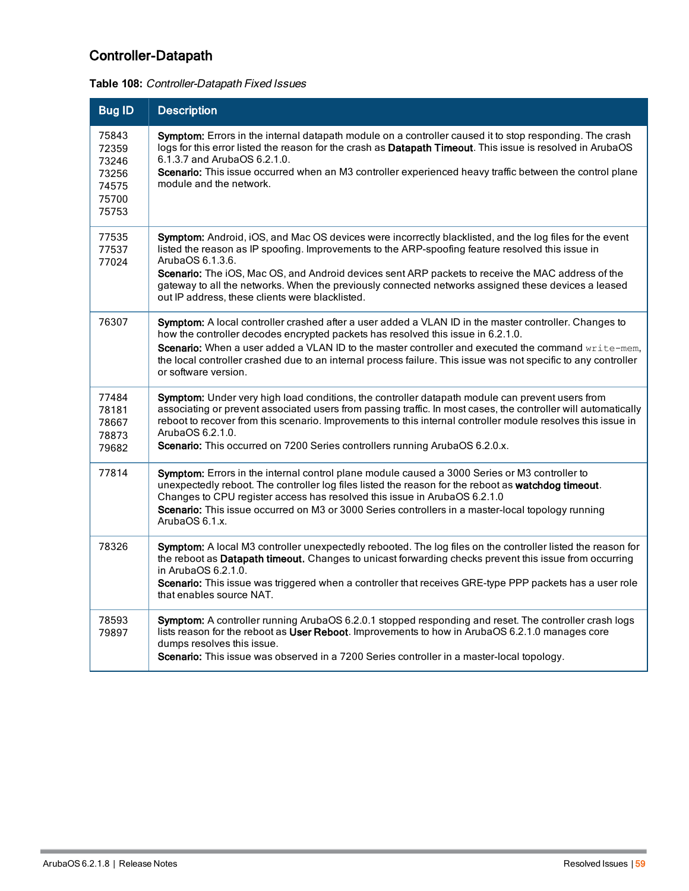## Controller-Datapath

**Table 108:** *Controller-Datapath Fixed Issues*

| Bug ID | Description |
|---|---|
| 75843<br>72359<br>73246<br>73256<br>74575<br>75700<br>75753 | **Symptom:** Errors in the internal datapath module on a controller caused it to stop responding. The crash logs for this error listed the reason for the crash as **Datapath Timeout**. This issue is resolved in ArubaOS 6.1.3.7 and ArubaOS 6.2.1.0.<br>**Scenario:** This issue occurred when an M3 controller experienced heavy traffic between the control plane module and the network. |
| 77535<br>77537<br>77024 | **Symptom:** Android, iOS, and Mac OS devices were incorrectly blacklisted, and the log files for the event listed the reason as IP spoofing. Improvements to the ARP-spoofing feature resolved this issue in ArubaOS 6.1.3.6.<br>**Scenario:** The iOS, Mac OS, and Android devices sent ARP packets to receive the MAC address of the gateway to all the networks. When the previously connected networks assigned these devices a leased out IP address, these clients were blacklisted. |
| 76307 | **Symptom:** A local controller crashed after a user added a VLAN ID in the master controller. Changes to how the controller decodes encrypted packets has resolved this issue in 6.2.1.0.<br>**Scenario:** When a user added a VLAN ID to the master controller and executed the command `write-mem`, the local controller crashed due to an internal process failure. This issue was not specific to any controller or software version. |
| 77484<br>78181<br>78667<br>78873<br>79682 | **Symptom:** Under very high load conditions, the controller datapath module can prevent users from associating or prevent associated users from passing traffic. In most cases, the controller will automatically reboot to recover from this scenario. Improvements to this internal controller module resolves this issue in ArubaOS 6.2.1.0.<br>**Scenario:** This occurred on 7200 Series controllers running ArubaOS 6.2.0.x. |
| 77814 | **Symptom:** Errors in the internal control plane module caused a 3000 Series or M3 controller to unexpectedly reboot. The controller log files listed the reason for the reboot as **watchdog timeout**. Changes to CPU register access has resolved this issue in ArubaOS 6.2.1.0<br>**Scenario:** This issue occurred on M3 or 3000 Series controllers in a master-local topology running ArubaOS 6.1.x. |
| 78326 | **Symptom:** A local M3 controller unexpectedly rebooted. The log files on the controller listed the reason for the reboot as **Datapath timeout.** Changes to unicast forwarding checks prevent this issue from occurring in ArubaOS 6.2.1.0.<br>**Scenario:** This issue was triggered when a controller that receives GRE-type PPP packets has a user role that enables source NAT. |
| 78593<br>79897 | **Symptom:** A controller running ArubaOS 6.2.0.1 stopped responding and reset. The controller crash logs lists reason for the reboot as **User Reboot**. Improvements to how in ArubaOS 6.2.1.0 manages core dumps resolves this issue.<br>**Scenario:** This issue was observed in a 7200 Series controller in a master-local topology. |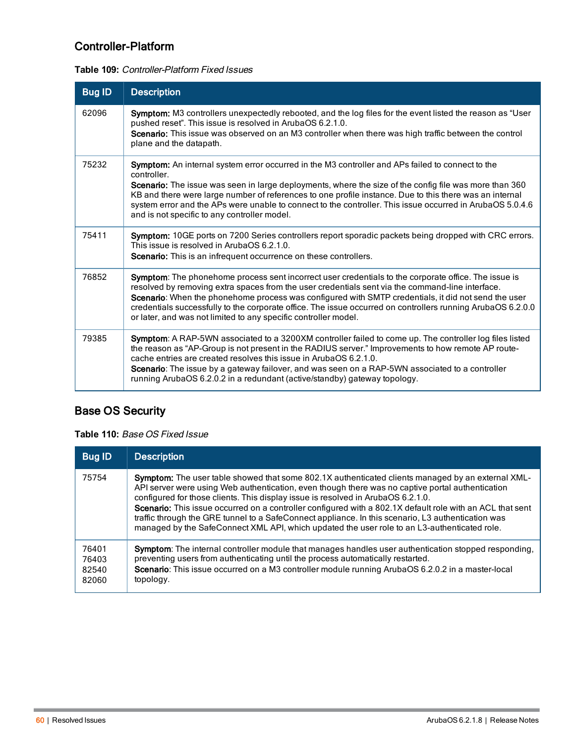## Controller-Platform

**Table 109:** *Controller-Platform Fixed Issues*

| Bug ID | Description |
| --- | --- |
| 62096 | **Symptom:** M3 controllers unexpectedly rebooted, and the log files for the event listed the reason as “User pushed reset”. This issue is resolved in ArubaOS 6.2.1.0.<br>**Scenario:** This issue was observed on an M3 controller when there was high traffic between the control plane and the datapath. |
| 75232 | **Symptom:** An internal system error occurred in the M3 controller and APs failed to connect to the controller.<br>**Scenario:** The issue was seen in large deployments, where the size of the config file was more than 360 KB and there were large number of references to one profile instance. Due to this there was an internal system error and the APs were unable to connect to the controller. This issue occurred in ArubaOS 5.0.4.6 and is not specific to any controller model. |
| 75411 | **Symptom:** 10GE ports on 7200 Series controllers report sporadic packets being dropped with CRC errors. This issue is resolved in ArubaOS 6.2.1.0.<br>**Scenario:** This is an infrequent occurrence on these controllers. |
| 76852 | **Symptom**: The phonehome process sent incorrect user credentials to the corporate office. The issue is resolved by removing extra spaces from the user credentials sent via the command-line interface.<br>**Scenario**: When the phonehome process was configured with SMTP credentials, it did not send the user credentials successfully to the corporate office. The issue occurred on controllers running ArubaOS 6.2.0.0 or later, and was not limited to any specific controller model. |
| 79385 | **Symptom**: A RAP-5WN associated to a 3200XM controller failed to come up. The controller log files listed the reason as “AP-Group is not present in the RADIUS server.” Improvements to how remote AP route-cache entries are created resolves this issue in ArubaOS 6.2.1.0.<br>**Scenario**: The issue by a gateway failover, and was seen on a RAP-5WN associated to a controller running ArubaOS 6.2.0.2 in a redundant (active/standby) gateway topology. |

## Base OS Security

**Table 110:** *Base OS Fixed Issue*

| Bug ID | Description |
| --- | --- |
| 75754 | **Symptom:** The user table showed that some 802.1X authenticated clients managed by an external XML-API server were using Web authentication, even though there was no captive portal authentication configured for those clients. This display issue is resolved in ArubaOS 6.2.1.0.<br>**Scenario:** This issue occurred on a controller configured with a 802.1X default role with an ACL that sent traffic through the GRE tunnel to a SafeConnect appliance. In this scenario, L3 authentication was managed by the SafeConnect XML API, which updated the user role to an L3-authenticated role. |
| 76401<br>76403<br>82540<br>82060 | **Symptom**: The internal controller module that manages handles user authentication stopped responding, preventing users from authenticating until the process automatically restarted.<br>**Scenario**: This issue occurred on a M3 controller module running ArubaOS 6.2.0.2 in a master-local topology. |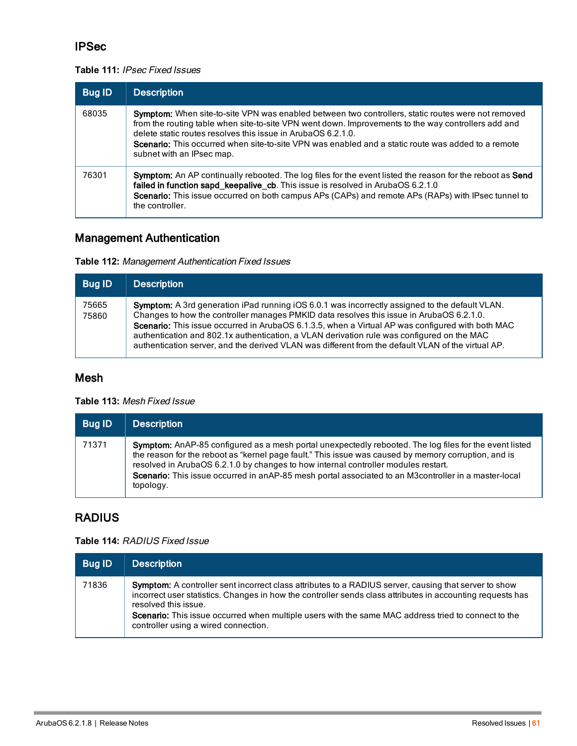## IPSec

**Table 111:** *IPsec Fixed Issues*

| Bug ID | Description |
|---|---|
| 68035 | **Symptom:** When site-to-site VPN was enabled between two controllers, static routes were not removed from the routing table when site-to-site VPN went down. Improvements to the way controllers add and delete static routes resolves this issue in ArubaOS 6.2.1.0.<br>**Scenario:** This occurred when site-to-site VPN was enabled and a static route was added to a remote subnet with an IPsec map. |
| 76301 | **Symptom:** An AP continually rebooted. The log files for the event listed the reason for the reboot as **Send failed in function sapd_keepalive_cb**. This issue is resolved in ArubaOS 6.2.1.0<br>**Scenario:** This issue occurred on both campus APs (CAPs) and remote APs (RAPs) with IPsec tunnel to the controller. |

## Management Authentication

**Table 112:** *Management Authentication Fixed Issues*

| Bug ID | Description |
|---|---|
| 75665<br>75860 | **Symptom:** A 3rd generation iPad running iOS 6.0.1 was incorrectly assigned to the default VLAN. Changes to how the controller manages PMKID data resolves this issue in ArubaOS 6.2.1.0.<br>**Scenario:** This issue occurred in ArubaOS 6.1.3.5, when a Virtual AP was configured with both MAC authentication and 802.1x authentication, a VLAN derivation rule was configured on the MAC authentication server, and the derived VLAN was different from the default VLAN of the virtual AP. |

## Mesh

**Table 113:** *Mesh Fixed Issue*

| Bug ID | Description |
|---|---|
| 71371 | **Symptom:** AnAP-85 configured as a mesh portal unexpectedly rebooted. The log files for the event listed the reason for the reboot as "kernel page fault." This issue was caused by memory corruption, and is resolved in ArubaOS 6.2.1.0 by changes to how internal controller modules restart.<br>**Scenario:** This issue occurred in anAP-85 mesh portal associated to an M3controller in a master-local topology. |

## RADIUS

**Table 114:** *RADIUS Fixed Issue*

| Bug ID | Description |
|---|---|
| 71836 | **Symptom:** A controller sent incorrect class attributes to a RADIUS server, causing that server to show incorrect user statistics. Changes in how the controller sends class attributes in accounting requests has resolved this issue.<br>**Scenario:** This issue occurred when multiple users with the same MAC address tried to connect to the controller using a wired connection. |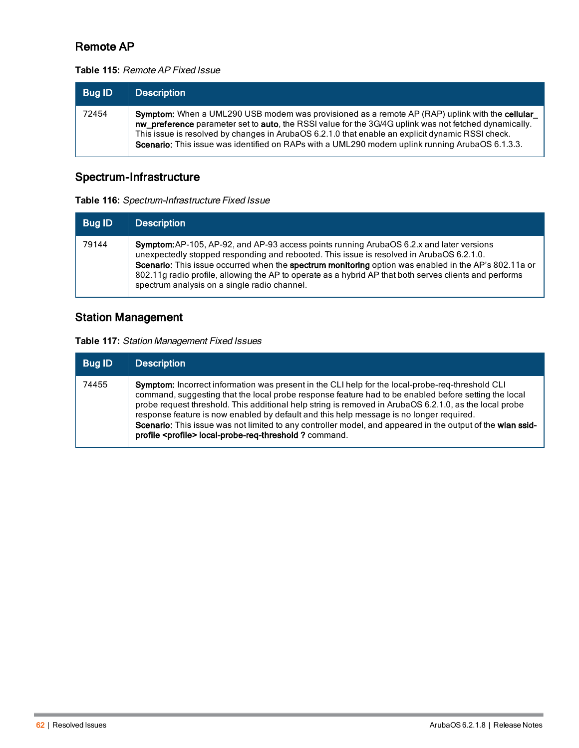## Remote AP

**Table 115:** *Remote AP Fixed Issue*

| Bug ID | Description |
| --- | --- |
| 72454 | **Symptom:** When a UML290 USB modem was provisioned as a remote AP (RAP) uplink with the **cellular_nw_preference** parameter set to **auto**, the RSSI value for the 3G/4G uplink was not fetched dynamically. This issue is resolved by changes in ArubaOS 6.2.1.0 that enable an explicit dynamic RSSI check.<br>**Scenario:** This issue was identified on RAPs with a UML290 modem uplink running ArubaOS 6.1.3.3. |

## Spectrum-Infrastructure

**Table 116:** *Spectrum-Infrastructure Fixed Issue*

| Bug ID | Description |
| --- | --- |
| 79144 | **Symptom:** AP-105, AP-92, and AP-93 access points running ArubaOS 6.2.x and later versions unexpectedly stopped responding and rebooted. This issue is resolved in ArubaOS 6.2.1.0.<br>**Scenario:** This issue occurred when the **spectrum monitoring** option was enabled in the AP's 802.11a or 802.11g radio profile, allowing the AP to operate as a hybrid AP that both serves clients and performs spectrum analysis on a single radio channel. |

## Station Management

**Table 117:** *Station Management Fixed Issues*

| Bug ID | Description |
| --- | --- |
| 74455 | **Symptom:** Incorrect information was present in the CLI help for the local-probe-req-threshold CLI command, suggesting that the local probe response feature had to be enabled before setting the local probe request threshold. This additional help string is removed in ArubaOS 6.2.1.0, as the local probe response feature is now enabled by default and this help message is no longer required.<br>**Scenario:** This issue was not limited to any controller model, and appeared in the output of the **wlan ssid-profile <profile> local-probe-req-threshold ?** command. |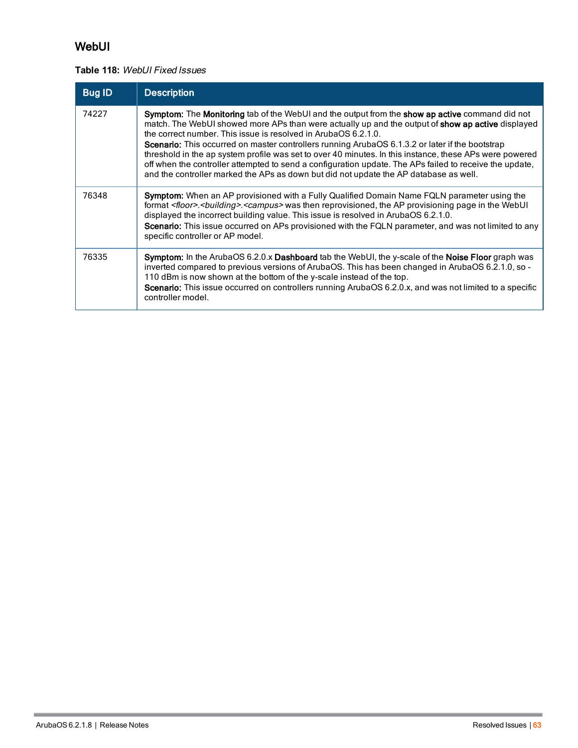## WebUI

**Table 118:** *WebUI Fixed Issues*

| Bug ID | Description |
| --- | --- |
| 74227 | **Symptom:** The **Monitoring** tab of the WebUI and the output from the **show ap active** command did not match. The WebUI showed more APs than were actually up and the output of **show ap active** displayed the correct number. This issue is resolved in ArubaOS 6.2.1.0.<br>**Scenario:** This occurred on master controllers running ArubaOS 6.1.3.2 or later if the bootstrap threshold in the ap system profile was set to over 40 minutes. In this instance, these APs were powered off when the controller attempted to send a configuration update. The APs failed to receive the update, and the controller marked the APs as down but did not update the AP database as well. |
| 76348 | **Symptom:** When an AP provisioned with a Fully Qualified Domain Name FQLN parameter using the format *<floor>.<building>.<campus>* was then reprovisioned, the AP provisioning page in the WebUI displayed the incorrect building value. This issue is resolved in ArubaOS 6.2.1.0.<br>**Scenario:** This issue occurred on APs provisioned with the FQLN parameter, and was not limited to any specific controller or AP model. |
| 76335 | **Symptom:** In the ArubaOS 6.2.0.x **Dashboard** tab the WebUI, the y-scale of the **Noise Floor** graph was inverted compared to previous versions of ArubaOS. This has been changed in ArubaOS 6.2.1.0, so -110 dBm is now shown at the bottom of the y-scale instead of the top.<br>**Scenario:** This issue occurred on controllers running ArubaOS 6.2.0.x, and was not limited to a specific controller model. |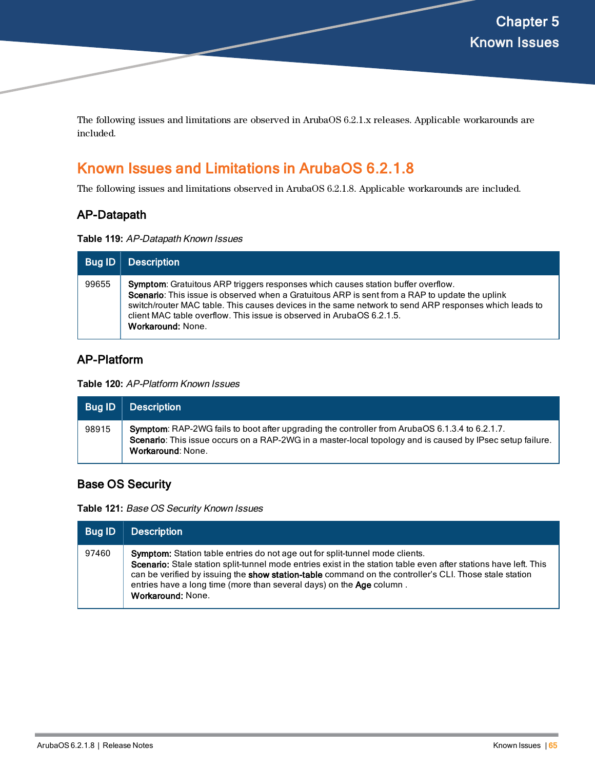# Chapter 5 Known Issues

The following issues and limitations are observed in ArubaOS 6.2.1.x releases. Applicable workarounds are included.

## Known Issues and Limitations in ArubaOS 6.2.1.8

The following issues and limitations observed in ArubaOS 6.2.1.8. Applicable workarounds are included.

### AP-Datapath

**Table 119:** *AP-Datapath Known Issues*

| Bug ID | Description |
|---|---|
| 99655 | **Symptom**: Gratuitous ARP triggers responses which causes station buffer overflow.<br>**Scenario**: This issue is observed when a Gratuitous ARP is sent from a RAP to update the uplink switch/router MAC table. This causes devices in the same network to send ARP responses which leads to client MAC table overflow. This issue is observed in ArubaOS 6.2.1.5.<br>**Workaround:** None. |

### AP-Platform

**Table 120:** *AP-Platform Known Issues*

| Bug ID | Description |
|---|---|
| 98915 | **Symptom**: RAP-2WG fails to boot after upgrading the controller from ArubaOS 6.1.3.4 to 6.2.1.7.<br>**Scenario**: This issue occurs on a RAP-2WG in a master-local topology and is caused by IPsec setup failure.<br>**Workaround**: None. |

### Base OS Security

**Table 121:** *Base OS Security Known Issues*

| Bug ID | Description |
|---|---|
| 97460 | **Symptom:** Station table entries do not age out for split-tunnel mode clients.<br>**Scenario:** Stale station split-tunnel mode entries exist in the station table even after stations have left. This can be verified by issuing the **show station-table** command on the controller's CLI. Those stale station entries have a long time (more than several days) on the **Age** column .<br>**Workaround:** None. |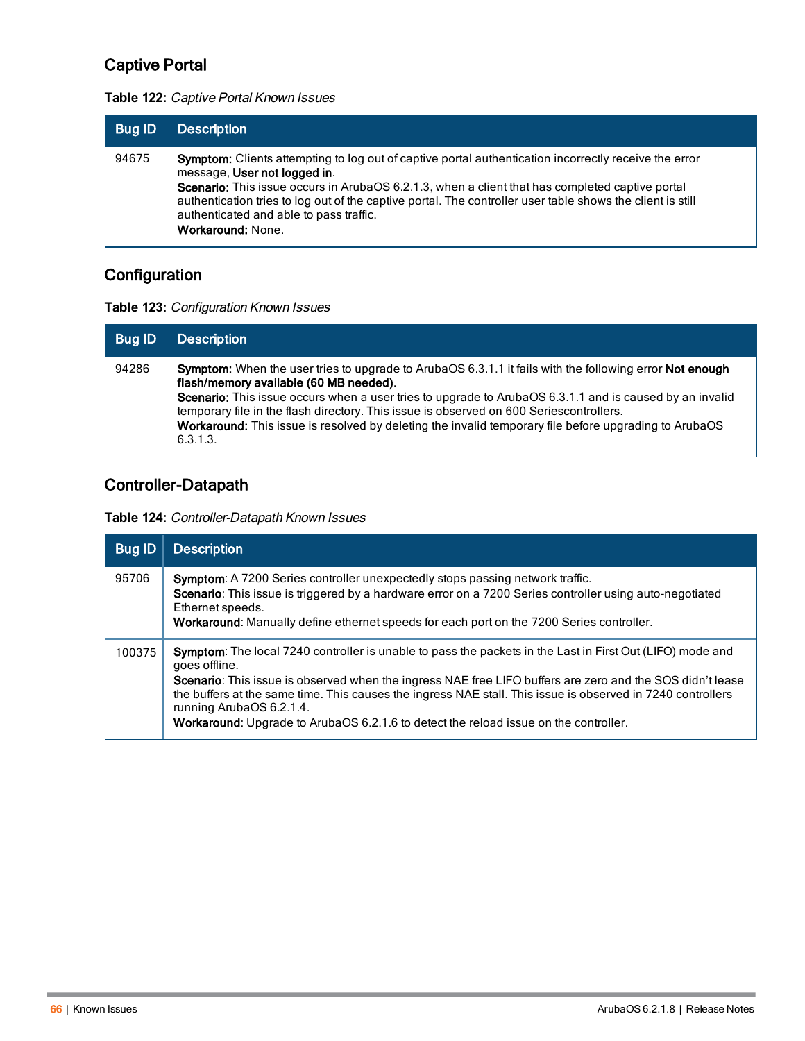## Captive Portal

**Table 122:** *Captive Portal Known Issues*

| Bug ID | Description |
| --- | --- |
| 94675 | **Symptom:** Clients attempting to log out of captive portal authentication incorrectly receive the error message, **User not logged in**.<br>**Scenario:** This issue occurs in ArubaOS 6.2.1.3, when a client that has completed captive portal authentication tries to log out of the captive portal. The controller user table shows the client is still authenticated and able to pass traffic.<br>**Workaround:** None. |

## Configuration

**Table 123:** *Configuration Known Issues*

| Bug ID | Description |
| --- | --- |
| 94286 | **Symptom:** When the user tries to upgrade to ArubaOS 6.3.1.1 it fails with the following error **Not enough flash/memory available (60 MB needed)**.<br>**Scenario:** This issue occurs when a user tries to upgrade to ArubaOS 6.3.1.1 and is caused by an invalid temporary file in the flash directory. This issue is observed on 600 Seriescontrollers.<br>**Workaround:** This issue is resolved by deleting the invalid temporary file before upgrading to ArubaOS 6.3.1.3. |

## Controller-Datapath

**Table 124:** *Controller-Datapath Known Issues*

| Bug ID | Description |
| --- | --- |
| 95706 | **Symptom**: A 7200 Series controller unexpectedly stops passing network traffic.<br>**Scenario**: This issue is triggered by a hardware error on a 7200 Series controller using auto-negotiated Ethernet speeds.<br>**Workaround**: Manually define ethernet speeds for each port on the 7200 Series controller. |
| 100375 | **Symptom**: The local 7240 controller is unable to pass the packets in the Last in First Out (LIFO) mode and goes offline.<br>**Scenario**: This issue is observed when the ingress NAE free LIFO buffers are zero and the SOS didn't lease the buffers at the same time. This causes the ingress NAE stall. This issue is observed in 7240 controllers running ArubaOS 6.2.1.4.<br>**Workaround**: Upgrade to ArubaOS 6.2.1.6 to detect the reload issue on the controller. |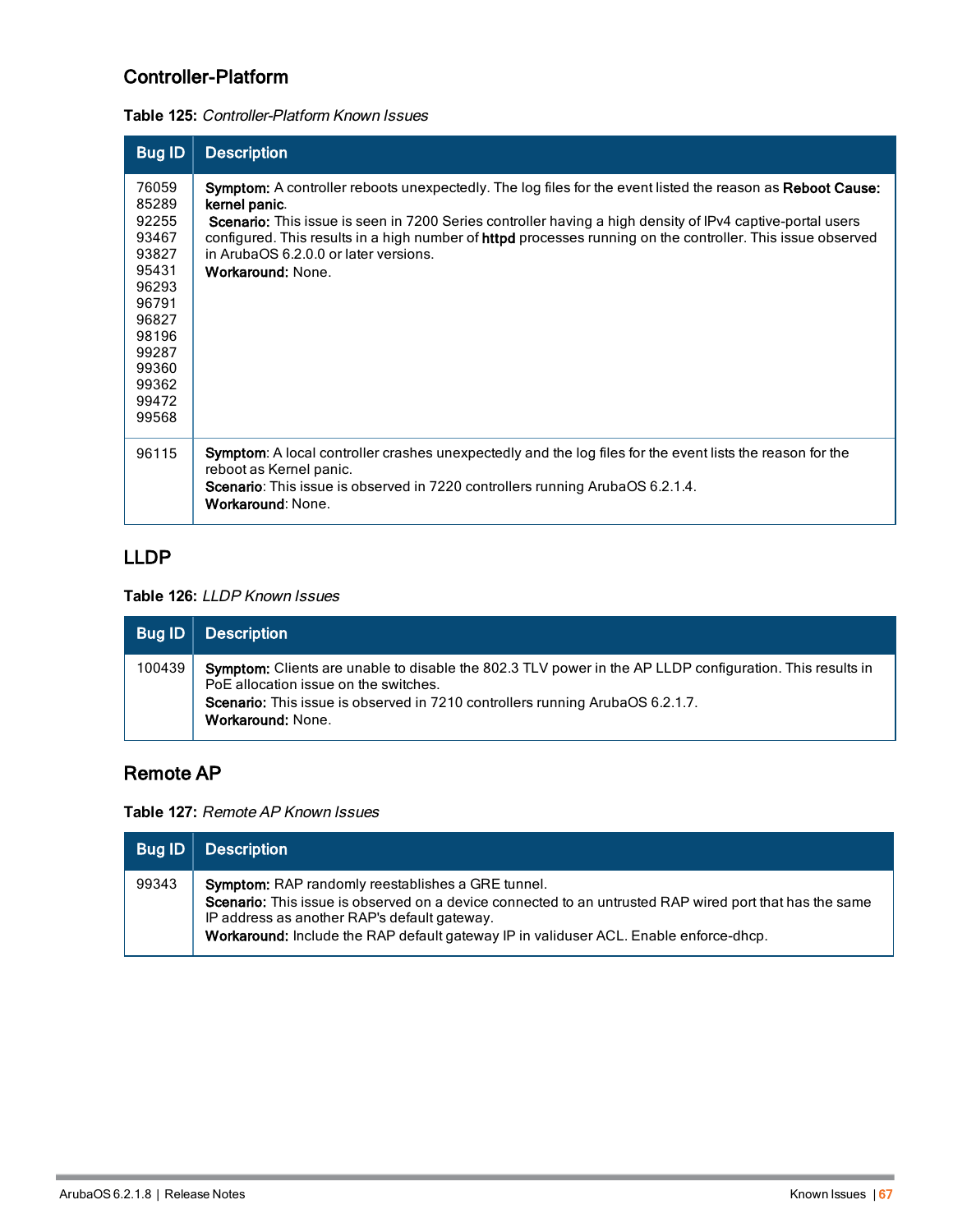## Controller-Platform

**Table 125:** *Controller-Platform Known Issues*

| Bug ID | Description |
|---|---|
| 76059<br>85289<br>92255<br>93467<br>93827<br>95431<br>96293<br>96791<br>96827<br>98196<br>99287<br>99360<br>99362<br>99472<br>99568 | **Symptom:** A controller reboots unexpectedly. The log files for the event listed the reason as **Reboot Cause: kernel panic**.<br>**Scenario:** This issue is seen in 7200 Series controller having a high density of IPv4 captive-portal users configured. This results in a high number of **httpd** processes running on the controller. This issue observed in ArubaOS 6.2.0.0 or later versions.<br>**Workaround:** None. |
| 96115 | **Symptom**: A local controller crashes unexpectedly and the log files for the event lists the reason for the reboot as Kernel panic.<br>**Scenario**: This issue is observed in 7220 controllers running ArubaOS 6.2.1.4.<br>**Workaround**: None. |

## LLDP

**Table 126:** *LLDP Known Issues*

| Bug ID | Description |
|---|---|
| 100439 | **Symptom:** Clients are unable to disable the 802.3 TLV power in the AP LLDP configuration. This results in PoE allocation issue on the switches.<br>**Scenario:** This issue is observed in 7210 controllers running ArubaOS 6.2.1.7.<br>**Workaround:** None. |

## Remote AP

**Table 127:** *Remote AP Known Issues*

| Bug ID | Description |
|---|---|
| 99343 | **Symptom:** RAP randomly reestablishes a GRE tunnel.<br>**Scenario:** This issue is observed on a device connected to an untrusted RAP wired port that has the same IP address as another RAP's default gateway.<br>**Workaround:** Include the RAP default gateway IP in validuser ACL. Enable enforce-dhcp. |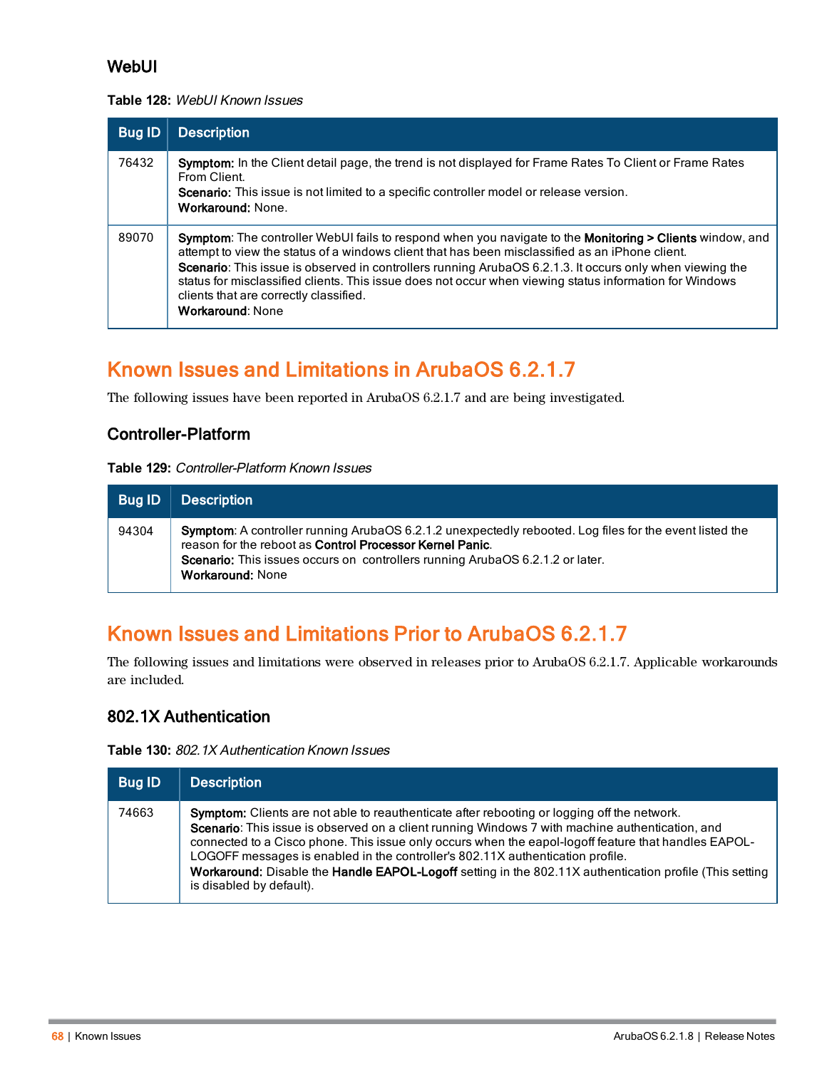### WebUI

**Table 128:** *WebUI Known Issues*

| Bug ID | Description |
| --- | --- |
| 76432 | **Symptom:** In the Client detail page, the trend is not displayed for Frame Rates To Client or Frame Rates From Client.<br>**Scenario:** This issue is not limited to a specific controller model or release version.<br>**Workaround:** None. |
| 89070 | **Symptom**: The controller WebUI fails to respond when you navigate to the **Monitoring > Clients** window, and attempt to view the status of a windows client that has been misclassified as an iPhone client.<br>**Scenario**: This issue is observed in controllers running ArubaOS 6.2.1.3. It occurs only when viewing the status for misclassified clients. This issue does not occur when viewing status information for Windows clients that are correctly classified.<br>**Workaround**: None |

## Known Issues and Limitations in ArubaOS 6.2.1.7

The following issues have been reported in ArubaOS 6.2.1.7 and are being investigated.

### Controller-Platform

**Table 129:** *Controller-Platform Known Issues*

| Bug ID | Description |
| --- | --- |
| 94304 | **Symptom**: A controller running ArubaOS 6.2.1.2 unexpectedly rebooted. Log files for the event listed the reason for the reboot as **Control Processor Kernel Panic**.<br>**Scenario:** This issues occurs on controllers running ArubaOS 6.2.1.2 or later.<br>**Workaround:** None |

## Known Issues and Limitations Prior to ArubaOS 6.2.1.7

The following issues and limitations were observed in releases prior to ArubaOS 6.2.1.7. Applicable workarounds are included.

### 802.1X Authentication

**Table 130:** *802.1X Authentication Known Issues*

| Bug ID | Description |
| --- | --- |
| 74663 | **Symptom:** Clients are not able to reauthenticate after rebooting or logging off the network.<br>**Scenario**: This issue is observed on a client running Windows 7 with machine authentication, and connected to a Cisco phone. This issue only occurs when the eapol-logoff feature that handles EAPOL-LOGOFF messages is enabled in the controller's 802.11X authentication profile.<br>**Workaround:** Disable the **Handle EAPOL-Logoff** setting in the 802.11X authentication profile (This setting is disabled by default). |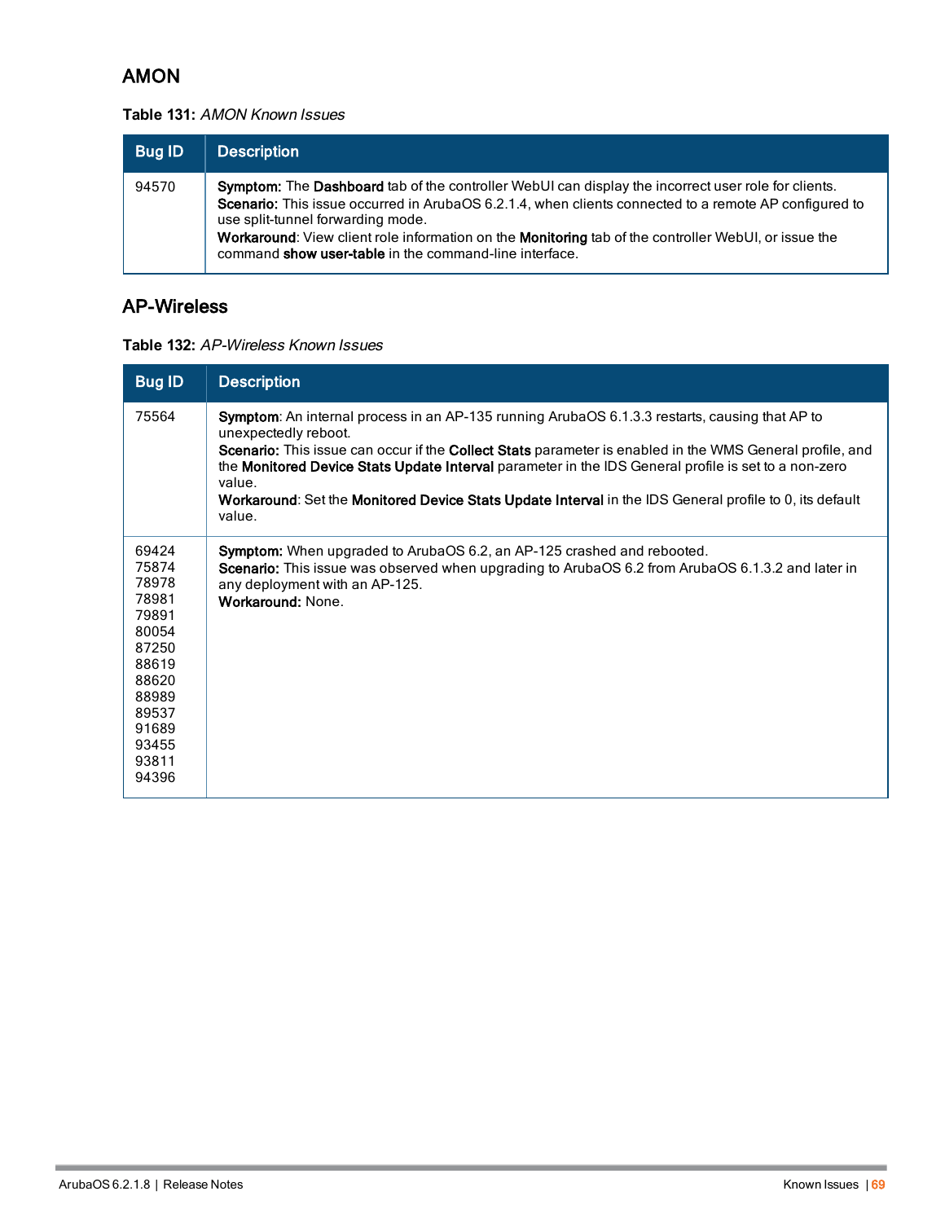## AMON

**Table 131:** *AMON Known Issues*

| Bug ID | Description |
| --- | --- |
| 94570 | **Symptom:** The **Dashboard** tab of the controller WebUI can display the incorrect user role for clients.<br>**Scenario:** This issue occurred in ArubaOS 6.2.1.4, when clients connected to a remote AP configured to use split-tunnel forwarding mode.<br>**Workaround**: View client role information on the **Monitoring** tab of the controller WebUI, or issue the command **show user-table** in the command-line interface. |

## AP-Wireless

**Table 132:** *AP-Wireless Known Issues*

| Bug ID | Description |
| --- | --- |
| 75564 | **Symptom**: An internal process in an AP-135 running ArubaOS 6.1.3.3 restarts, causing that AP to unexpectedly reboot.<br>**Scenario:** This issue can occur if the **Collect Stats** parameter is enabled in the WMS General profile, and the **Monitored Device Stats Update Interval** parameter in the IDS General profile is set to a non-zero value.<br>**Workaround**: Set the **Monitored Device Stats Update Interval** in the IDS General profile to 0, its default value. |
| 69424<br>75874<br>78978<br>78981<br>79891<br>80054<br>87250<br>88619<br>88620<br>88989<br>89537<br>91689<br>93455<br>93811<br>94396 | **Symptom:** When upgraded to ArubaOS 6.2, an AP-125 crashed and rebooted.<br>**Scenario:** This issue was observed when upgrading to ArubaOS 6.2 from ArubaOS 6.1.3.2 and later in any deployment with an AP-125.<br>**Workaround:** None. |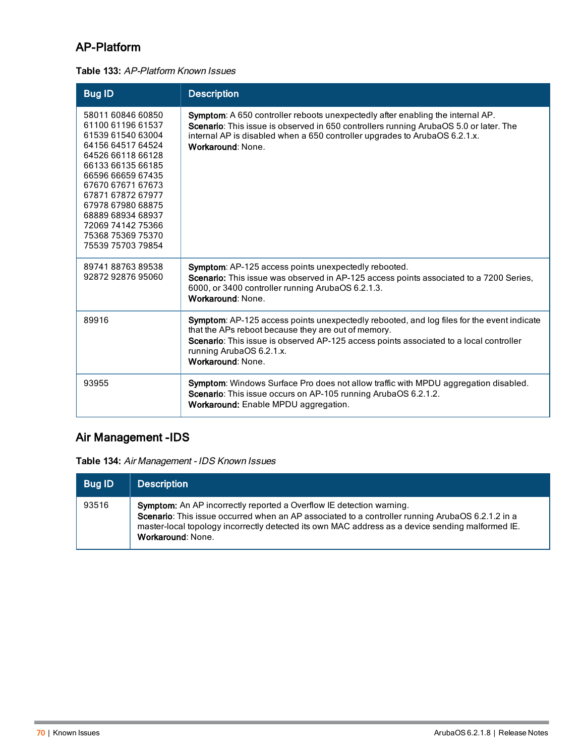## AP-Platform

**Table 133:** *AP-Platform Known Issues*

| Bug ID | Description |
|---|---|
| 58011 60846 60850 61100 61196 61537 61539 61540 63004 64156 64517 64524 64526 66118 66128 66133 66135 66185 66596 66659 67435 67670 67671 67673 67871 67872 67977 67978 67980 68875 68889 68934 68937 72069 74142 75366 75368 75369 75370 75539 75703 79854 | **Symptom**: A 650 controller reboots unexpectedly after enabling the internal AP.<br>**Scenario**: This issue is observed in 650 controllers running ArubaOS 5.0 or later. The internal AP is disabled when a 650 controller upgrades to ArubaOS 6.2.1.x.<br>**Workaround**: None. |
| 89741 88763 89538 92872 92876 95060 | **Symptom**: AP-125 access points unexpectedly rebooted.<br>**Scenario:** This issue was observed in AP-125 access points associated to a 7200 Series, 6000, or 3400 controller running ArubaOS 6.2.1.3.<br>**Workaround**: None. |
| 89916 | **Symptom**: AP-125 access points unexpectedly rebooted, and log files for the event indicate that the APs reboot because they are out of memory.<br>**Scenario**: This issue is observed AP-125 access points associated to a local controller running ArubaOS 6.2.1.x.<br>**Workaround**: None. |
| 93955 | **Symptom**: Windows Surface Pro does not allow traffic with MPDU aggregation disabled.<br>**Scenario**: This issue occurs on AP-105 running ArubaOS 6.2.1.2.<br>**Workaround:** Enable MPDU aggregation. |

## Air Management -IDS

**Table 134:** *Air Management - IDS Known Issues*

| Bug ID | Description |
|---|---|
| 93516 | **Symptom:** An AP incorrectly reported a Overflow IE detection warning.<br>**Scenario**: This issue occurred when an AP associated to a controller running ArubaOS 6.2.1.2 in a master-local topology incorrectly detected its own MAC address as a device sending malformed IE.<br>**Workaround**: None. |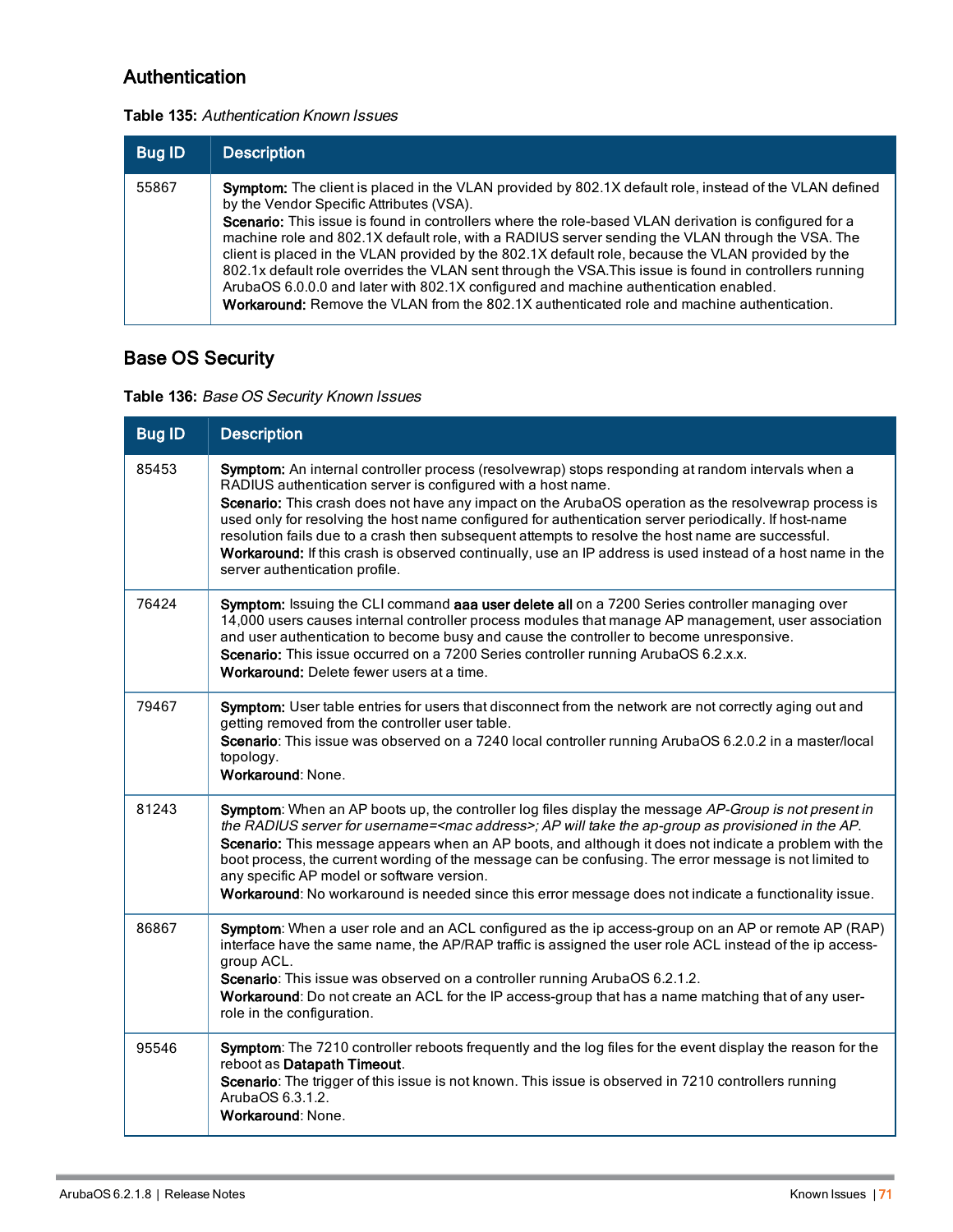## Authentication

**Table 135:** *Authentication Known Issues*

| Bug ID | Description |
|---|---|
| 55867 | **Symptom:** The client is placed in the VLAN provided by 802.1X default role, instead of the VLAN defined by the Vendor Specific Attributes (VSA).<br>**Scenario:** This issue is found in controllers where the role-based VLAN derivation is configured for a machine role and 802.1X default role, with a RADIUS server sending the VLAN through the VSA. The client is placed in the VLAN provided by the 802.1X default role, because the VLAN provided by the 802.1x default role overrides the VLAN sent through the VSA.This issue is found in controllers running ArubaOS 6.0.0.0 and later with 802.1X configured and machine authentication enabled.<br>**Workaround:** Remove the VLAN from the 802.1X authenticated role and machine authentication. |

## Base OS Security

**Table 136:** *Base OS Security Known Issues*

| Bug ID | Description |
|---|---|
| 85453 | **Symptom:** An internal controller process (resolvewrap) stops responding at random intervals when a RADIUS authentication server is configured with a host name.<br>**Scenario:** This crash does not have any impact on the ArubaOS operation as the resolvewrap process is used only for resolving the host name configured for authentication server periodically. If host-name resolution fails due to a crash then subsequent attempts to resolve the host name are successful.<br>**Workaround:** If this crash is observed continually, use an IP address is used instead of a host name in the server authentication profile. |
| 76424 | **Symptom:** Issuing the CLI command **aaa user delete all** on a 7200 Series controller managing over 14,000 users causes internal controller process modules that manage AP management, user association and user authentication to become busy and cause the controller to become unresponsive.<br>**Scenario:** This issue occurred on a 7200 Series controller running ArubaOS 6.2.x.x.<br>**Workaround:** Delete fewer users at a time. |
| 79467 | **Symptom:** User table entries for users that disconnect from the network are not correctly aging out and getting removed from the controller user table.<br>**Scenario**: This issue was observed on a 7240 local controller running ArubaOS 6.2.0.2 in a master/local topology.<br>**Workaround**: None. |
| 81243 | **Symptom**: When an AP boots up, the controller log files display the message *AP-Group is not present in the RADIUS server for username=<mac address>; AP will take the ap-group as provisioned in the AP*.<br>**Scenario:** This message appears when an AP boots, and although it does not indicate a problem with the boot process, the current wording of the message can be confusing. The error message is not limited to any specific AP model or software version.<br>**Workaround**: No workaround is needed since this error message does not indicate a functionality issue. |
| 86867 | **Symptom**: When a user role and an ACL configured as the ip access-group on an AP or remote AP (RAP) interface have the same name, the AP/RAP traffic is assigned the user role ACL instead of the ip access-group ACL.<br>**Scenario**: This issue was observed on a controller running ArubaOS 6.2.1.2.<br>**Workaround**: Do not create an ACL for the IP access-group that has a name matching that of any user-role in the configuration. |
| 95546 | **Symptom**: The 7210 controller reboots frequently and the log files for the event display the reason for the reboot as **Datapath Timeout**.<br>**Scenario**: The trigger of this issue is not known. This issue is observed in 7210 controllers running ArubaOS 6.3.1.2.<br>**Workaround**: None. |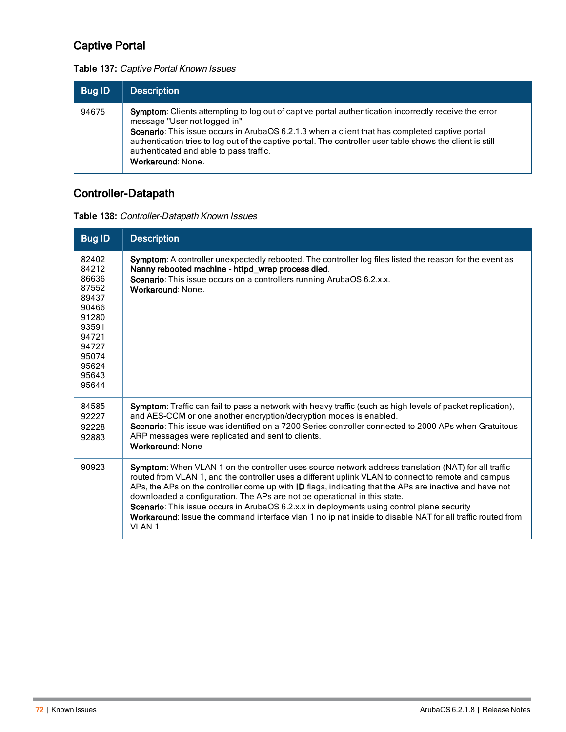## Captive Portal

**Table 137:** *Captive Portal Known Issues*

| Bug ID | Description |
|---|---|
| 94675 | **Symptom**: Clients attempting to log out of captive portal authentication incorrectly receive the error message "User not logged in"<br>**Scenario**: This issue occurs in ArubaOS 6.2.1.3 when a client that has completed captive portal authentication tries to log out of the captive portal. The controller user table shows the client is still authenticated and able to pass traffic.<br>**Workaround**: None. |

## Controller-Datapath

**Table 138:** *Controller-Datapath Known Issues*

| Bug ID | Description |
|---|---|
| 82402<br>84212<br>86636<br>87552<br>89437<br>90466<br>91280<br>93591<br>94721<br>94727<br>95074<br>95624<br>95643<br>95644 | **Symptom**: A controller unexpectedly rebooted. The controller log files listed the reason for the event as **Nanny rebooted machine - httpd_wrap process died**.<br>**Scenario**: This issue occurs on a controllers running ArubaOS 6.2.x.x.<br>**Workaround**: None. |
| 84585<br>92227<br>92228<br>92883 | **Symptom**: Traffic can fail to pass a network with heavy traffic (such as high levels of packet replication), and AES-CCM or one another encryption/decryption modes is enabled.<br>**Scenario**: This issue was identified on a 7200 Series controller connected to 2000 APs when Gratuitous ARP messages were replicated and sent to clients.<br>**Workaround**: None |
| 90923 | **Symptom**: When VLAN 1 on the controller uses source network address translation (NAT) for all traffic routed from VLAN 1, and the controller uses a different uplink VLAN to connect to remote and campus APs, the APs on the controller come up with **ID** flags, indicating that the APs are inactive and have not downloaded a configuration. The APs are not be operational in this state.<br>**Scenario**: This issue occurs in ArubaOS 6.2.x.x in deployments using control plane security<br>**Workaround**: Issue the command interface vlan 1 no ip nat inside to disable NAT for all traffic routed from VLAN 1. |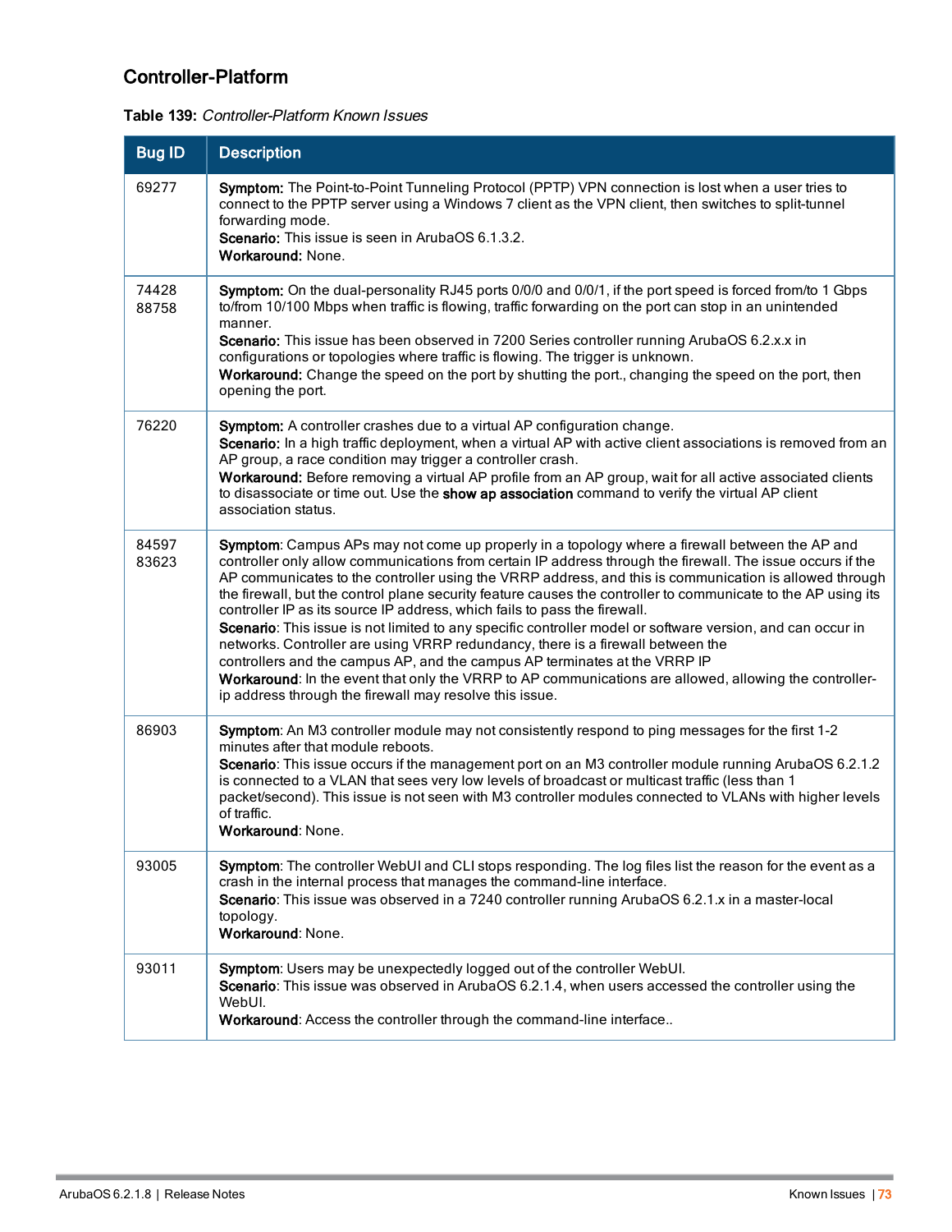## Controller-Platform

**Table 139:** *Controller-Platform Known Issues*

| Bug ID | Description |
|---|---|
| 69277 | **Symptom:** The Point-to-Point Tunneling Protocol (PPTP) VPN connection is lost when a user tries to connect to the PPTP server using a Windows 7 client as the VPN client, then switches to split-tunnel forwarding mode.<br>**Scenario:** This issue is seen in ArubaOS 6.1.3.2.<br>**Workaround:** None. |
| 74428<br>88758 | **Symptom:** On the dual-personality RJ45 ports 0/0/0 and 0/0/1, if the port speed is forced from/to 1 Gbps to/from 10/100 Mbps when traffic is flowing, traffic forwarding on the port can stop in an unintended manner.<br>**Scenario:** This issue has been observed in 7200 Series controller running ArubaOS 6.2.x.x in configurations or topologies where traffic is flowing. The trigger is unknown.<br>**Workaround:** Change the speed on the port by shutting the port., changing the speed on the port, then opening the port. |
| 76220 | **Symptom:** A controller crashes due to a virtual AP configuration change.<br>**Scenario:** In a high traffic deployment, when a virtual AP with active client associations is removed from an AP group, a race condition may trigger a controller crash.<br>**Workaround:** Before removing a virtual AP profile from an AP group, wait for all active associated clients to disassociate or time out. Use the **show ap association** command to verify the virtual AP client association status. |
| 84597<br>83623 | **Symptom**: Campus APs may not come up properly in a topology where a firewall between the AP and controller only allow communications from certain IP address through the firewall. The issue occurs if the AP communicates to the controller using the VRRP address, and this is communication is allowed through the firewall, but the control plane security feature causes the controller to communicate to the AP using its controller IP as its source IP address, which fails to pass the firewall.<br>**Scenario**: This issue is not limited to any specific controller model or software version, and can occur in networks. Controller are using VRRP redundancy, there is a firewall between the controllers and the campus AP, and the campus AP terminates at the VRRP IP<br>**Workaround**: In the event that only the VRRP to AP communications are allowed, allowing the controller-ip address through the firewall may resolve this issue. |
| 86903 | **Symptom**: An M3 controller module may not consistently respond to ping messages for the first 1-2 minutes after that module reboots.<br>**Scenario**: This issue occurs if the management port on an M3 controller module running ArubaOS 6.2.1.2 is connected to a VLAN that sees very low levels of broadcast or multicast traffic (less than 1 packet/second). This issue is not seen with M3 controller modules connected to VLANs with higher levels of traffic.<br>**Workaround**: None. |
| 93005 | **Symptom**: The controller WebUI and CLI stops responding. The log files list the reason for the event as a crash in the internal process that manages the command-line interface.<br>**Scenario**: This issue was observed in a 7240 controller running ArubaOS 6.2.1.x in a master-local topology.<br>**Workaround**: None. |
| 93011 | **Symptom**: Users may be unexpectedly logged out of the controller WebUI.<br>**Scenario**: This issue was observed in ArubaOS 6.2.1.4, when users accessed the controller using the WebUI.<br>**Workaround**: Access the controller through the command-line interface.. |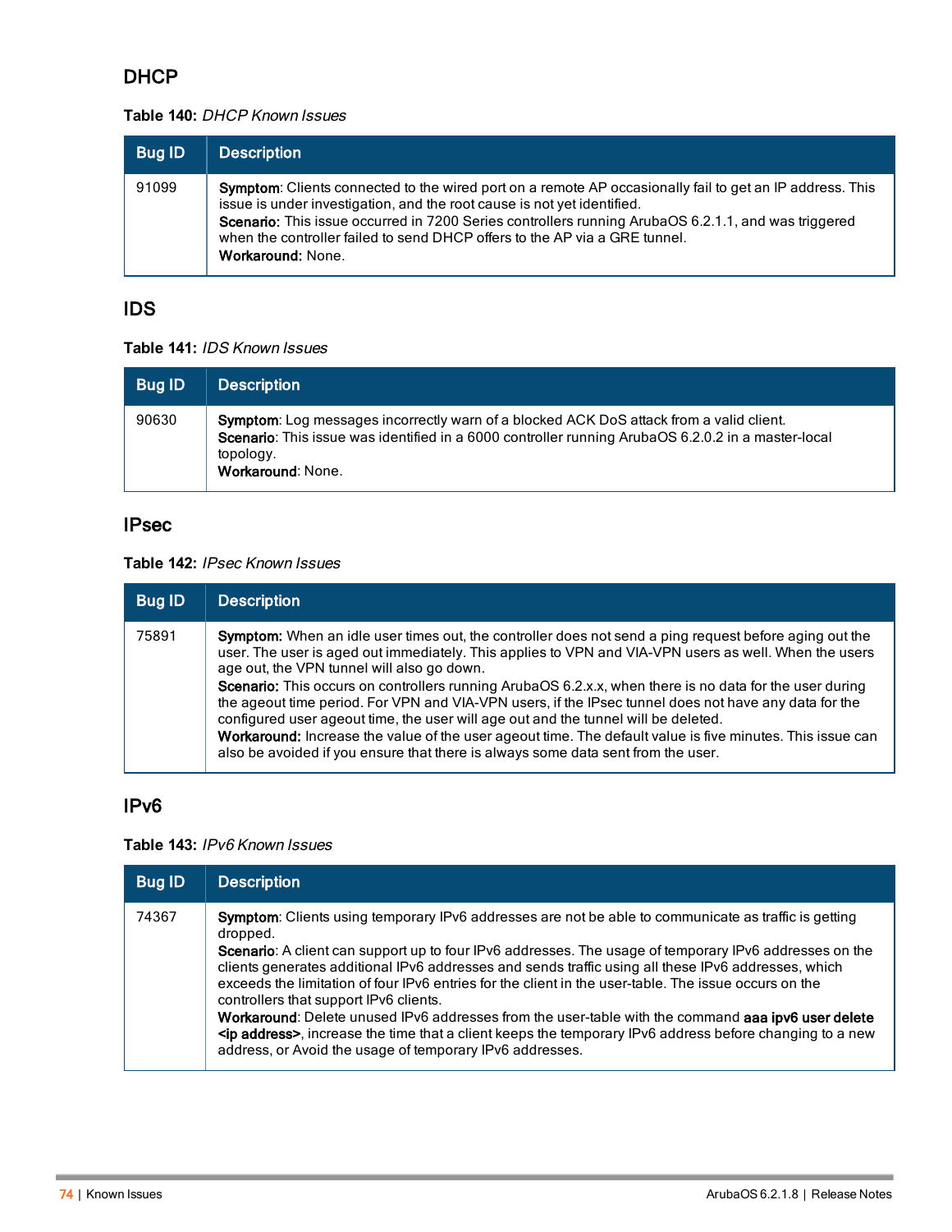## DHCP

**Table 140:** *DHCP Known Issues*

| Bug ID | Description |
|---|---|
| 91099 | **Symptom**: Clients connected to the wired port on a remote AP occasionally fail to get an IP address. This issue is under investigation, and the root cause is not yet identified.<br>**Scenario:** This issue occurred in 7200 Series controllers running ArubaOS 6.2.1.1, and was triggered when the controller failed to send DHCP offers to the AP via a GRE tunnel.<br>**Workaround:** None. |

## IDS

**Table 141:** *IDS Known Issues*

| Bug ID | Description |
|---|---|
| 90630 | **Symptom**: Log messages incorrectly warn of a blocked ACK DoS attack from a valid client.<br>**Scenario**: This issue was identified in a 6000 controller running ArubaOS 6.2.0.2 in a master-local topology.<br>**Workaround**: None. |

## IPsec

**Table 142:** *IPsec Known Issues*

| Bug ID | Description |
|---|---|
| 75891 | **Symptom:** When an idle user times out, the controller does not send a ping request before aging out the user. The user is aged out immediately. This applies to VPN and VIA-VPN users as well. When the users age out, the VPN tunnel will also go down.<br>**Scenario:** This occurs on controllers running ArubaOS 6.2.x.x, when there is no data for the user during the ageout time period. For VPN and VIA-VPN users, if the IPsec tunnel does not have any data for the configured user ageout time, the user will age out and the tunnel will be deleted.<br>**Workaround:** Increase the value of the user ageout time. The default value is five minutes. This issue can also be avoided if you ensure that there is always some data sent from the user. |

## IPv6

**Table 143:** *IPv6 Known Issues*

| Bug ID | Description |
|---|---|
| 74367 | **Symptom**: Clients using temporary IPv6 addresses are not be able to communicate as traffic is getting dropped.<br>**Scenario**: A client can support up to four IPv6 addresses. The usage of temporary IPv6 addresses on the clients generates additional IPv6 addresses and sends traffic using all these IPv6 addresses, which exceeds the limitation of four IPv6 entries for the client in the user-table. The issue occurs on the controllers that support IPv6 clients.<br>**Workaround**: Delete unused IPv6 addresses from the user-table with the command **aaa ipv6 user delete <ip address>**, increase the time that a client keeps the temporary IPv6 address before changing to a new address, or Avoid the usage of temporary IPv6 addresses. |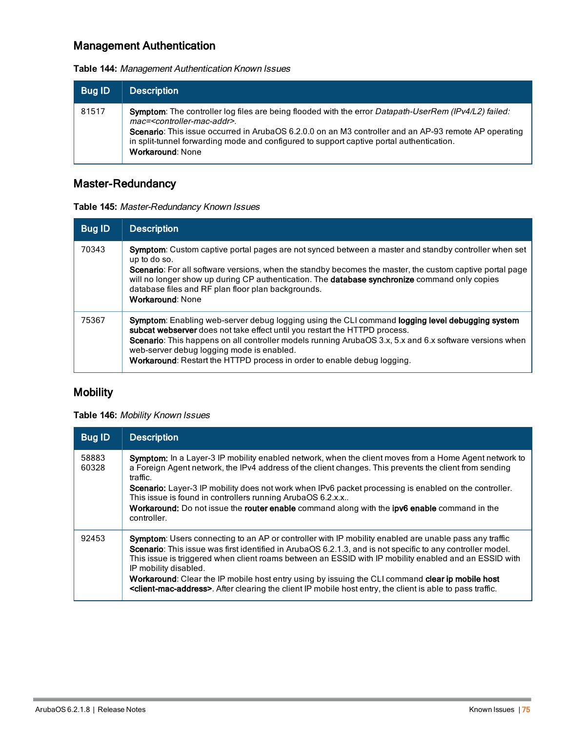## Management Authentication

**Table 144:** *Management Authentication Known Issues*

| Bug ID | Description |
|---|---|
| 81517 | **Symptom**: The controller log files are being flooded with the error *Datapath-UserRem (IPv4/L2) failed: mac=<controller-mac-addr>*.<br>**Scenario**: This issue occurred in ArubaOS 6.2.0.0 on an M3 controller and an AP-93 remote AP operating in split-tunnel forwarding mode and configured to support captive portal authentication.<br>**Workaround**: None |

## Master-Redundancy

**Table 145:** *Master-Redundancy Known Issues*

| Bug ID | Description |
|---|---|
| 70343 | **Symptom**: Custom captive portal pages are not synced between a master and standby controller when set up to do so.<br>**Scenario**: For all software versions, when the standby becomes the master, the custom captive portal page will no longer show up during CP authentication. The **database synchronize** command only copies database files and RF plan floor plan backgrounds.<br>**Workaround**: None |
| 75367 | **Symptom**: Enabling web-server debug logging using the CLI command **logging level debugging system subcat webserver** does not take effect until you restart the HTTPD process.<br>**Scenario**: This happens on all controller models running ArubaOS 3.x, 5.x and 6.x software versions when web-server debug logging mode is enabled.<br>**Workaround**: Restart the HTTPD process in order to enable debug logging. |

## Mobility

**Table 146:** *Mobility Known Issues*

| Bug ID | Description |
|---|---|
| 58883<br>60328 | **Symptom:** In a Layer-3 IP mobility enabled network, when the client moves from a Home Agent network to a Foreign Agent network, the IPv4 address of the client changes. This prevents the client from sending traffic.<br>**Scenario:** Layer-3 IP mobility does not work when IPv6 packet processing is enabled on the controller. This issue is found in controllers running ArubaOS 6.2.x.x..<br>**Workaround:** Do not issue the **router enable** command along with the **ipv6 enable** command in the controller. |
| 92453 | **Symptom**: Users connecting to an AP or controller with IP mobility enabled are unable pass any traffic<br>**Scenario**: This issue was first identified in ArubaOS 6.2.1.3, and is not specific to any controller model. This issue is triggered when client roams between an ESSID with IP mobility enabled and an ESSID with IP mobility disabled.<br>**Workaround**: Clear the IP mobile host entry using by issuing the CLI command **clear ip mobile host <client-mac-address>**. After clearing the client IP mobile host entry, the client is able to pass traffic. |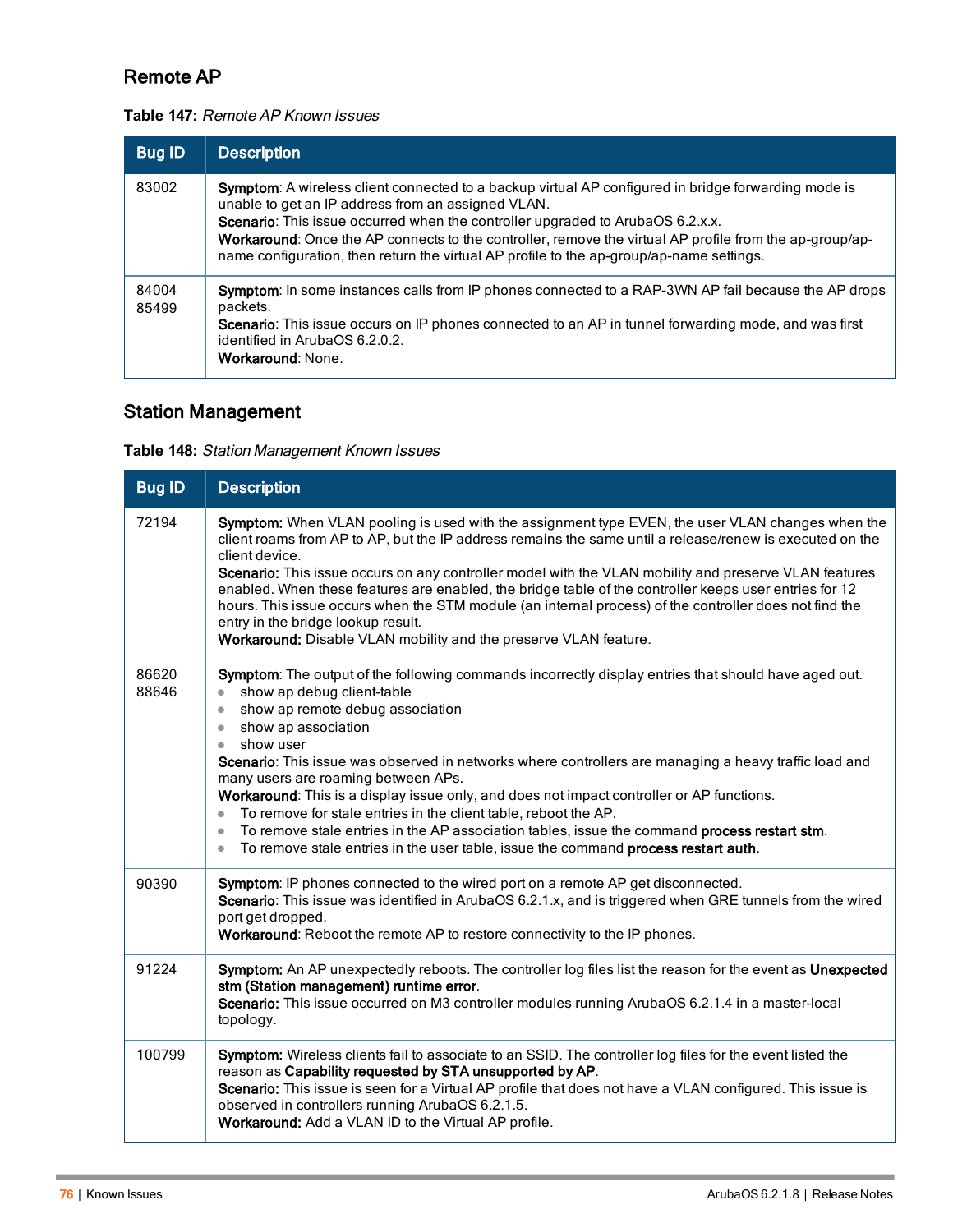## Remote AP

**Table 147:** *Remote AP Known Issues*

| Bug ID | Description |
| --- | --- |
| 83002 | **Symptom**: A wireless client connected to a backup virtual AP configured in bridge forwarding mode is unable to get an IP address from an assigned VLAN.<br>**Scenario**: This issue occurred when the controller upgraded to ArubaOS 6.2.x.x.<br>**Workaround**: Once the AP connects to the controller, remove the virtual AP profile from the ap-group/ap-name configuration, then return the virtual AP profile to the ap-group/ap-name settings. |
| 84004<br>85499 | **Symptom**: In some instances calls from IP phones connected to a RAP-3WN AP fail because the AP drops packets.<br>**Scenario**: This issue occurs on IP phones connected to an AP in tunnel forwarding mode, and was first identified in ArubaOS 6.2.0.2.<br>**Workaround**: None. |

## Station Management

**Table 148:** *Station Management Known Issues*

| Bug ID | Description |
| --- | --- |
| 72194 | **Symptom:** When VLAN pooling is used with the assignment type EVEN, the user VLAN changes when the client roams from AP to AP, but the IP address remains the same until a release/renew is executed on the client device.<br>**Scenario:** This issue occurs on any controller model with the VLAN mobility and preserve VLAN features enabled. When these features are enabled, the bridge table of the controller keeps user entries for 12 hours. This issue occurs when the STM module (an internal process) of the controller does not find the entry in the bridge lookup result.<br>**Workaround:** Disable VLAN mobility and the preserve VLAN feature. |
| 86620<br>88646 | **Symptom**: The output of the following commands incorrectly display entries that should have aged out.<br>• show ap debug client-table<br>• show ap remote debug association<br>• show ap association<br>• show user<br>**Scenario**: This issue was observed in networks where controllers are managing a heavy traffic load and many users are roaming between APs.<br>**Workaround**: This is a display issue only, and does not impact controller or AP functions.<br>• To remove for stale entries in the client table, reboot the AP.<br>• To remove stale entries in the AP association tables, issue the command **process restart stm**.<br>• To remove stale entries in the user table, issue the command **process restart auth**. |
| 90390 | **Symptom**: IP phones connected to the wired port on a remote AP get disconnected.<br>**Scenario**: This issue was identified in ArubaOS 6.2.1.x, and is triggered when GRE tunnels from the wired port get dropped.<br>**Workaround**: Reboot the remote AP to restore connectivity to the IP phones. |
| 91224 | **Symptom:** An AP unexpectedly reboots. The controller log files list the reason for the event as **Unexpected stm (Station management) runtime error**.<br>**Scenario:** This issue occurred on M3 controller modules running ArubaOS 6.2.1.4 in a master-local topology. |
| 100799 | **Symptom:** Wireless clients fail to associate to an SSID. The controller log files for the event listed the reason as **Capability requested by STA unsupported by AP**.<br>**Scenario:** This issue is seen for a Virtual AP profile that does not have a VLAN configured. This issue is observed in controllers running ArubaOS 6.2.1.5.<br>**Workaround:** Add a VLAN ID to the Virtual AP profile. |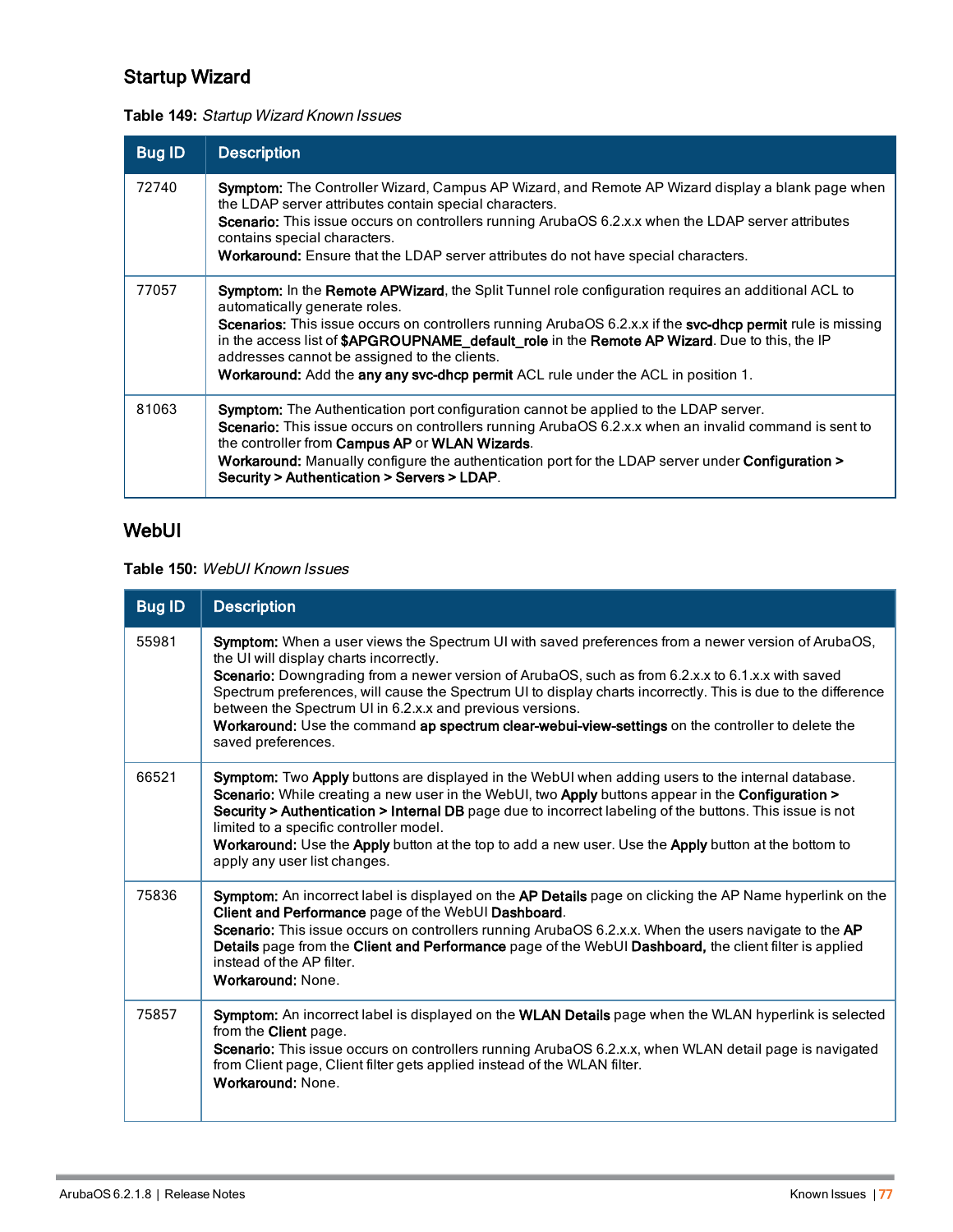## Startup Wizard

**Table 149:** *Startup Wizard Known Issues*

| Bug ID | Description |
|---|---|
| 72740 | **Symptom:** The Controller Wizard, Campus AP Wizard, and Remote AP Wizard display a blank page when the LDAP server attributes contain special characters.<br>**Scenario:** This issue occurs on controllers running ArubaOS 6.2.x.x when the LDAP server attributes contains special characters.<br>**Workaround:** Ensure that the LDAP server attributes do not have special characters. |
| 77057 | **Symptom:** In the **Remote APWizard**, the Split Tunnel role configuration requires an additional ACL to automatically generate roles.<br>**Scenarios:** This issue occurs on controllers running ArubaOS 6.2.x.x if the **svc-dhcp permit** rule is missing in the access list of **$APGROUPNAME_default_role** in the **Remote AP Wizard**. Due to this, the IP addresses cannot be assigned to the clients.<br>**Workaround:** Add the **any any svc-dhcp permit** ACL rule under the ACL in position 1. |
| 81063 | **Symptom:** The Authentication port configuration cannot be applied to the LDAP server.<br>**Scenario:** This issue occurs on controllers running ArubaOS 6.2.x.x when an invalid command is sent to the controller from **Campus AP** or **WLAN Wizards**.<br>**Workaround:** Manually configure the authentication port for the LDAP server under **Configuration > Security > Authentication > Servers > LDAP**. |

## WebUI

**Table 150:** *WebUI Known Issues*

| Bug ID | Description |
|---|---|
| 55981 | **Symptom:** When a user views the Spectrum UI with saved preferences from a newer version of ArubaOS, the UI will display charts incorrectly.<br>**Scenario:** Downgrading from a newer version of ArubaOS, such as from 6.2.x.x to 6.1.x.x with saved Spectrum preferences, will cause the Spectrum UI to display charts incorrectly. This is due to the difference between the Spectrum UI in 6.2.x.x and previous versions.<br>**Workaround:** Use the command **ap spectrum clear-webui-view-settings** on the controller to delete the saved preferences. |
| 66521 | **Symptom:** Two **Apply** buttons are displayed in the WebUI when adding users to the internal database.<br>**Scenario:** While creating a new user in the WebUI, two **Apply** buttons appear in the **Configuration > Security > Authentication > Internal DB** page due to incorrect labeling of the buttons. This issue is not limited to a specific controller model.<br>**Workaround:** Use the **Apply** button at the top to add a new user. Use the **Apply** button at the bottom to apply any user list changes. |
| 75836 | **Symptom:** An incorrect label is displayed on the **AP Details** page on clicking the AP Name hyperlink on the **Client and Performance** page of the WebUI **Dashboard**.<br>**Scenario:** This issue occurs on controllers running ArubaOS 6.2.x.x. When the users navigate to the **AP Details** page from the **Client and Performance** page of the WebUI **Dashboard,** the client filter is applied instead of the AP filter.<br>**Workaround:** None. |
| 75857 | **Symptom:** An incorrect label is displayed on the **WLAN Details** page when the WLAN hyperlink is selected from the **Client** page.<br>**Scenario:** This issue occurs on controllers running ArubaOS 6.2.x.x, when WLAN detail page is navigated from Client page, Client filter gets applied instead of the WLAN filter.<br>**Workaround:** None. |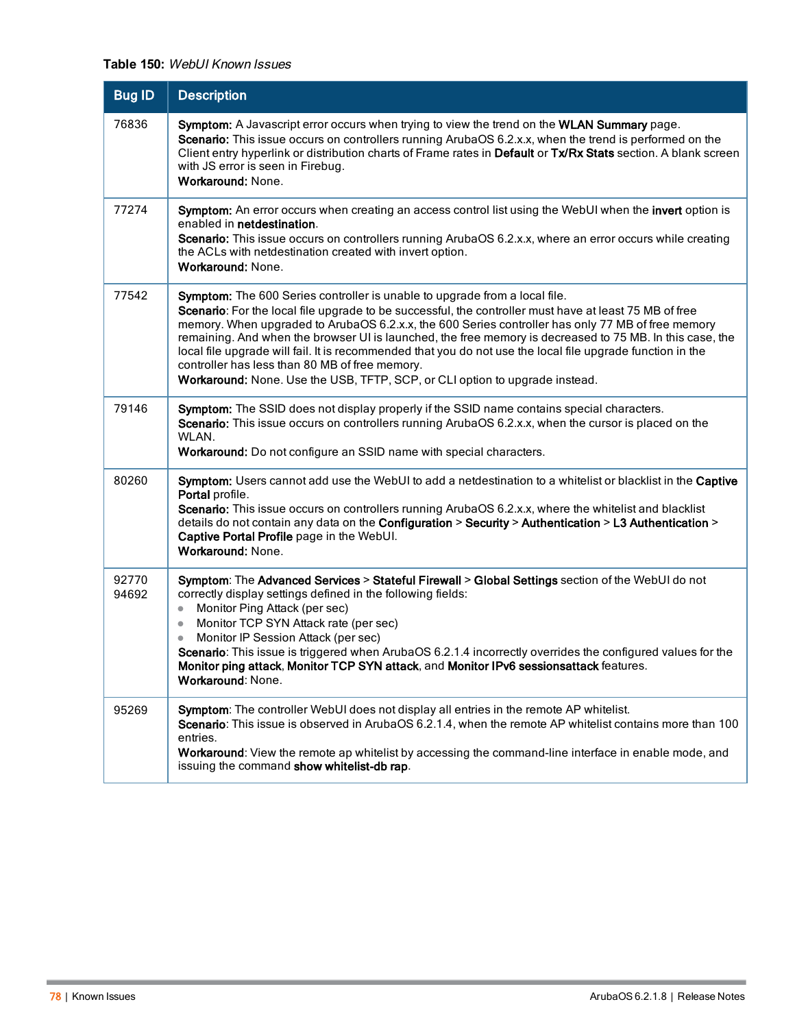**Table 150:** *WebUI Known Issues*

| Bug ID | Description |
| --- | --- |
| 76836 | **Symptom:** A Javascript error occurs when trying to view the trend on the **WLAN Summary** page.<br>**Scenario:** This issue occurs on controllers running ArubaOS 6.2.x.x, when the trend is performed on the Client entry hyperlink or distribution charts of Frame rates in **Default** or **Tx/Rx Stats** section. A blank screen with JS error is seen in Firebug.<br>**Workaround:** None. |
| 77274 | **Symptom:** An error occurs when creating an access control list using the WebUI when the **invert** option is enabled in **netdestination**.<br>**Scenario:** This issue occurs on controllers running ArubaOS 6.2.x.x, where an error occurs while creating the ACLs with netdestination created with invert option.<br>**Workaround:** None. |
| 77542 | **Symptom:** The 600 Series controller is unable to upgrade from a local file.<br>**Scenario**: For the local file upgrade to be successful, the controller must have at least 75 MB of free memory. When upgraded to ArubaOS 6.2.x.x, the 600 Series controller has only 77 MB of free memory remaining. And when the browser UI is launched, the free memory is decreased to 75 MB. In this case, the local file upgrade will fail. It is recommended that you do not use the local file upgrade function in the controller has less than 80 MB of free memory.<br>**Workaround:** None. Use the USB, TFTP, SCP, or CLI option to upgrade instead. |
| 79146 | **Symptom:** The SSID does not display properly if the SSID name contains special characters.<br>**Scenario:** This issue occurs on controllers running ArubaOS 6.2.x.x, when the cursor is placed on the WLAN.<br>**Workaround:** Do not configure an SSID name with special characters. |
| 80260 | **Symptom:** Users cannot add use the WebUI to add a netdestination to a whitelist or blacklist in the **Captive Portal** profile.<br>**Scenario:** This issue occurs on controllers running ArubaOS 6.2.x.x, where the whitelist and blacklist details do not contain any data on the **Configuration** > **Security** > **Authentication** > **L3 Authentication** > **Captive Portal Profile** page in the WebUI.<br>**Workaround:** None. |
| 92770<br>94692 | **Symptom**: The **Advanced Services** > **Stateful Firewall** > **Global Settings** section of the WebUI do not correctly display settings defined in the following fields:<br>• Monitor Ping Attack (per sec)<br>• Monitor TCP SYN Attack rate (per sec)<br>• Monitor IP Session Attack (per sec)<br>**Scenario**: This issue is triggered when ArubaOS 6.2.1.4 incorrectly overrides the configured values for the **Monitor ping attack**, **Monitor TCP SYN attack**, and **Monitor IPv6 sessionsattack** features.<br>**Workaround**: None. |
| 95269 | **Symptom**: The controller WebUI does not display all entries in the remote AP whitelist.<br>**Scenario**: This issue is observed in ArubaOS 6.2.1.4, when the remote AP whitelist contains more than 100 entries.<br>**Workaround**: View the remote ap whitelist by accessing the command-line interface in enable mode, and issuing the command **show whitelist-db rap**. |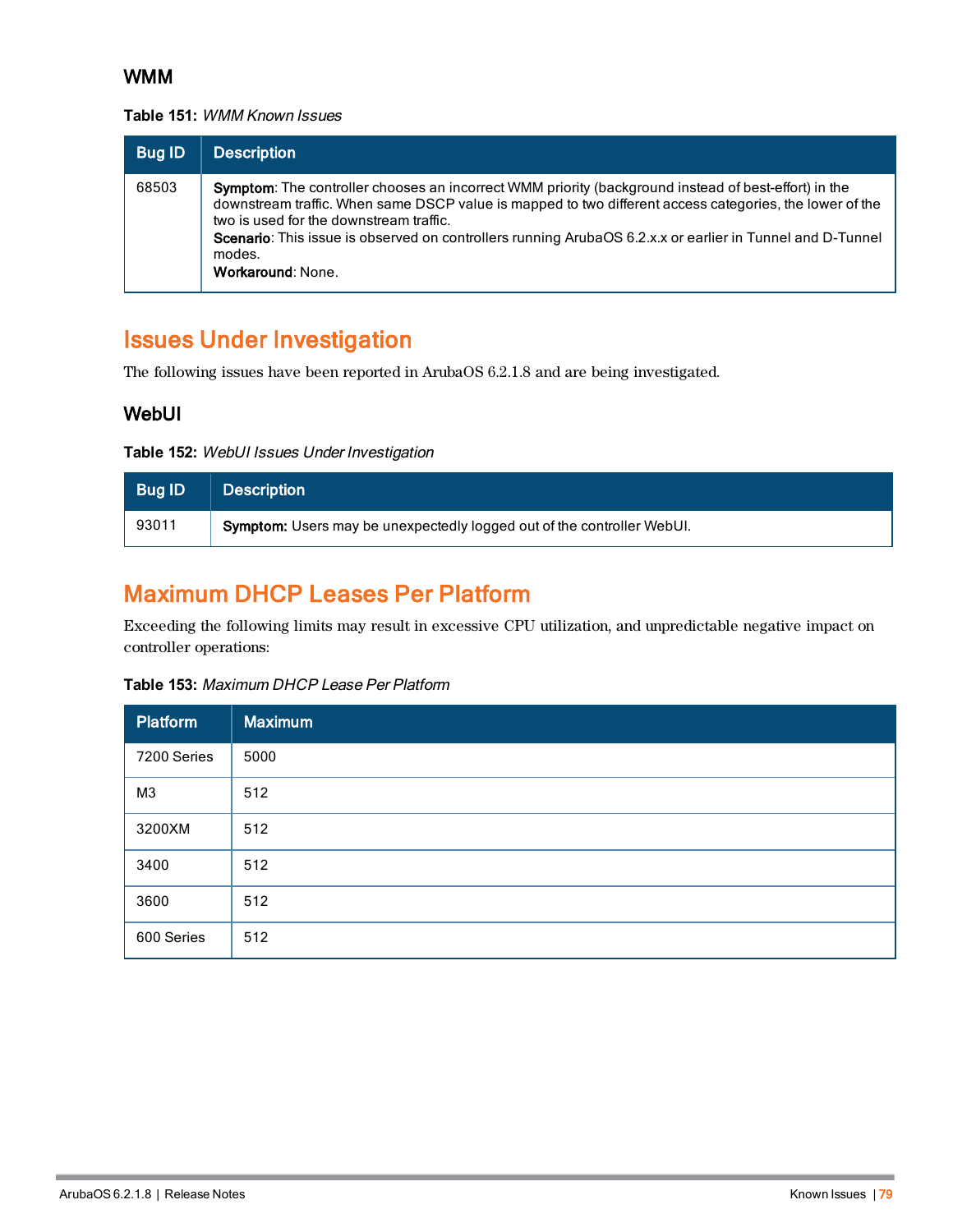### WMM

**Table 151:** *WMM Known Issues*

| Bug ID | Description |
|---|---|
| 68503 | **Symptom**: The controller chooses an incorrect WMM priority (background instead of best-effort) in the downstream traffic. When same DSCP value is mapped to two different access categories, the lower of the two is used for the downstream traffic.<br>**Scenario**: This issue is observed on controllers running ArubaOS 6.2.x.x or earlier in Tunnel and D-Tunnel modes.<br>**Workaround**: None. |

## Issues Under Investigation

The following issues have been reported in ArubaOS 6.2.1.8 and are being investigated.

### WebUI

**Table 152:** *WebUI Issues Under Investigation*

| Bug ID | Description |
|---|---|
| 93011 | **Symptom:** Users may be unexpectedly logged out of the controller WebUI. |

## Maximum DHCP Leases Per Platform

Exceeding the following limits may result in excessive CPU utilization, and unpredictable negative impact on controller operations:

**Table 153:** *Maximum DHCP Lease Per Platform*

| Platform | Maximum |
|---|---|
| 7200 Series | 5000 |
| M3 | 512 |
| 3200XM | 512 |
| 3400 | 512 |
| 3600 | 512 |
| 600 Series | 512 |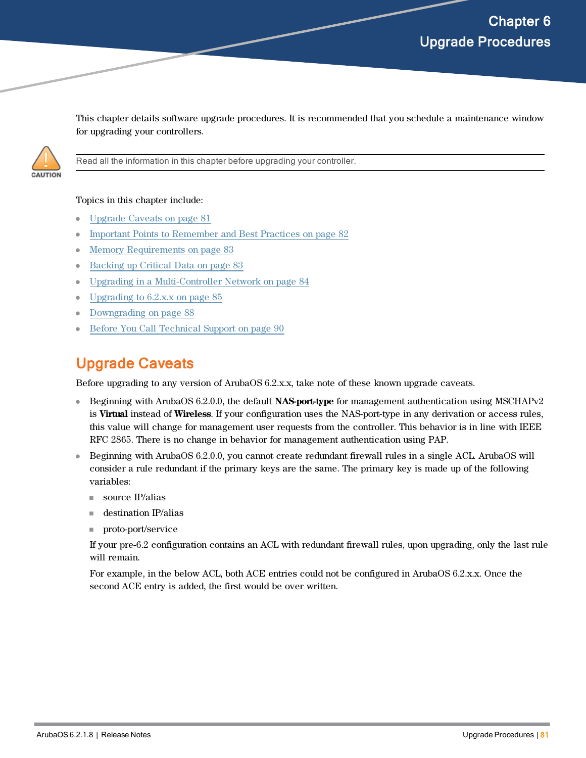# Chapter 6 Upgrade Procedures

This chapter details software upgrade procedures. It is recommended that you schedule a maintenance window for upgrading your controllers.

> **CAUTION:** Read all the information in this chapter before upgrading your controller.

Topics in this chapter include:

- Upgrade Caveats on page 81
- Important Points to Remember and Best Practices on page 82
- Memory Requirements on page 83
- Backing up Critical Data on page 83
- Upgrading in a Multi-Controller Network on page 84
- Upgrading to 6.2.x.x on page 85
- Downgrading on page 88
- Before You Call Technical Support on page 90

## Upgrade Caveats

Before upgrading to any version of ArubaOS 6.2.x.x, take note of these known upgrade caveats.

- Beginning with ArubaOS 6.2.0.0, the default **NAS-port-type** for management authentication using MSCHAPv2 is **Virtual** instead of **Wireless**. If your configuration uses the NAS-port-type in any derivation or access rules, this value will change for management user requests from the controller. This behavior is in line with IEEE RFC 2865. There is no change in behavior for management authentication using PAP.
- Beginning with ArubaOS 6.2.0.0, you cannot create redundant firewall rules in a single ACL. ArubaOS will consider a rule redundant if the primary keys are the same. The primary key is made up of the following variables:
  - source IP/alias
  - destination IP/alias
  - proto-port/service

  If your pre-6.2 configuration contains an ACL with redundant firewall rules, upon upgrading, only the last rule will remain.

  For example, in the below ACL, both ACE entries could not be configured in ArubaOS 6.2.x.x. Once the second ACE entry is added, the first would be over written.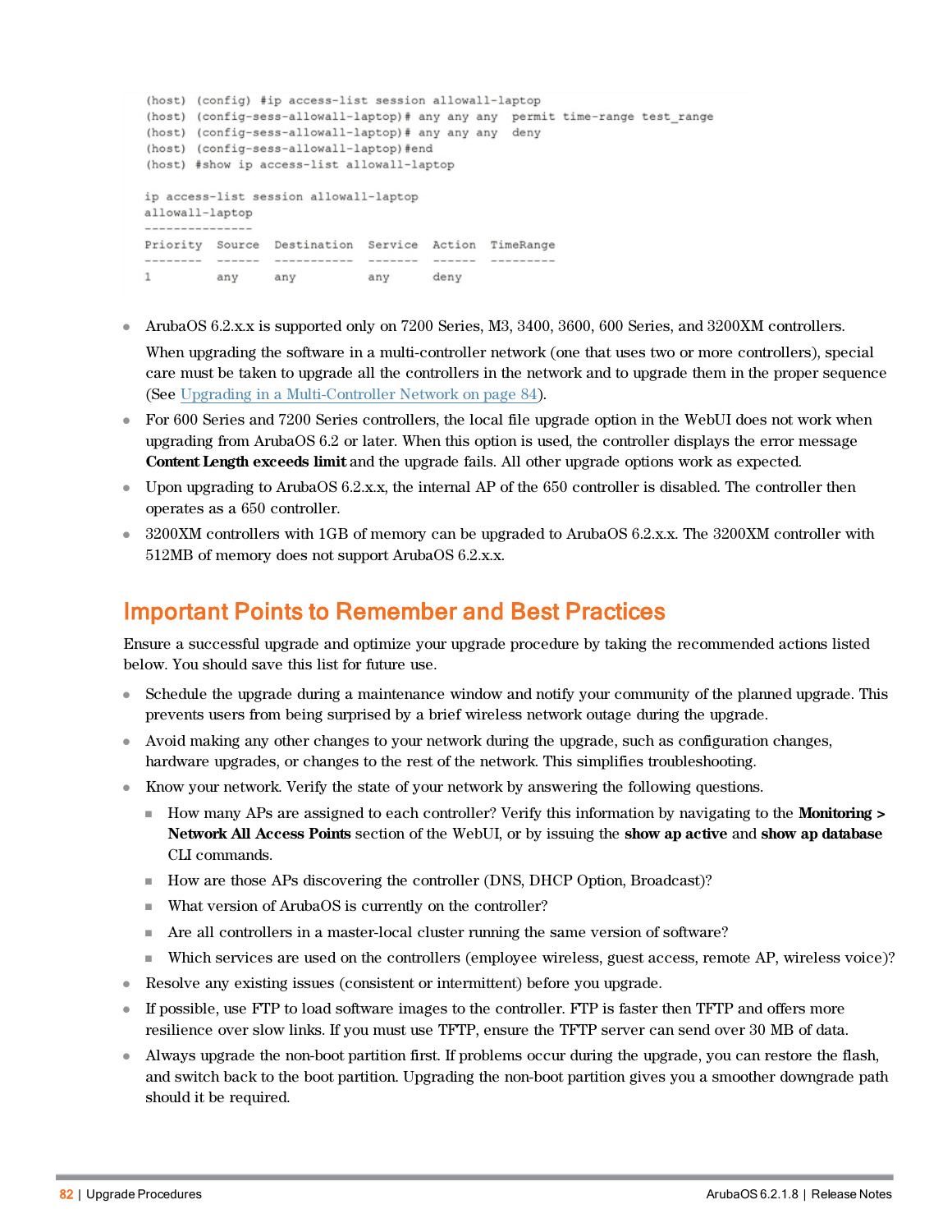```
(host) (config) #ip access-list session allowall-laptop
(host) (config-sess-allowall-laptop)# any any any  permit time-range test_range
(host) (config-sess-allowall-laptop)# any any any  deny
(host) (config-sess-allowall-laptop)#end
(host) #show ip access-list allowall-laptop

ip access-list session allowall-laptop
allowall-laptop
---------------
Priority  Source  Destination  Service  Action  TimeRange
--------  ------  -----------  -------  ------  ---------
1         any     any          any      deny
```

- ArubaOS 6.2.x.x is supported only on 7200 Series, M3, 3400, 3600, 600 Series, and 3200XM controllers.

  When upgrading the software in a multi-controller network (one that uses two or more controllers), special care must be taken to upgrade all the controllers in the network and to upgrade them in the proper sequence (See Upgrading in a Multi-Controller Network on page 84).
- For 600 Series and 7200 Series controllers, the local file upgrade option in the WebUI does not work when upgrading from ArubaOS 6.2 or later. When this option is used, the controller displays the error message **Content Length exceeds limit** and the upgrade fails. All other upgrade options work as expected.
- Upon upgrading to ArubaOS 6.2.x.x, the internal AP of the 650 controller is disabled. The controller then operates as a 650 controller.
- 3200XM controllers with 1GB of memory can be upgraded to ArubaOS 6.2.x.x. The 3200XM controller with 512MB of memory does not support ArubaOS 6.2.x.x.

## Important Points to Remember and Best Practices

Ensure a successful upgrade and optimize your upgrade procedure by taking the recommended actions listed below. You should save this list for future use.

- Schedule the upgrade during a maintenance window and notify your community of the planned upgrade. This prevents users from being surprised by a brief wireless network outage during the upgrade.
- Avoid making any other changes to your network during the upgrade, such as configuration changes, hardware upgrades, or changes to the rest of the network. This simplifies troubleshooting.
- Know your network. Verify the state of your network by answering the following questions.
  - How many APs are assigned to each controller? Verify this information by navigating to the **Monitoring > Network All Access Points** section of the WebUI, or by issuing the **show ap active** and **show ap database** CLI commands.
  - How are those APs discovering the controller (DNS, DHCP Option, Broadcast)?
  - What version of ArubaOS is currently on the controller?
  - Are all controllers in a master-local cluster running the same version of software?
  - Which services are used on the controllers (employee wireless, guest access, remote AP, wireless voice)?
- Resolve any existing issues (consistent or intermittent) before you upgrade.
- If possible, use FTP to load software images to the controller. FTP is faster then TFTP and offers more resilience over slow links. If you must use TFTP, ensure the TFTP server can send over 30 MB of data.
- Always upgrade the non-boot partition first. If problems occur during the upgrade, you can restore the flash, and switch back to the boot partition. Upgrading the non-boot partition gives you a smoother downgrade path should it be required.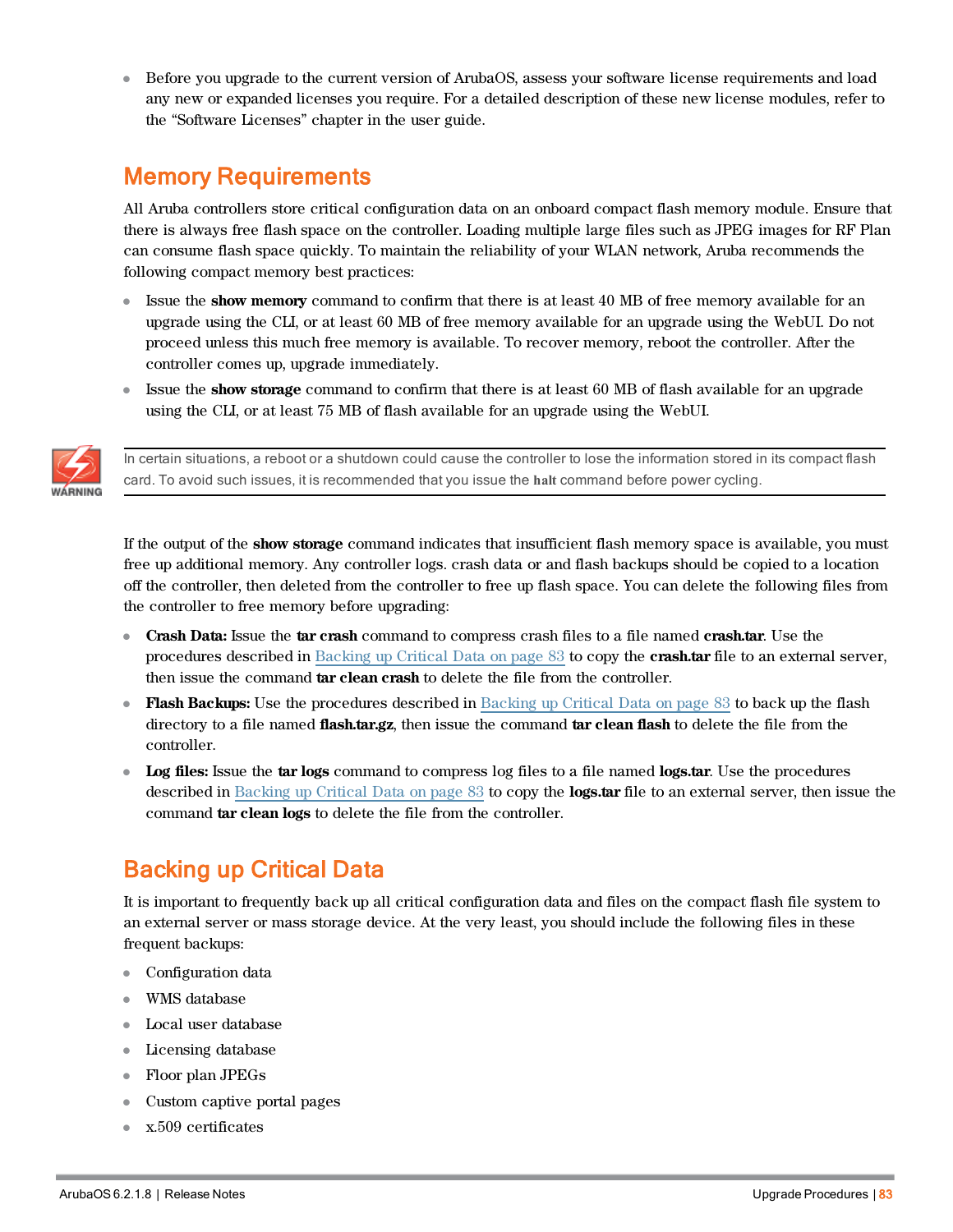- Before you upgrade to the current version of ArubaOS, assess your software license requirements and load any new or expanded licenses you require. For a detailed description of these new license modules, refer to the "Software Licenses" chapter in the user guide.

## Memory Requirements

All Aruba controllers store critical configuration data on an onboard compact flash memory module. Ensure that there is always free flash space on the controller. Loading multiple large files such as JPEG images for RF Plan can consume flash space quickly. To maintain the reliability of your WLAN network, Aruba recommends the following compact memory best practices:

- Issue the **show memory** command to confirm that there is at least 40 MB of free memory available for an upgrade using the CLI, or at least 60 MB of free memory available for an upgrade using the WebUI. Do not proceed unless this much free memory is available. To recover memory, reboot the controller. After the controller comes up, upgrade immediately.
- Issue the **show storage** command to confirm that there is at least 60 MB of flash available for an upgrade using the CLI, or at least 75 MB of flash available for an upgrade using the WebUI.

WARNING: In certain situations, a reboot or a shutdown could cause the controller to lose the information stored in its compact flash card. To avoid such issues, it is recommended that you issue the **halt** command before power cycling.

If the output of the **show storage** command indicates that insufficient flash memory space is available, you must free up additional memory. Any controller logs. crash data or and flash backups should be copied to a location off the controller, then deleted from the controller to free up flash space. You can delete the following files from the controller to free memory before upgrading:

- **Crash Data:** Issue the **tar crash** command to compress crash files to a file named **crash.tar**. Use the procedures described in Backing up Critical Data on page 83 to copy the **crash.tar** file to an external server, then issue the command **tar clean crash** to delete the file from the controller.
- **Flash Backups:** Use the procedures described in Backing up Critical Data on page 83 to back up the flash directory to a file named **flash.tar.gz**, then issue the command **tar clean flash** to delete the file from the controller.
- **Log files:** Issue the **tar logs** command to compress log files to a file named **logs.tar**. Use the procedures described in Backing up Critical Data on page 83 to copy the **logs.tar** file to an external server, then issue the command **tar clean logs** to delete the file from the controller.

## Backing up Critical Data

It is important to frequently back up all critical configuration data and files on the compact flash file system to an external server or mass storage device. At the very least, you should include the following files in these frequent backups:

- Configuration data
- WMS database
- Local user database
- Licensing database
- Floor plan JPEGs
- Custom captive portal pages
- x.509 certificates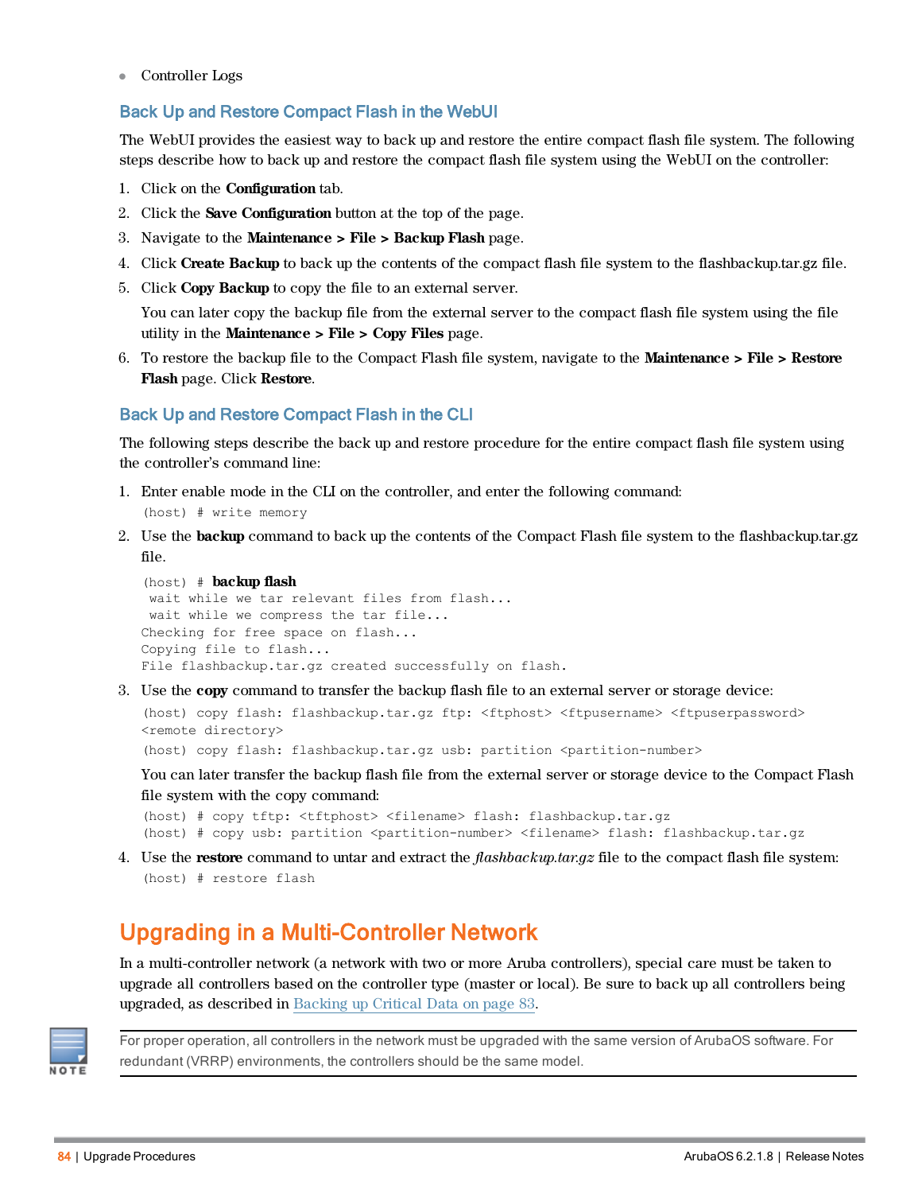- Controller Logs

### Back Up and Restore Compact Flash in the WebUI

The WebUI provides the easiest way to back up and restore the entire compact flash file system. The following steps describe how to back up and restore the compact flash file system using the WebUI on the controller:

1. Click on the **Configuration** tab.
2. Click the **Save Configuration** button at the top of the page.
3. Navigate to the **Maintenance > File > Backup Flash** page.
4. Click **Create Backup** to back up the contents of the compact flash file system to the flashbackup.tar.gz file.
5. Click **Copy Backup** to copy the file to an external server.

   You can later copy the backup file from the external server to the compact flash file system using the file utility in the **Maintenance > File > Copy Files** page.
6. To restore the backup file to the Compact Flash file system, navigate to the **Maintenance > File > Restore Flash** page. Click **Restore**.

### Back Up and Restore Compact Flash in the CLI

The following steps describe the back up and restore procedure for the entire compact flash file system using the controller's command line:

1. Enter enable mode in the CLI on the controller, and enter the following command:

   ```
   (host) # write memory
   ```
2. Use the **backup** command to back up the contents of the Compact Flash file system to the flashbackup.tar.gz file.

   ```
   (host) # backup flash
    wait while we tar relevant files from flash...
    wait while we compress the tar file...
   Checking for free space on flash...
   Copying file to flash...
   File flashbackup.tar.gz created successfully on flash.
   ```
3. Use the **copy** command to transfer the backup flash file to an external server or storage device:

   ```
   (host) copy flash: flashbackup.tar.gz ftp: <ftphost> <ftpusername> <ftpuserpassword>
   <remote directory>
   (host) copy flash: flashbackup.tar.gz usb: partition <partition-number>
   ```

   You can later transfer the backup flash file from the external server or storage device to the Compact Flash file system with the copy command:

   ```
   (host) # copy tftp: <tftphost> <filename> flash: flashbackup.tar.gz
   (host) # copy usb: partition <partition-number> <filename> flash: flashbackup.tar.gz
   ```
4. Use the **restore** command to untar and extract the *flashbackup.tar.gz* file to the compact flash file system:

   ```
   (host) # restore flash
   ```

## Upgrading in a Multi-Controller Network

In a multi-controller network (a network with two or more Aruba controllers), special care must be taken to upgrade all controllers based on the controller type (master or local). Be sure to back up all controllers being upgraded, as described in Backing up Critical Data on page 83.

NOTE

For proper operation, all controllers in the network must be upgraded with the same version of ArubaOS software. For redundant (VRRP) environments, the controllers should be the same model.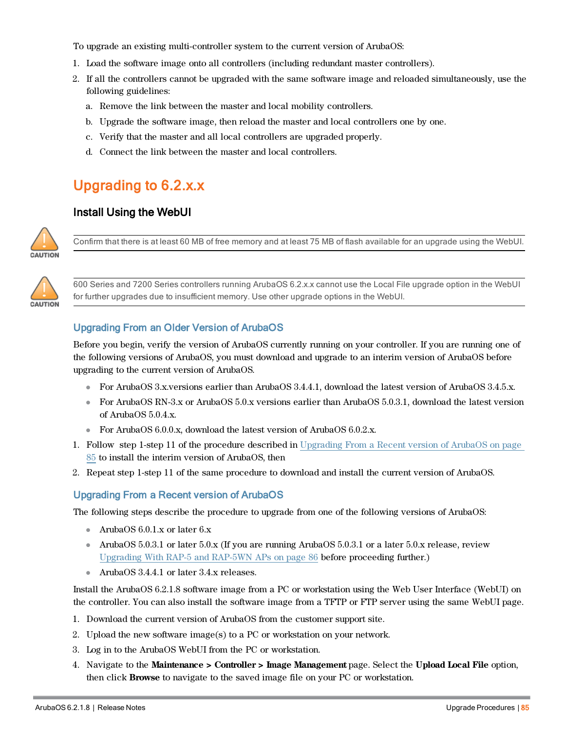To upgrade an existing multi-controller system to the current version of ArubaOS:

1. Load the software image onto all controllers (including redundant master controllers).
2. If all the controllers cannot be upgraded with the same software image and reloaded simultaneously, use the following guidelines:
   a. Remove the link between the master and local mobility controllers.
   b. Upgrade the software image, then reload the master and local controllers one by one.
   c. Verify that the master and all local controllers are upgraded properly.
   d. Connect the link between the master and local controllers.

# Upgrading to 6.2.x.x

## Install Using the WebUI

> **CAUTION:** Confirm that there is at least 60 MB of free memory and at least 75 MB of flash available for an upgrade using the WebUI.

> **CAUTION:** 600 Series and 7200 Series controllers running ArubaOS 6.2.x.x cannot use the Local File upgrade option in the WebUI for further upgrades due to insufficient memory. Use other upgrade options in the WebUI.

### Upgrading From an Older Version of ArubaOS

Before you begin, verify the version of ArubaOS currently running on your controller. If you are running one of the following versions of ArubaOS, you must download and upgrade to an interim version of ArubaOS before upgrading to the current version of ArubaOS.

- For ArubaOS 3.x.versions earlier than ArubaOS 3.4.4.1, download the latest version of ArubaOS 3.4.5.x.
- For ArubaOS RN-3.x or ArubaOS 5.0.x versions earlier than ArubaOS 5.0.3.1, download the latest version of ArubaOS 5.0.4.x.
- For ArubaOS 6.0.0.x, download the latest version of ArubaOS 6.0.2.x.

1. Follow step 1-step 11 of the procedure described in Upgrading From a Recent version of ArubaOS on page 85 to install the interim version of ArubaOS, then
2. Repeat step 1-step 11 of the same procedure to download and install the current version of ArubaOS.

### Upgrading From a Recent version of ArubaOS

The following steps describe the procedure to upgrade from one of the following versions of ArubaOS:

- ArubaOS 6.0.1.x or later 6.x
- ArubaOS 5.0.3.1 or later 5.0.x (If you are running ArubaOS 5.0.3.1 or a later 5.0.x release, review Upgrading With RAP-5 and RAP-5WN APs on page 86 before proceeding further.)
- ArubaOS 3.4.4.1 or later 3.4.x releases.

Install the ArubaOS 6.2.1.8 software image from a PC or workstation using the Web User Interface (WebUI) on the controller. You can also install the software image from a TFTP or FTP server using the same WebUI page.

1. Download the current version of ArubaOS from the customer support site.
2. Upload the new software image(s) to a PC or workstation on your network.
3. Log in to the ArubaOS WebUI from the PC or workstation.
4. Navigate to the **Maintenance > Controller > Image Management** page. Select the **Upload Local File** option, then click **Browse** to navigate to the saved image file on your PC or workstation.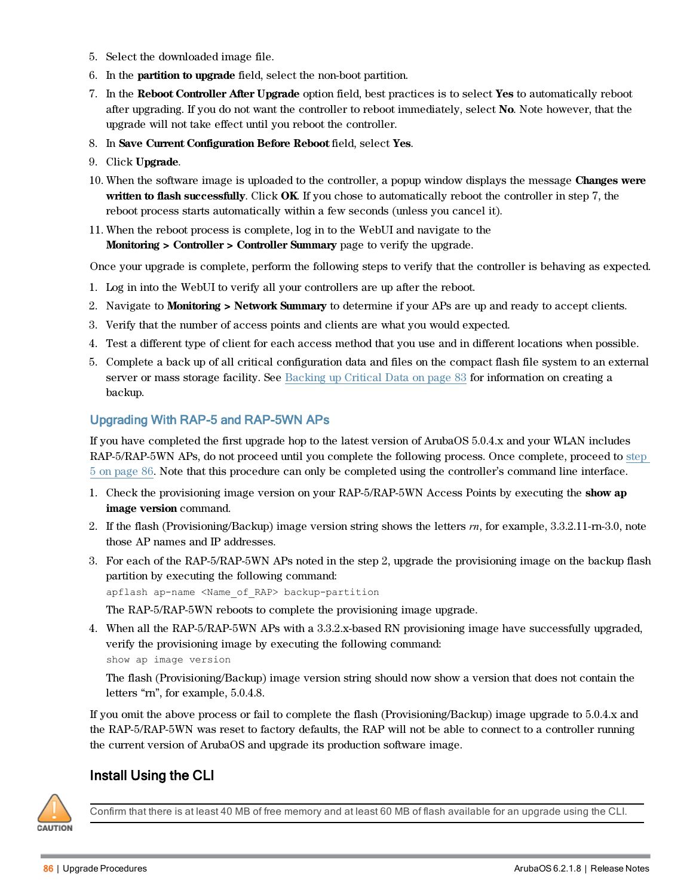5. Select the downloaded image file.
6. In the **partition to upgrade** field, select the non-boot partition.
7. In the **Reboot Controller After Upgrade** option field, best practices is to select **Yes** to automatically reboot after upgrading. If you do not want the controller to reboot immediately, select **No**. Note however, that the upgrade will not take effect until you reboot the controller.
8. In **Save Current Configuration Before Reboot** field, select **Yes**.
9. Click **Upgrade**.
10. When the software image is uploaded to the controller, a popup window displays the message **Changes were written to flash successfully**. Click **OK**. If you chose to automatically reboot the controller in step 7, the reboot process starts automatically within a few seconds (unless you cancel it).
11. When the reboot process is complete, log in to the WebUI and navigate to the **Monitoring > Controller > Controller Summary** page to verify the upgrade.

Once your upgrade is complete, perform the following steps to verify that the controller is behaving as expected.

1. Log in into the WebUI to verify all your controllers are up after the reboot.
2. Navigate to **Monitoring > Network Summary** to determine if your APs are up and ready to accept clients.
3. Verify that the number of access points and clients are what you would expected.
4. Test a different type of client for each access method that you use and in different locations when possible.
5. Complete a back up of all critical configuration data and files on the compact flash file system to an external server or mass storage facility. See Backing up Critical Data on page 83 for information on creating a backup.

### Upgrading With RAP-5 and RAP-5WN APs

If you have completed the first upgrade hop to the latest version of ArubaOS 5.0.4.x and your WLAN includes RAP-5/RAP-5WN APs, do not proceed until you complete the following process. Once complete, proceed to step 5 on page 86. Note that this procedure can only be completed using the controller's command line interface.

1. Check the provisioning image version on your RAP-5/RAP-5WN Access Points by executing the **show ap image version** command.
2. If the flash (Provisioning/Backup) image version string shows the letters *rn*, for example, 3.3.2.11-rn-3.0, note those AP names and IP addresses.
3. For each of the RAP-5/RAP-5WN APs noted in the step 2, upgrade the provisioning image on the backup flash partition by executing the following command:
   ```
   apflash ap-name <Name_of_RAP> backup-partition
   ```
   The RAP-5/RAP-5WN reboots to complete the provisioning image upgrade.
4. When all the RAP-5/RAP-5WN APs with a 3.3.2.x-based RN provisioning image have successfully upgraded, verify the provisioning image by executing the following command:
   ```
   show ap image version
   ```
   The flash (Provisioning/Backup) image version string should now show a version that does not contain the letters "rn", for example, 5.0.4.8.

If you omit the above process or fail to complete the flash (Provisioning/Backup) image upgrade to 5.0.4.x and the RAP-5/RAP-5WN was reset to factory defaults, the RAP will not be able to connect to a controller running the current version of ArubaOS and upgrade its production software image.

## Install Using the CLI

CAUTION: Confirm that there is at least 40 MB of free memory and at least 60 MB of flash available for an upgrade using the CLI.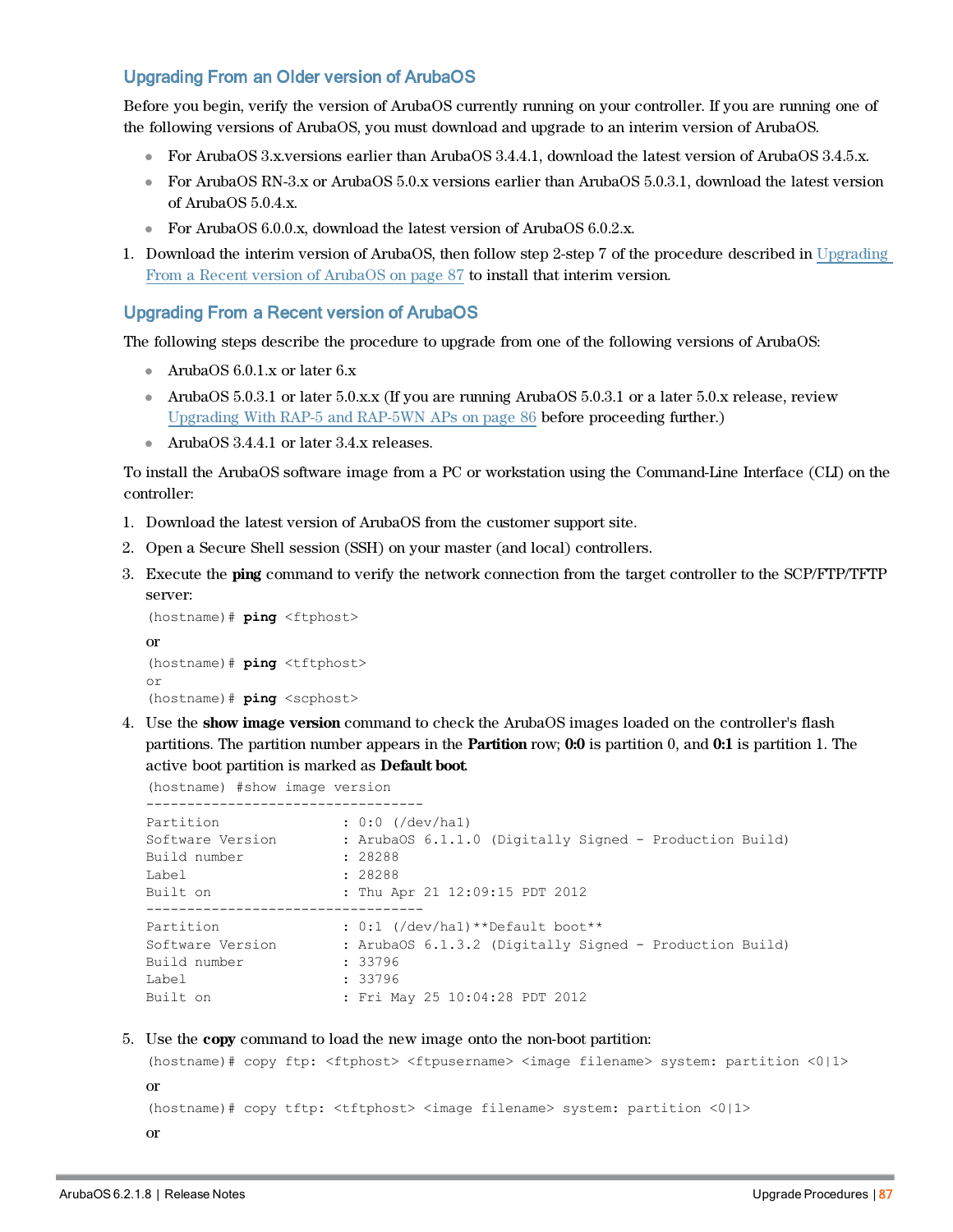## Upgrading From an Older version of ArubaOS

Before you begin, verify the version of ArubaOS currently running on your controller. If you are running one of the following versions of ArubaOS, you must download and upgrade to an interim version of ArubaOS.

- For ArubaOS 3.x.versions earlier than ArubaOS 3.4.4.1, download the latest version of ArubaOS 3.4.5.x.
- For ArubaOS RN-3.x or ArubaOS 5.0.x versions earlier than ArubaOS 5.0.3.1, download the latest version of ArubaOS 5.0.4.x.
- For ArubaOS 6.0.0.x, download the latest version of ArubaOS 6.0.2.x.

1. Download the interim version of ArubaOS, then follow step 2-step 7 of the procedure described in Upgrading From a Recent version of ArubaOS on page 87 to install that interim version.

## Upgrading From a Recent version of ArubaOS

The following steps describe the procedure to upgrade from one of the following versions of ArubaOS:

- ArubaOS 6.0.1.x or later 6.x
- ArubaOS 5.0.3.1 or later 5.0.x.x (If you are running ArubaOS 5.0.3.1 or a later 5.0.x release, review Upgrading With RAP-5 and RAP-5WN APs on page 86 before proceeding further.)
- ArubaOS 3.4.4.1 or later 3.4.x releases.

To install the ArubaOS software image from a PC or workstation using the Command-Line Interface (CLI) on the controller:

1. Download the latest version of ArubaOS from the customer support site.
2. Open a Secure Shell session (SSH) on your master (and local) controllers.
3. Execute the **ping** command to verify the network connection from the target controller to the SCP/FTP/TFTP server:

   ```
   (hostname)# ping <ftphost>
   ```

   or

   ```
   (hostname)# ping <tftphost>
   or
   (hostname)# ping <scphost>
   ```

4. Use the **show image version** command to check the ArubaOS images loaded on the controller's flash partitions. The partition number appears in the **Partition** row; **0:0** is partition 0, and **0:1** is partition 1. The active boot partition is marked as **Default boot**.

   ```
   (hostname) #show image version
   ----------------------------------
   Partition               : 0:0 (/dev/ha1)
   Software Version        : ArubaOS 6.1.1.0 (Digitally Signed - Production Build)
   Build number            : 28288
   Label                   : 28288
   Built on                : Thu Apr 21 12:09:15 PDT 2012
   ----------------------------------
   Partition               : 0:1 (/dev/ha1)**Default boot**
   Software Version        : ArubaOS 6.1.3.2 (Digitally Signed - Production Build)
   Build number            : 33796
   Label                   : 33796
   Built on                : Fri May 25 10:04:28 PDT 2012
   ```

5. Use the **copy** command to load the new image onto the non-boot partition:

   ```
   (hostname)# copy ftp: <ftphost> <ftpusername> <image filename> system: partition <0|1>
   ```

   or

   ```
   (hostname)# copy tftp: <tftphost> <image filename> system: partition <0|1>
   ```

   or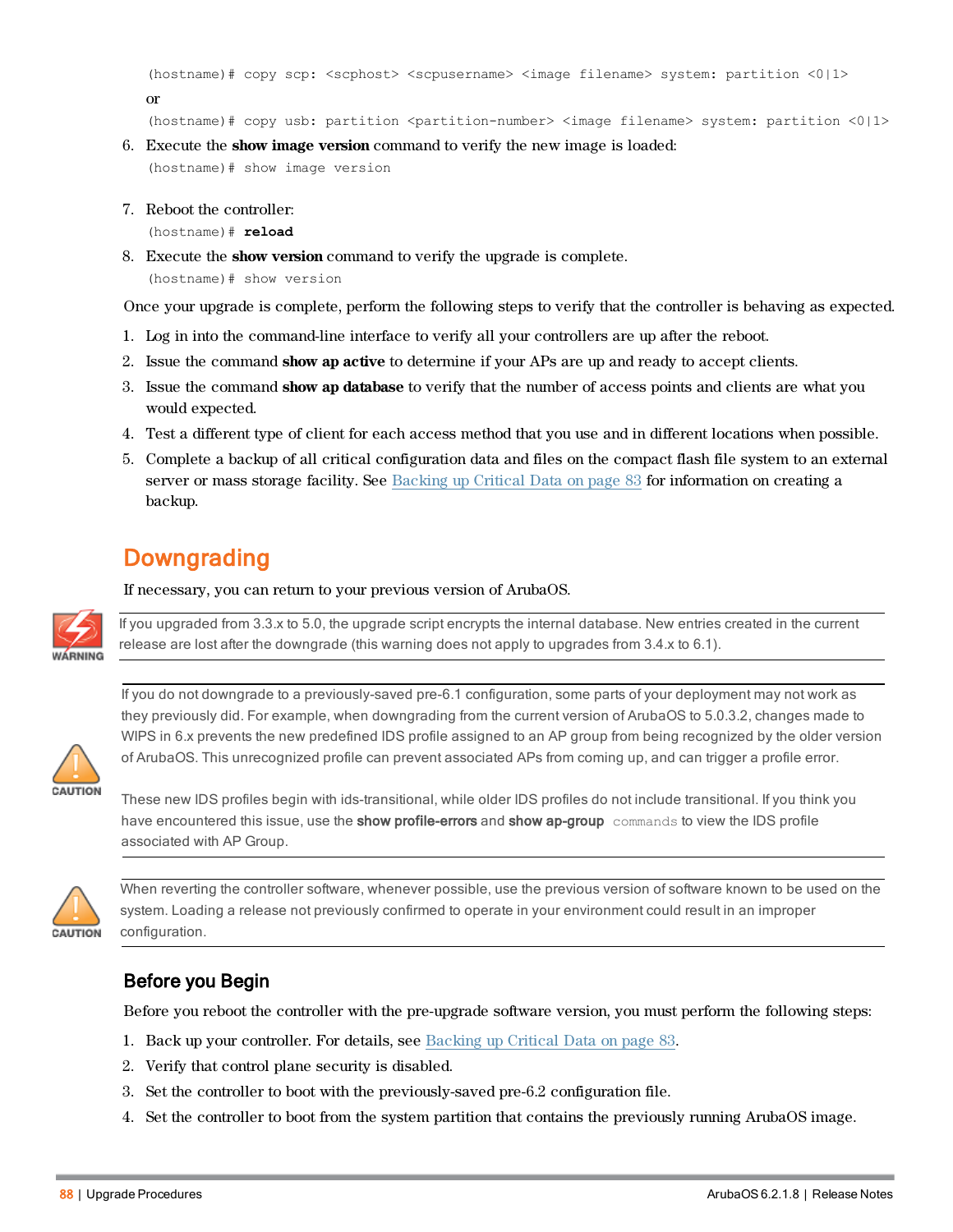```
(hostname)# copy scp: <scphost> <scpusername> <image filename> system: partition <0|1>
```

or

```
(hostname)# copy usb: partition <partition-number> <image filename> system: partition <0|1>
```

6. Execute the **show image version** command to verify the new image is loaded:

```
(hostname)# show image version
```

7. Reboot the controller:

```
(hostname)# reload
```

8. Execute the **show version** command to verify the upgrade is complete.

```
(hostname)# show version
```

Once your upgrade is complete, perform the following steps to verify that the controller is behaving as expected.

1. Log in into the command-line interface to verify all your controllers are up after the reboot.
2. Issue the command **show ap active** to determine if your APs are up and ready to accept clients.
3. Issue the command **show ap database** to verify that the number of access points and clients are what you would expected.
4. Test a different type of client for each access method that you use and in different locations when possible.
5. Complete a backup of all critical configuration data and files on the compact flash file system to an external server or mass storage facility. See Backing up Critical Data on page 83 for information on creating a backup.

## Downgrading

If necessary, you can return to your previous version of ArubaOS.

WARNING

If you upgraded from 3.3.x to 5.0, the upgrade script encrypts the internal database. New entries created in the current release are lost after the downgrade (this warning does not apply to upgrades from 3.4.x to 6.1).

CAUTION

If you do not downgrade to a previously-saved pre-6.1 configuration, some parts of your deployment may not work as they previously did. For example, when downgrading from the current version of ArubaOS to 5.0.3.2, changes made to WIPS in 6.x prevents the new predefined IDS profile assigned to an AP group from being recognized by the older version of ArubaOS. This unrecognized profile can prevent associated APs from coming up, and can trigger a profile error.

These new IDS profiles begin with ids-transitional, while older IDS profiles do not include transitional. If you think you have encountered this issue, use the **show profile-errors** and **show ap-group** `commands` to view the IDS profile associated with AP Group.

CAUTION

When reverting the controller software, whenever possible, use the previous version of software known to be used on the system. Loading a release not previously confirmed to operate in your environment could result in an improper configuration.

### Before you Begin

Before you reboot the controller with the pre-upgrade software version, you must perform the following steps:

1. Back up your controller. For details, see Backing up Critical Data on page 83.
2. Verify that control plane security is disabled.
3. Set the controller to boot with the previously-saved pre-6.2 configuration file.
4. Set the controller to boot from the system partition that contains the previously running ArubaOS image.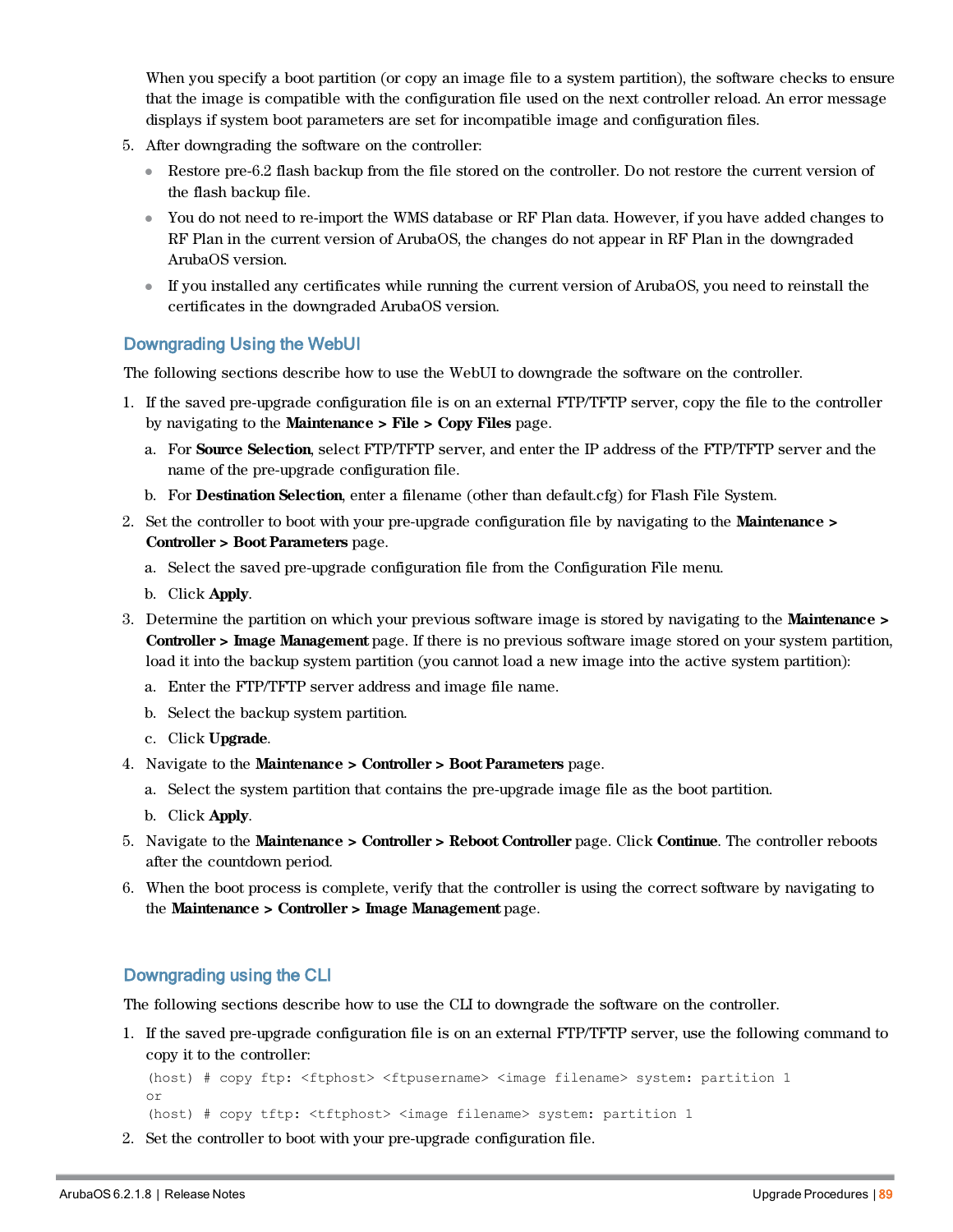When you specify a boot partition (or copy an image file to a system partition), the software checks to ensure that the image is compatible with the configuration file used on the next controller reload. An error message displays if system boot parameters are set for incompatible image and configuration files.

5. After downgrading the software on the controller:
   - Restore pre-6.2 flash backup from the file stored on the controller. Do not restore the current version of the flash backup file.
   - You do not need to re-import the WMS database or RF Plan data. However, if you have added changes to RF Plan in the current version of ArubaOS, the changes do not appear in RF Plan in the downgraded ArubaOS version.
   - If you installed any certificates while running the current version of ArubaOS, you need to reinstall the certificates in the downgraded ArubaOS version.

## Downgrading Using the WebUI

The following sections describe how to use the WebUI to downgrade the software on the controller.

1. If the saved pre-upgrade configuration file is on an external FTP/TFTP server, copy the file to the controller by navigating to the **Maintenance > File > Copy Files** page.
   a. For **Source Selection**, select FTP/TFTP server, and enter the IP address of the FTP/TFTP server and the name of the pre-upgrade configuration file.
   b. For **Destination Selection**, enter a filename (other than default.cfg) for Flash File System.
2. Set the controller to boot with your pre-upgrade configuration file by navigating to the **Maintenance > Controller > Boot Parameters** page.
   a. Select the saved pre-upgrade configuration file from the Configuration File menu.
   b. Click **Apply**.
3. Determine the partition on which your previous software image is stored by navigating to the **Maintenance > Controller > Image Management** page. If there is no previous software image stored on your system partition, load it into the backup system partition (you cannot load a new image into the active system partition):
   a. Enter the FTP/TFTP server address and image file name.
   b. Select the backup system partition.
   c. Click **Upgrade**.
4. Navigate to the **Maintenance > Controller > Boot Parameters** page.
   a. Select the system partition that contains the pre-upgrade image file as the boot partition.
   b. Click **Apply**.
5. Navigate to the **Maintenance > Controller > Reboot Controller** page. Click **Continue**. The controller reboots after the countdown period.
6. When the boot process is complete, verify that the controller is using the correct software by navigating to the **Maintenance > Controller > Image Management** page.

## Downgrading using the CLI

The following sections describe how to use the CLI to downgrade the software on the controller.

1. If the saved pre-upgrade configuration file is on an external FTP/TFTP server, use the following command to copy it to the controller:

```
(host) # copy ftp: <ftphost> <ftpusername> <image filename> system: partition 1
or
(host) # copy tftp: <tftphost> <image filename> system: partition 1
```

2. Set the controller to boot with your pre-upgrade configuration file.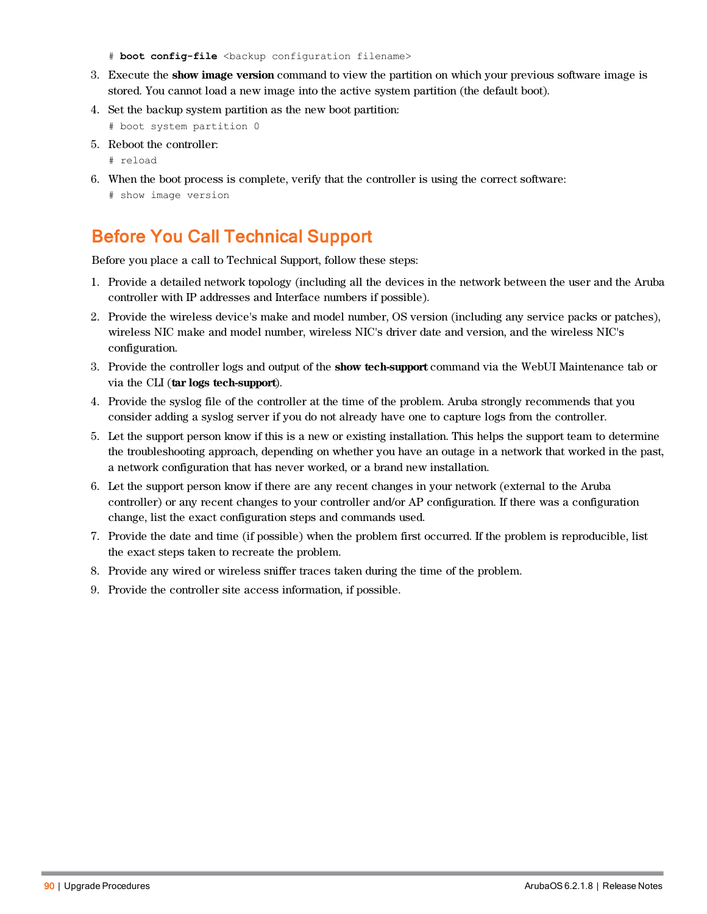```
# boot config-file <backup configuration filename>
```

3. Execute the **show image version** command to view the partition on which your previous software image is stored. You cannot load a new image into the active system partition (the default boot).
4. Set the backup system partition as the new boot partition:
   ```
   # boot system partition 0
   ```
5. Reboot the controller:
   ```
   # reload
   ```
6. When the boot process is complete, verify that the controller is using the correct software:
   ```
   # show image version
   ```

## Before You Call Technical Support

Before you place a call to Technical Support, follow these steps:

1. Provide a detailed network topology (including all the devices in the network between the user and the Aruba controller with IP addresses and Interface numbers if possible).
2. Provide the wireless device's make and model number, OS version (including any service packs or patches), wireless NIC make and model number, wireless NIC's driver date and version, and the wireless NIC's configuration.
3. Provide the controller logs and output of the **show tech-support** command via the WebUI Maintenance tab or via the CLI (**tar logs tech-support**).
4. Provide the syslog file of the controller at the time of the problem. Aruba strongly recommends that you consider adding a syslog server if you do not already have one to capture logs from the controller.
5. Let the support person know if this is a new or existing installation. This helps the support team to determine the troubleshooting approach, depending on whether you have an outage in a network that worked in the past, a network configuration that has never worked, or a brand new installation.
6. Let the support person know if there are any recent changes in your network (external to the Aruba controller) or any recent changes to your controller and/or AP configuration. If there was a configuration change, list the exact configuration steps and commands used.
7. Provide the date and time (if possible) when the problem first occurred. If the problem is reproducible, list the exact steps taken to recreate the problem.
8. Provide any wired or wireless sniffer traces taken during the time of the problem.
9. Provide the controller site access information, if possible.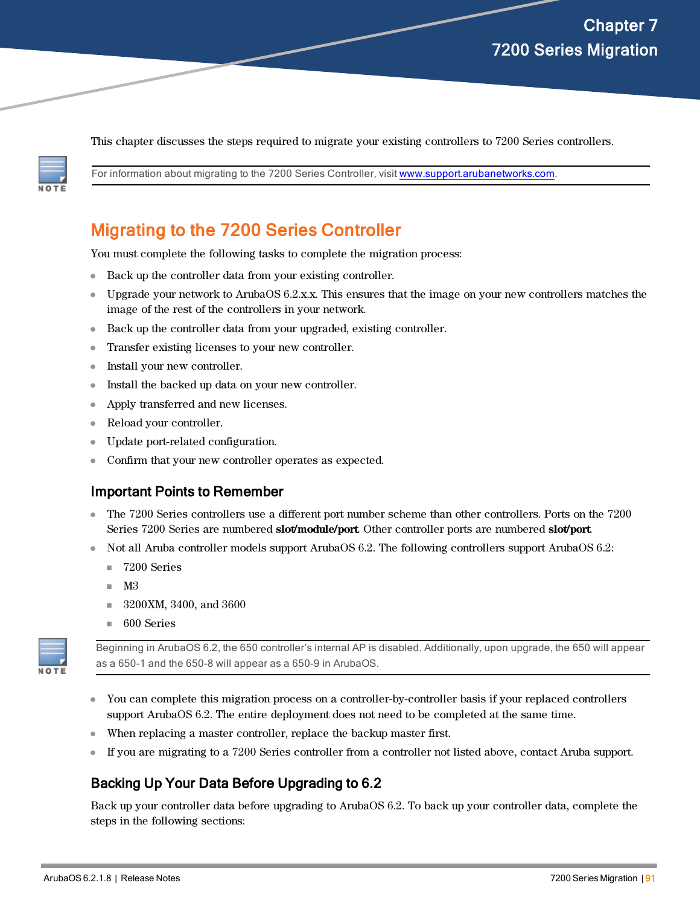# Chapter 7
# 7200 Series Migration

This chapter discusses the steps required to migrate your existing controllers to 7200 Series controllers.

> **NOTE:** For information about migrating to the 7200 Series Controller, visit [www.support.arubanetworks.com](www.support.arubanetworks.com).

## Migrating to the 7200 Series Controller

You must complete the following tasks to complete the migration process:

- Back up the controller data from your existing controller.
- Upgrade your network to ArubaOS 6.2.x.x. This ensures that the image on your new controllers matches the image of the rest of the controllers in your network.
- Back up the controller data from your upgraded, existing controller.
- Transfer existing licenses to your new controller.
- Install your new controller.
- Install the backed up data on your new controller.
- Apply transferred and new licenses.
- Reload your controller.
- Update port-related configuration.
- Confirm that your new controller operates as expected.

### Important Points to Remember

- The 7200 Series controllers use a different port number scheme than other controllers. Ports on the 7200 Series 7200 Series are numbered **slot/module/port**. Other controller ports are numbered **slot/port**.
- Not all Aruba controller models support ArubaOS 6.2. The following controllers support ArubaOS 6.2:
  - 7200 Series
  - M3
  - 3200XM, 3400, and 3600
  - 600 Series

> **NOTE:** Beginning in ArubaOS 6.2, the 650 controller's internal AP is disabled. Additionally, upon upgrade, the 650 will appear as a 650-1 and the 650-8 will appear as a 650-9 in ArubaOS.

- You can complete this migration process on a controller-by-controller basis if your replaced controllers support ArubaOS 6.2. The entire deployment does not need to be completed at the same time.
- When replacing a master controller, replace the backup master first.
- If you are migrating to a 7200 Series controller from a controller not listed above, contact Aruba support.

### Backing Up Your Data Before Upgrading to 6.2

Back up your controller data before upgrading to ArubaOS 6.2. To back up your controller data, complete the steps in the following sections: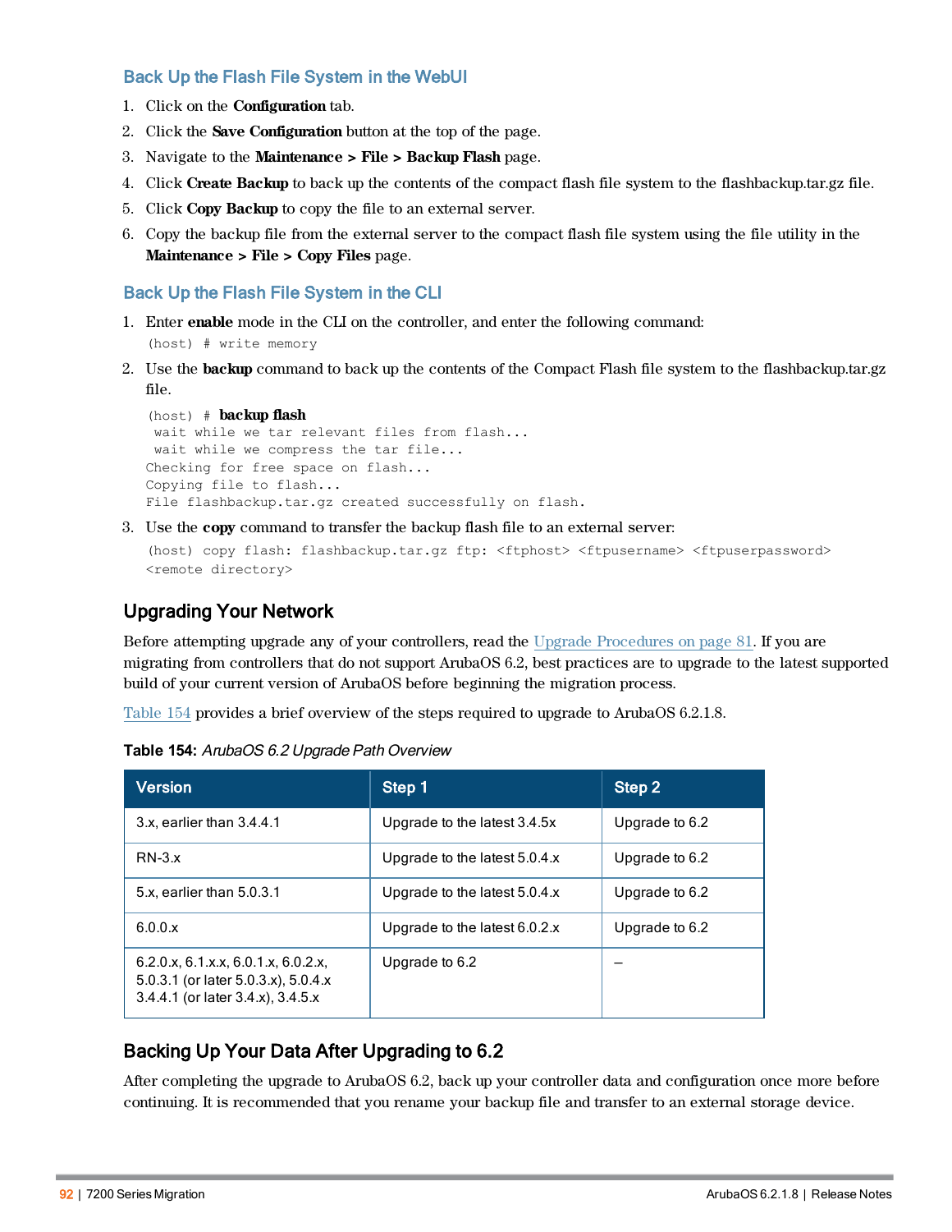### Back Up the Flash File System in the WebUI

1. Click on the **Configuration** tab.
2. Click the **Save Configuration** button at the top of the page.
3. Navigate to the **Maintenance > File > Backup Flash** page.
4. Click **Create Backup** to back up the contents of the compact flash file system to the flashbackup.tar.gz file.
5. Click **Copy Backup** to copy the file to an external server.
6. Copy the backup file from the external server to the compact flash file system using the file utility in the **Maintenance > File > Copy Files** page.

### Back Up the Flash File System in the CLI

1. Enter **enable** mode in the CLI on the controller, and enter the following command:

```
(host) # write memory
```

2. Use the **backup** command to back up the contents of the Compact Flash file system to the flashbackup.tar.gz file.

```
(host) # backup flash
 wait while we tar relevant files from flash...
 wait while we compress the tar file...
Checking for free space on flash...
Copying file to flash...
File flashbackup.tar.gz created successfully on flash.
```

3. Use the **copy** command to transfer the backup flash file to an external server:

```
(host) copy flash: flashbackup.tar.gz ftp: <ftphost> <ftpusername> <ftpuserpassword>
<remote directory>
```

## Upgrading Your Network

Before attempting upgrade any of your controllers, read the Upgrade Procedures on page 81. If you are migrating from controllers that do not support ArubaOS 6.2, best practices are to upgrade to the latest supported build of your current version of ArubaOS before beginning the migration process.

Table 154 provides a brief overview of the steps required to upgrade to ArubaOS 6.2.1.8.

**Table 154:** *ArubaOS 6.2 Upgrade Path Overview*

| Version | Step 1 | Step 2 |
|---|---|---|
| 3.x, earlier than 3.4.4.1 | Upgrade to the latest 3.4.5x | Upgrade to 6.2 |
| RN-3.x | Upgrade to the latest 5.0.4.x | Upgrade to 6.2 |
| 5.x, earlier than 5.0.3.1 | Upgrade to the latest 5.0.4.x | Upgrade to 6.2 |
| 6.0.0.x | Upgrade to the latest 6.0.2.x | Upgrade to 6.2 |
| 6.2.0.x, 6.1.x.x, 6.0.1.x, 6.0.2.x, 5.0.3.1 (or later 5.0.3.x), 5.0.4.x 3.4.4.1 (or later 3.4.x), 3.4.5.x | Upgrade to 6.2 | – |

## Backing Up Your Data After Upgrading to 6.2

After completing the upgrade to ArubaOS 6.2, back up your controller data and configuration once more before continuing. It is recommended that you rename your backup file and transfer to an external storage device.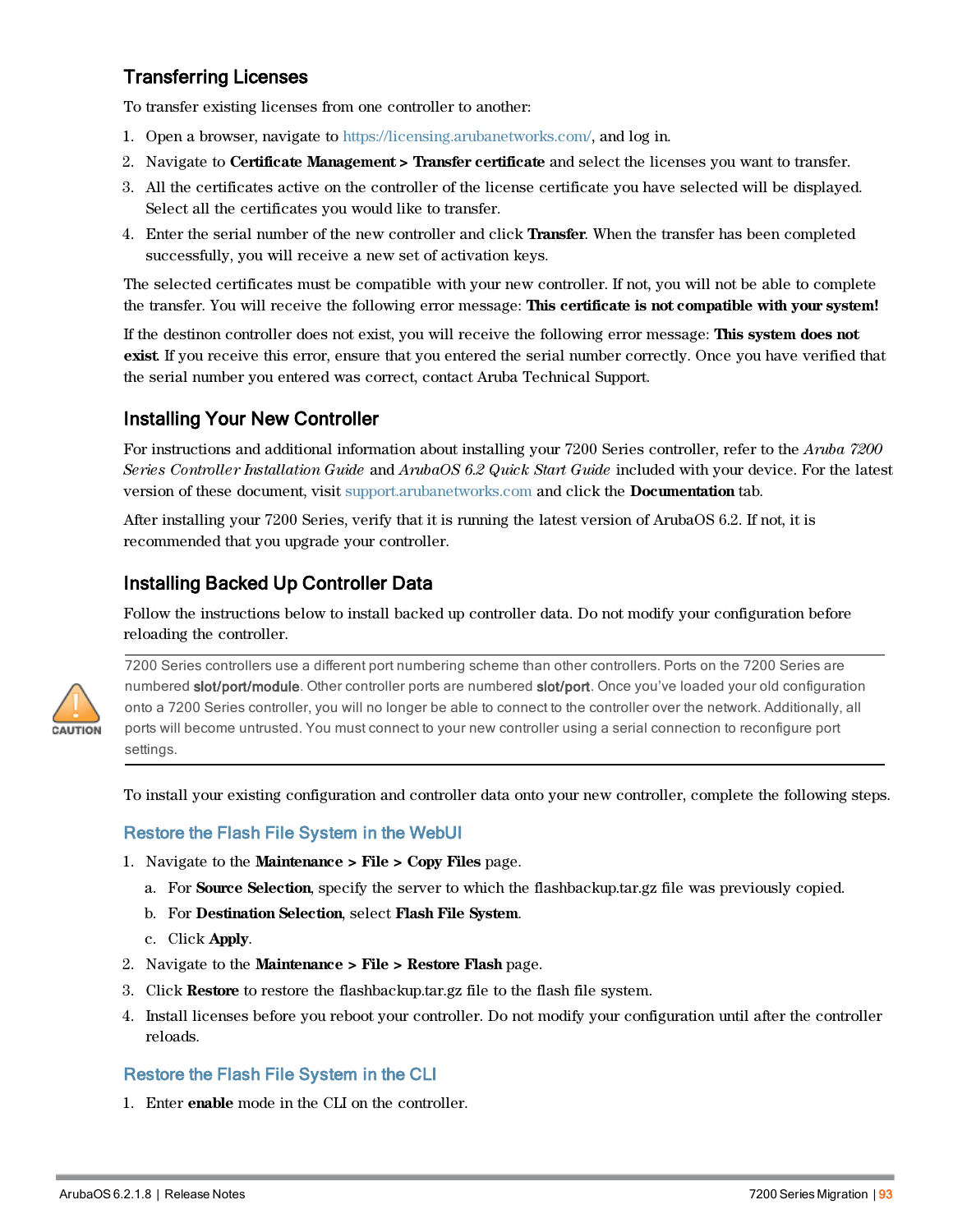## Transferring Licenses

To transfer existing licenses from one controller to another:

1. Open a browser, navigate to https://licensing.arubanetworks.com/, and log in.
2. Navigate to **Certificate Management > Transfer certificate** and select the licenses you want to transfer.
3. All the certificates active on the controller of the license certificate you have selected will be displayed. Select all the certificates you would like to transfer.
4. Enter the serial number of the new controller and click **Transfer**. When the transfer has been completed successfully, you will receive a new set of activation keys.

The selected certificates must be compatible with your new controller. If not, you will not be able to complete the transfer. You will receive the following error message: **This certificate is not compatible with your system!**

If the destinon controller does not exist, you will receive the following error message: **This system does not exist**. If you receive this error, ensure that you entered the serial number correctly. Once you have verified that the serial number you entered was correct, contact Aruba Technical Support.

## Installing Your New Controller

For instructions and additional information about installing your 7200 Series controller, refer to the *Aruba 7200 Series Controller Installation Guide* and *ArubaOS 6.2 Quick Start Guide* included with your device. For the latest version of these document, visit support.arubanetworks.com and click the **Documentation** tab.

After installing your 7200 Series, verify that it is running the latest version of ArubaOS 6.2. If not, it is recommended that you upgrade your controller.

## Installing Backed Up Controller Data

Follow the instructions below to install backed up controller data. Do not modify your configuration before reloading the controller.

> **CAUTION:** 7200 Series controllers use a different port numbering scheme than other controllers. Ports on the 7200 Series are numbered **slot/port/module**. Other controller ports are numbered **slot/port**. Once you've loaded your old configuration onto a 7200 Series controller, you will no longer be able to connect to the controller over the network. Additionally, all ports will become untrusted. You must connect to your new controller using a serial connection to reconfigure port settings.

To install your existing configuration and controller data onto your new controller, complete the following steps.

### Restore the Flash File System in the WebUI

1. Navigate to the **Maintenance > File > Copy Files** page.
   a. For **Source Selection**, specify the server to which the flashbackup.tar.gz file was previously copied.
   b. For **Destination Selection**, select **Flash File System**.
   c. Click **Apply**.
2. Navigate to the **Maintenance > File > Restore Flash** page.
3. Click **Restore** to restore the flashbackup.tar.gz file to the flash file system.
4. Install licenses before you reboot your controller. Do not modify your configuration until after the controller reloads.

### Restore the Flash File System in the CLI

1. Enter **enable** mode in the CLI on the controller.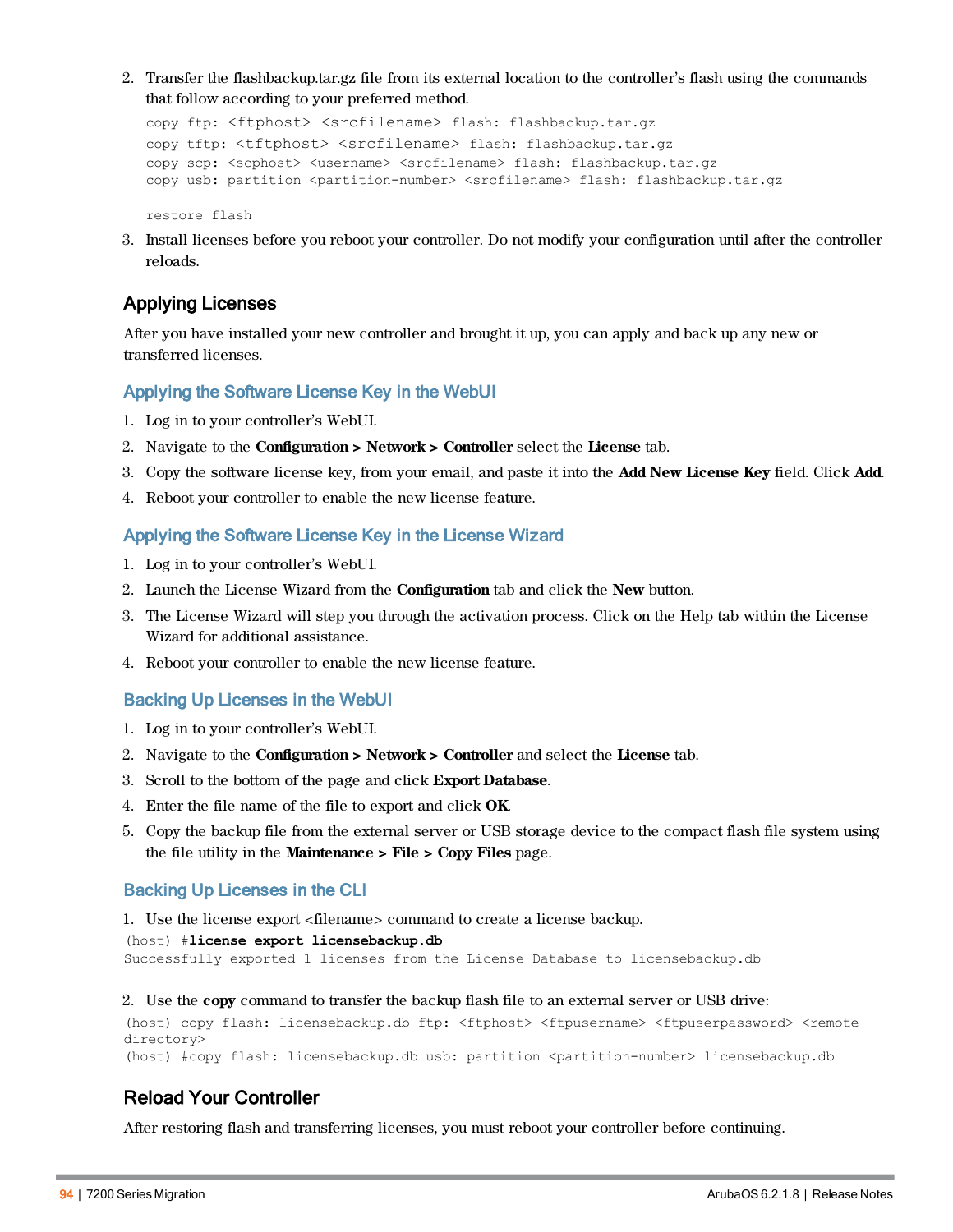2. Transfer the flashbackup.tar.gz file from its external location to the controller's flash using the commands that follow according to your preferred method.

```
copy ftp: <ftphost> <srcfilename> flash: flashbackup.tar.gz
copy tftp: <tftphost> <srcfilename> flash: flashbackup.tar.gz
copy scp: <scphost> <username> <srcfilename> flash: flashbackup.tar.gz
copy usb: partition <partition-number> <srcfilename> flash: flashbackup.tar.gz

restore flash
```

3. Install licenses before you reboot your controller. Do not modify your configuration until after the controller reloads.

## Applying Licenses

After you have installed your new controller and brought it up, you can apply and back up any new or transferred licenses.

### Applying the Software License Key in the WebUI

1. Log in to your controller's WebUI.
2. Navigate to the **Configuration > Network > Controller** select the **License** tab.
3. Copy the software license key, from your email, and paste it into the **Add New License Key** field. Click **Add**.
4. Reboot your controller to enable the new license feature.

### Applying the Software License Key in the License Wizard

1. Log in to your controller's WebUI.
2. Launch the License Wizard from the **Configuration** tab and click the **New** button.
3. The License Wizard will step you through the activation process. Click on the Help tab within the License Wizard for additional assistance.
4. Reboot your controller to enable the new license feature.

### Backing Up Licenses in the WebUI

1. Log in to your controller's WebUI.
2. Navigate to the **Configuration > Network > Controller** and select the **License** tab.
3. Scroll to the bottom of the page and click **Export Database**.
4. Enter the file name of the file to export and click **OK**.
5. Copy the backup file from the external server or USB storage device to the compact flash file system using the file utility in the **Maintenance > File > Copy Files** page.

### Backing Up Licenses in the CLI

1. Use the license export <filename> command to create a license backup.

```
(host) #license export licensebackup.db
Successfully exported 1 licenses from the License Database to licensebackup.db
```

2. Use the **copy** command to transfer the backup flash file to an external server or USB drive:

```
(host) copy flash: licensebackup.db ftp: <ftphost> <ftpusername> <ftpuserpassword> <remote directory>
(host) #copy flash: licensebackup.db usb: partition <partition-number> licensebackup.db
```

## Reload Your Controller

After restoring flash and transferring licenses, you must reboot your controller before continuing.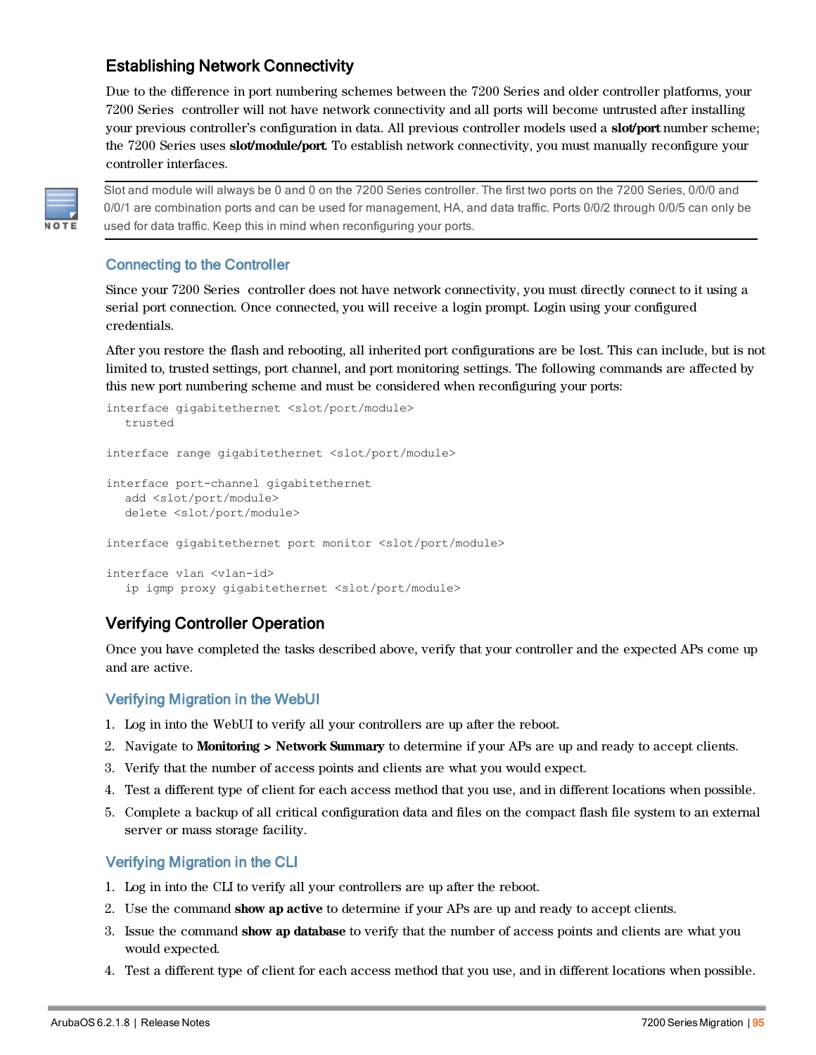## Establishing Network Connectivity

Due to the difference in port numbering schemes between the 7200 Series and older controller platforms, your 7200 Series controller will not have network connectivity and all ports will become untrusted after installing your previous controller's configuration in data. All previous controller models used a **slot/port** number scheme; the 7200 Series uses **slot/module/port**. To establish network connectivity, you must manually reconfigure your controller interfaces.

> **NOTE:** Slot and module will always be 0 and 0 on the 7200 Series controller. The first two ports on the 7200 Series, 0/0/0 and 0/0/1 are combination ports and can be used for management, HA, and data traffic. Ports 0/0/2 through 0/0/5 can only be used for data traffic. Keep this in mind when reconfiguring your ports.

### Connecting to the Controller

Since your 7200 Series controller does not have network connectivity, you must directly connect to it using a serial port connection. Once connected, you will receive a login prompt. Login using your configured credentials.

After you restore the flash and rebooting, all inherited port configurations are be lost. This can include, but is not limited to, trusted settings, port channel, and port monitoring settings. The following commands are affected by this new port numbering scheme and must be considered when reconfiguring your ports:

```
interface gigabitethernet <slot/port/module>
   trusted

interface range gigabitethernet <slot/port/module>

interface port-channel gigabitethernet
   add <slot/port/module>
   delete <slot/port/module>

interface gigabitethernet port monitor <slot/port/module>

interface vlan <vlan-id>
   ip igmp proxy gigabitethernet <slot/port/module>
```

## Verifying Controller Operation

Once you have completed the tasks described above, verify that your controller and the expected APs come up and are active.

### Verifying Migration in the WebUI

1. Log in into the WebUI to verify all your controllers are up after the reboot.
2. Navigate to **Monitoring > Network Summary** to determine if your APs are up and ready to accept clients.
3. Verify that the number of access points and clients are what you would expect.
4. Test a different type of client for each access method that you use, and in different locations when possible.
5. Complete a backup of all critical configuration data and files on the compact flash file system to an external server or mass storage facility.

### Verifying Migration in the CLI

1. Log in into the CLI to verify all your controllers are up after the reboot.
2. Use the command **show ap active** to determine if your APs are up and ready to accept clients.
3. Issue the command **show ap database** to verify that the number of access points and clients are what you would expected.
4. Test a different type of client for each access method that you use, and in different locations when possible.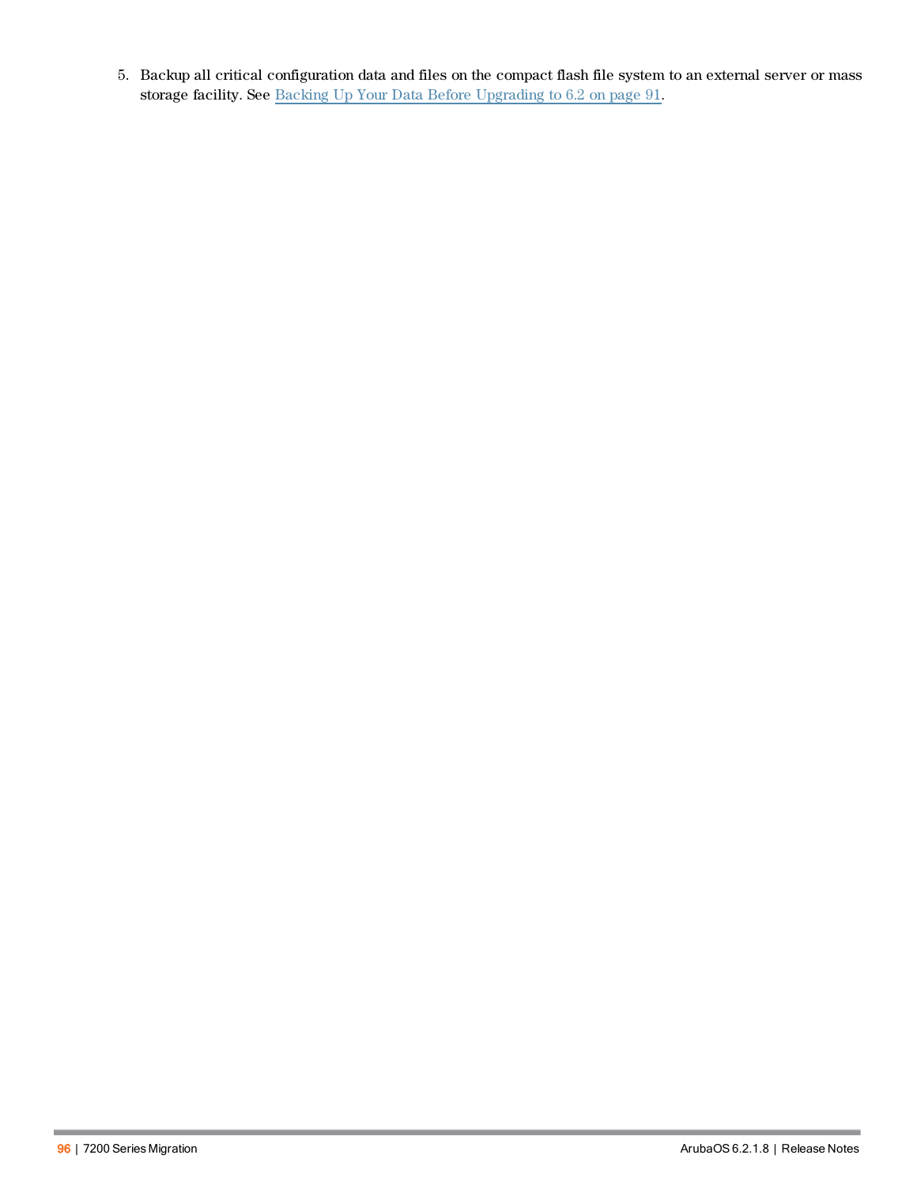5. Backup all critical configuration data and files on the compact flash file system to an external server or mass storage facility. See Backing Up Your Data Before Upgrading to 6.2 on page 91.